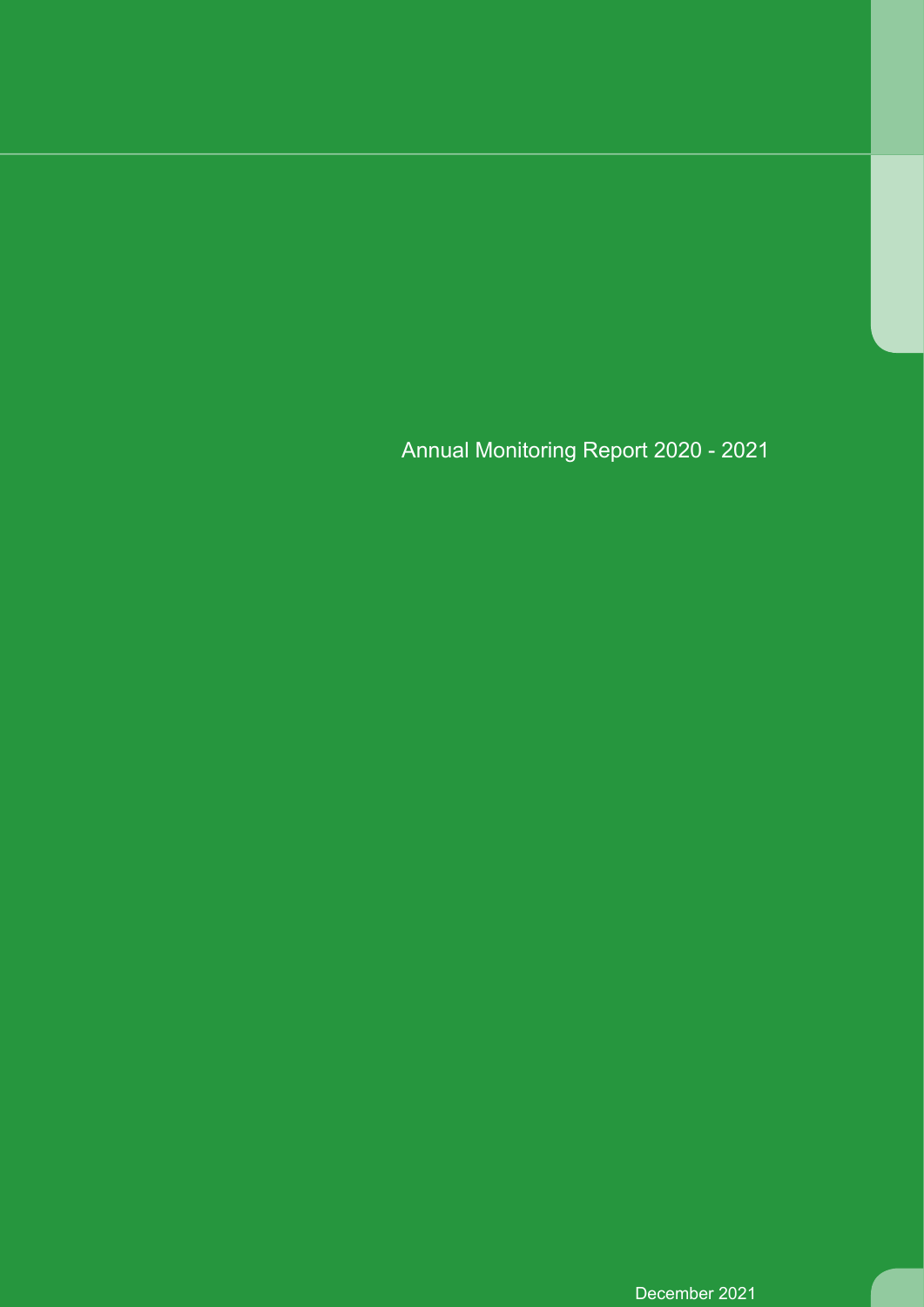# Annual Monitoring Report 2020 - 2021

December 2021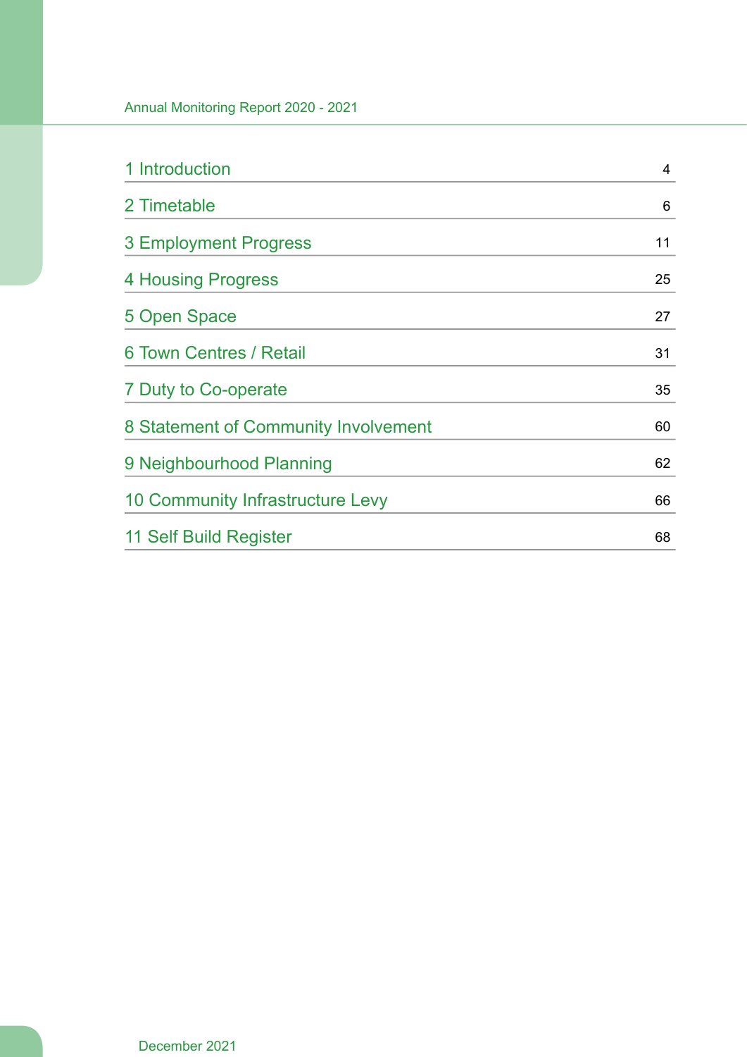| | |
|---|---|
| 1 Introduction | 4 |
| 2 Timetable | 6 |
| 3 Employment Progress | 11 |
| 4 Housing Progress | 25 |
| 5 Open Space | 27 |
| 6 Town Centres / Retail | 31 |
| 7 Duty to Co-operate | 35 |
| 8 Statement of Community Involvement | 60 |
| 9 Neighbourhood Planning | 62 |
| 10 Community Infrastructure Levy | 66 |
| 11 Self Build Register | 68 |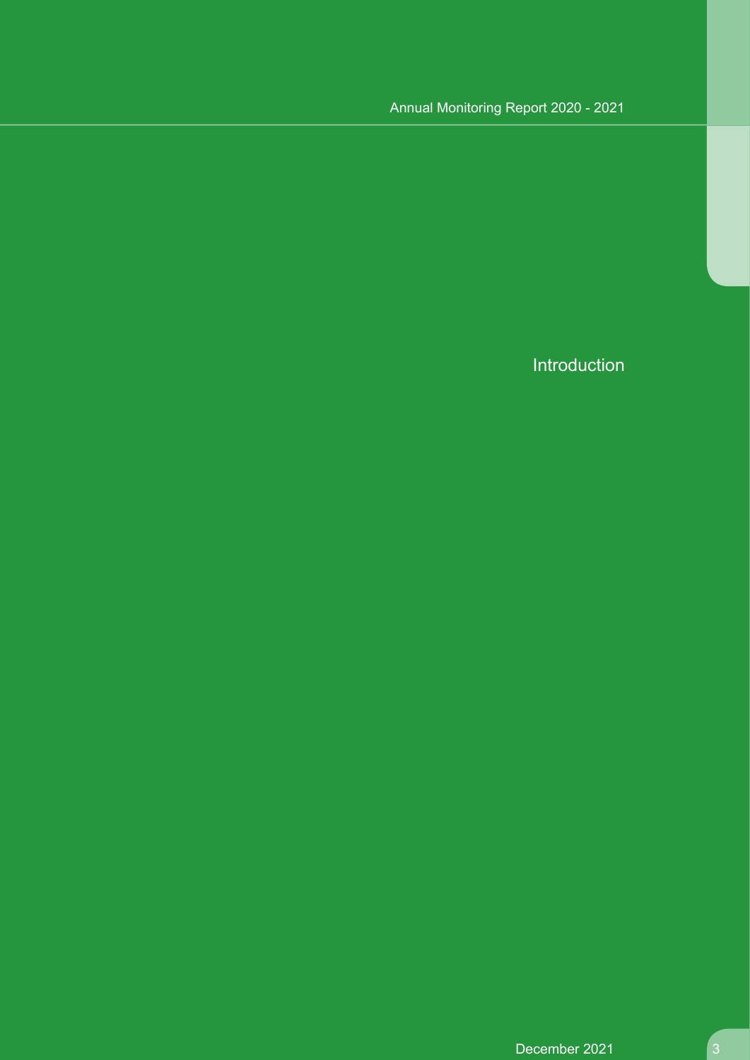# Introduction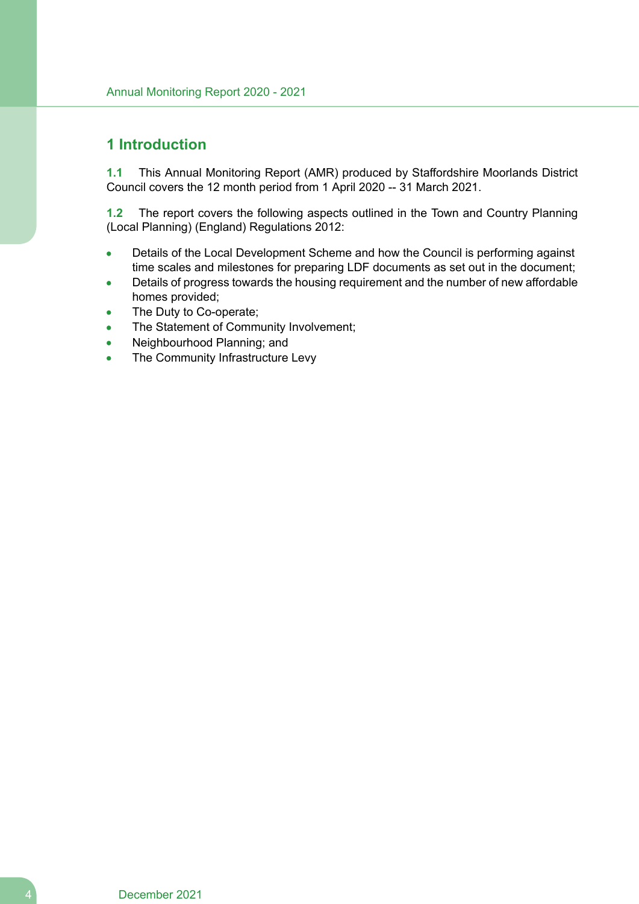# 1 Introduction

**1.1** This Annual Monitoring Report (AMR) produced by Staffordshire Moorlands District Council covers the 12 month period from 1 April 2020 -- 31 March 2021.

**1.2** The report covers the following aspects outlined in the Town and Country Planning (Local Planning) (England) Regulations 2012:

- Details of the Local Development Scheme and how the Council is performing against time scales and milestones for preparing LDF documents as set out in the document;
- Details of progress towards the housing requirement and the number of new affordable homes provided;
- The Duty to Co-operate;
- The Statement of Community Involvement;
- Neighbourhood Planning; and
- The Community Infrastructure Levy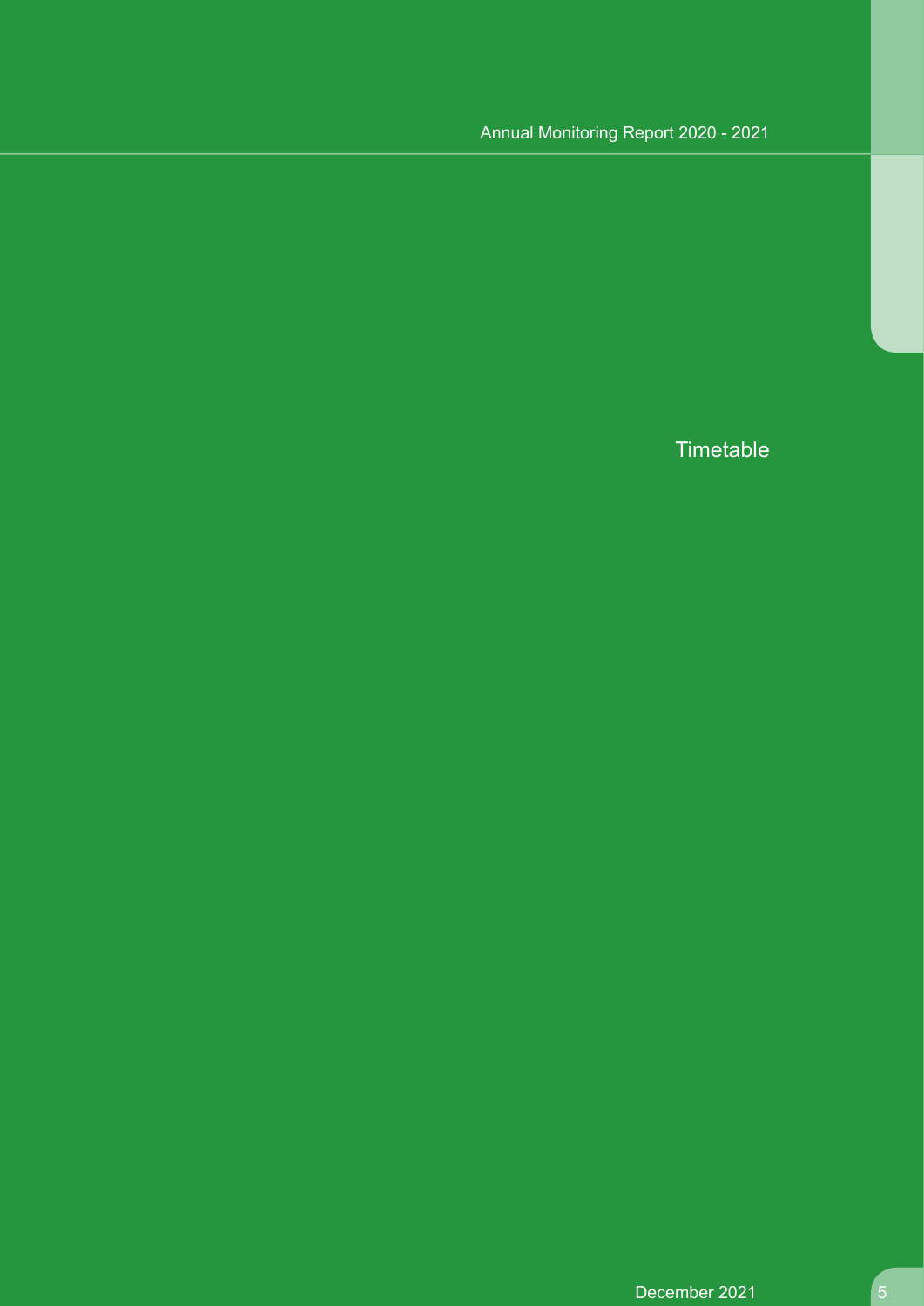# Timetable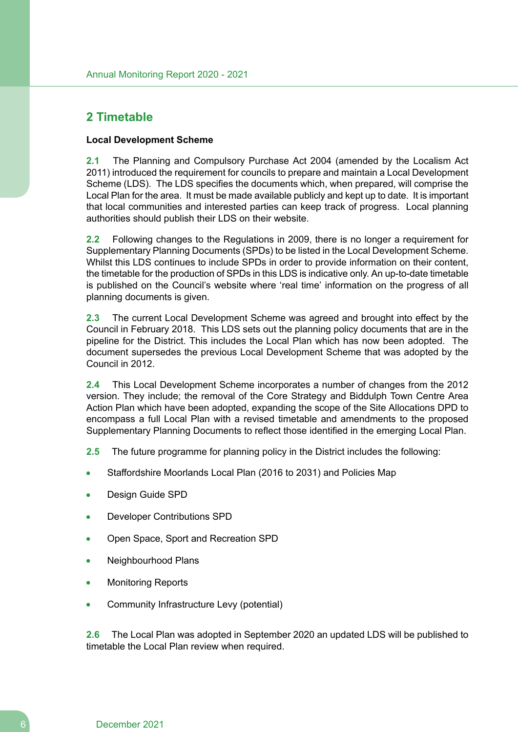## 2 Timetable

**Local Development Scheme**

**2.1** The Planning and Compulsory Purchase Act 2004 (amended by the Localism Act 2011) introduced the requirement for councils to prepare and maintain a Local Development Scheme (LDS). The LDS specifies the documents which, when prepared, will comprise the Local Plan for the area. It must be made available publicly and kept up to date. It is important that local communities and interested parties can keep track of progress. Local planning authorities should publish their LDS on their website.

**2.2** Following changes to the Regulations in 2009, there is no longer a requirement for Supplementary Planning Documents (SPDs) to be listed in the Local Development Scheme. Whilst this LDS continues to include SPDs in order to provide information on their content, the timetable for the production of SPDs in this LDS is indicative only. An up-to-date timetable is published on the Council's website where 'real time' information on the progress of all planning documents is given.

**2.3** The current Local Development Scheme was agreed and brought into effect by the Council in February 2018. This LDS sets out the planning policy documents that are in the pipeline for the District. This includes the Local Plan which has now been adopted. The document supersedes the previous Local Development Scheme that was adopted by the Council in 2012.

**2.4** This Local Development Scheme incorporates a number of changes from the 2012 version. They include; the removal of the Core Strategy and Biddulph Town Centre Area Action Plan which have been adopted, expanding the scope of the Site Allocations DPD to encompass a full Local Plan with a revised timetable and amendments to the proposed Supplementary Planning Documents to reflect those identified in the emerging Local Plan.

**2.5** The future programme for planning policy in the District includes the following:

- Staffordshire Moorlands Local Plan (2016 to 2031) and Policies Map
- Design Guide SPD
- Developer Contributions SPD
- Open Space, Sport and Recreation SPD
- Neighbourhood Plans
- Monitoring Reports
- Community Infrastructure Levy (potential)

**2.6** The Local Plan was adopted in September 2020 an updated LDS will be published to timetable the Local Plan review when required.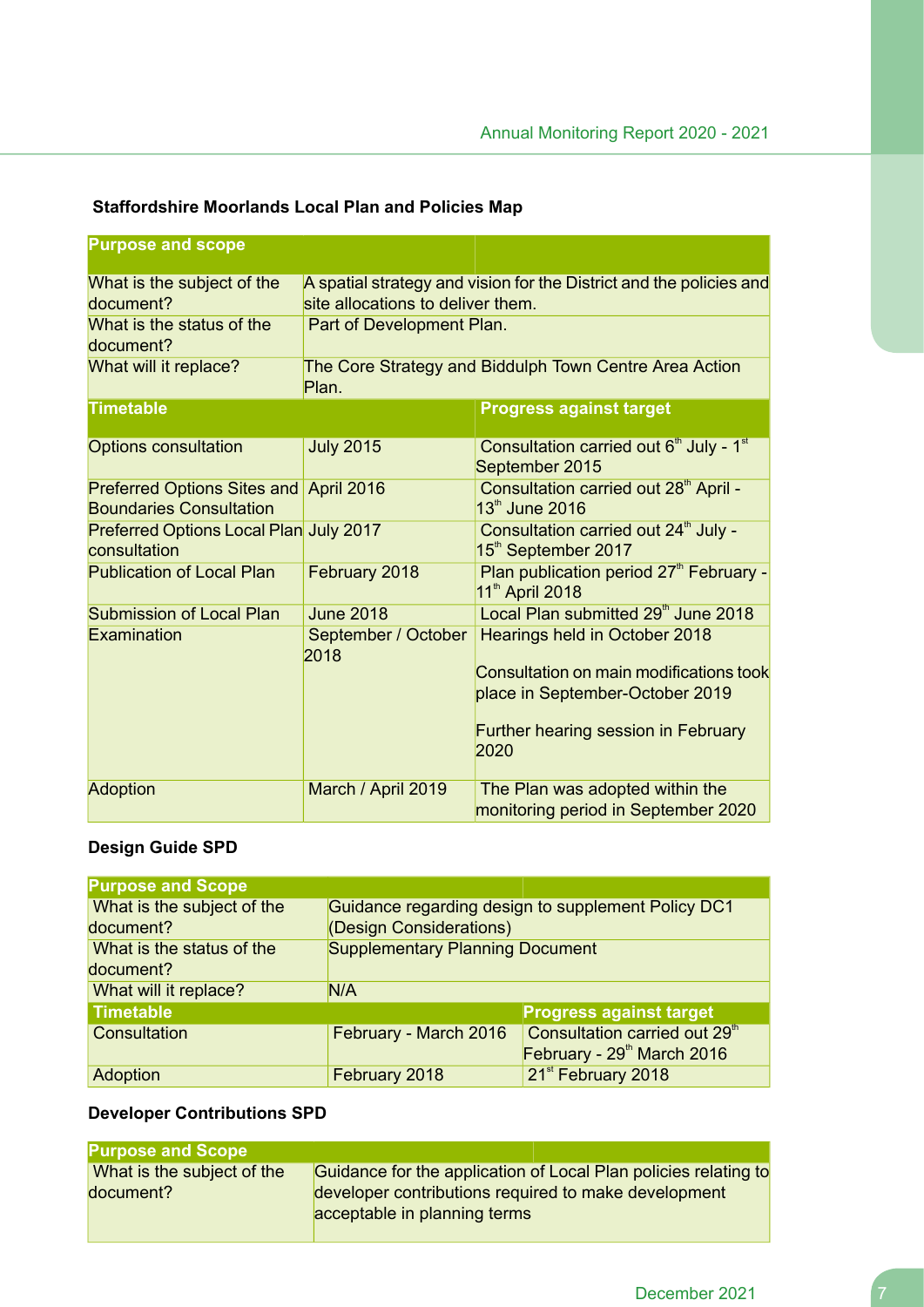**Staffordshire Moorlands Local Plan and Policies Map**

| **Purpose and scope** | | |
|---|---|---|
| What is the subject of the document? | A spatial strategy and vision for the District and the policies and site allocations to deliver them. | |
| What is the status of the document? | Part of Development Plan. | |
| What will it replace? | The Core Strategy and Biddulph Town Centre Area Action Plan. | |
| **Timetable** | | **Progress against target** |
| Options consultation | July 2015 | Consultation carried out 6th July - 1st September 2015 |
| Preferred Options Sites and Boundaries Consultation | April 2016 | Consultation carried out 28th April - 13th June 2016 |
| Preferred Options Local Plan consultation | July 2017 | Consultation carried out 24th July - 15th September 2017 |
| Publication of Local Plan | February 2018 | Plan publication period 27th February - 11th April 2018 |
| Submission of Local Plan | June 2018 | Local Plan submitted 29th June 2018 |
| Examination | September / October 2018 | Hearings held in October 2018<br><br>Consultation on main modifications took place in September-October 2019<br><br>Further hearing session in February 2020 |
| Adoption | March / April 2019 | The Plan was adopted within the monitoring period in September 2020 |

**Design Guide SPD**

| **Purpose and Scope** | | |
|---|---|---|
| What is the subject of the document? | Guidance regarding design to supplement Policy DC1 (Design Considerations) | |
| What is the status of the document? | Supplementary Planning Document | |
| What will it replace? | N/A | |
| **Timetable** | | **Progress against target** |
| Consultation | February - March 2016 | Consultation carried out 29th February - 29th March 2016 |
| Adoption | February 2018 | 21st February 2018 |

**Developer Contributions SPD**

| **Purpose and Scope** | |
|---|---|
| What is the subject of the document? | Guidance for the application of Local Plan policies relating to developer contributions required to make development acceptable in planning terms |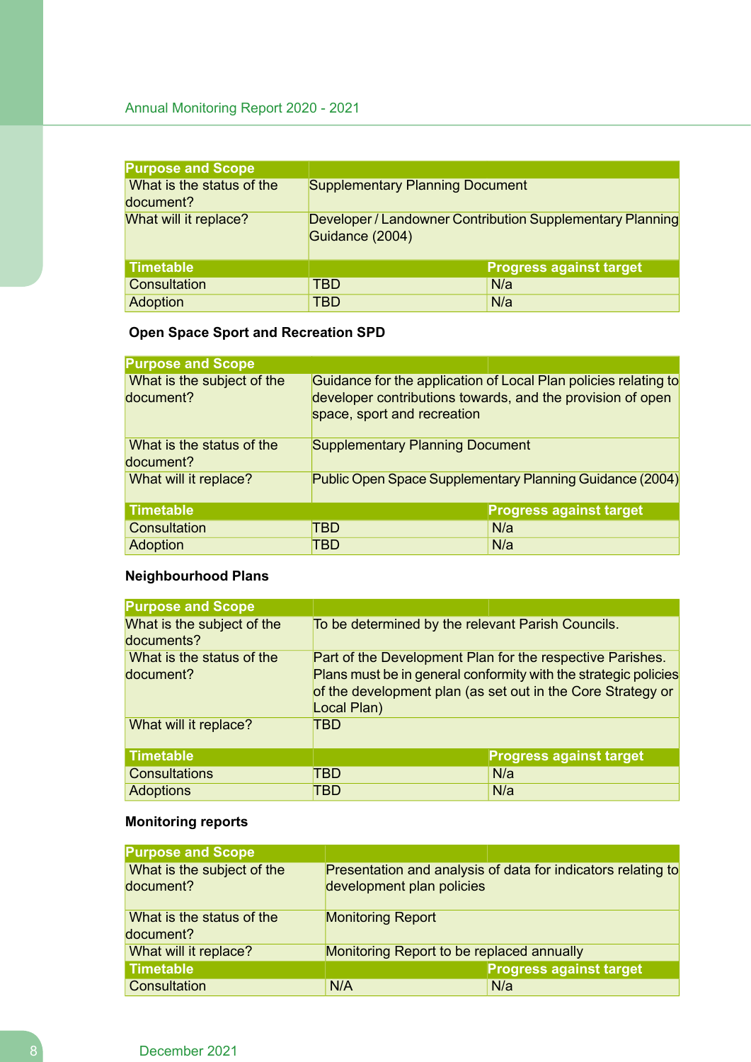| Purpose and Scope | | |
|---|---|---|
| What is the status of the document? | Supplementary Planning Document | |
| What will it replace? | Developer / Landowner Contribution Supplementary Planning Guidance (2004) | |
| **Timetable** | | **Progress against target** |
| Consultation | TBD | N/a |
| Adoption | TBD | N/a |

**Open Space Sport and Recreation SPD**

| Purpose and Scope | | |
|---|---|---|
| What is the subject of the document? | Guidance for the application of Local Plan policies relating to developer contributions towards, and the provision of open space, sport and recreation | |
| What is the status of the document? | Supplementary Planning Document | |
| What will it replace? | Public Open Space Supplementary Planning Guidance (2004) | |
| **Timetable** | | **Progress against target** |
| Consultation | TBD | N/a |
| Adoption | TBD | N/a |

**Neighbourhood Plans**

| Purpose and Scope | | |
|---|---|---|
| What is the subject of the documents? | To be determined by the relevant Parish Councils. | |
| What is the status of the document? | Part of the Development Plan for the respective Parishes. Plans must be in general conformity with the strategic policies of the development plan (as set out in the Core Strategy or Local Plan) | |
| What will it replace? | TBD | |
| **Timetable** | | **Progress against target** |
| Consultations | TBD | N/a |
| Adoptions | TBD | N/a |

**Monitoring reports**

| Purpose and Scope | | |
|---|---|---|
| What is the subject of the document? | Presentation and analysis of data for indicators relating to development plan policies | |
| What is the status of the document? | Monitoring Report | |
| What will it replace? | Monitoring Report to be replaced annually | |
| **Timetable** | | **Progress against target** |
| Consultation | N/A | N/a |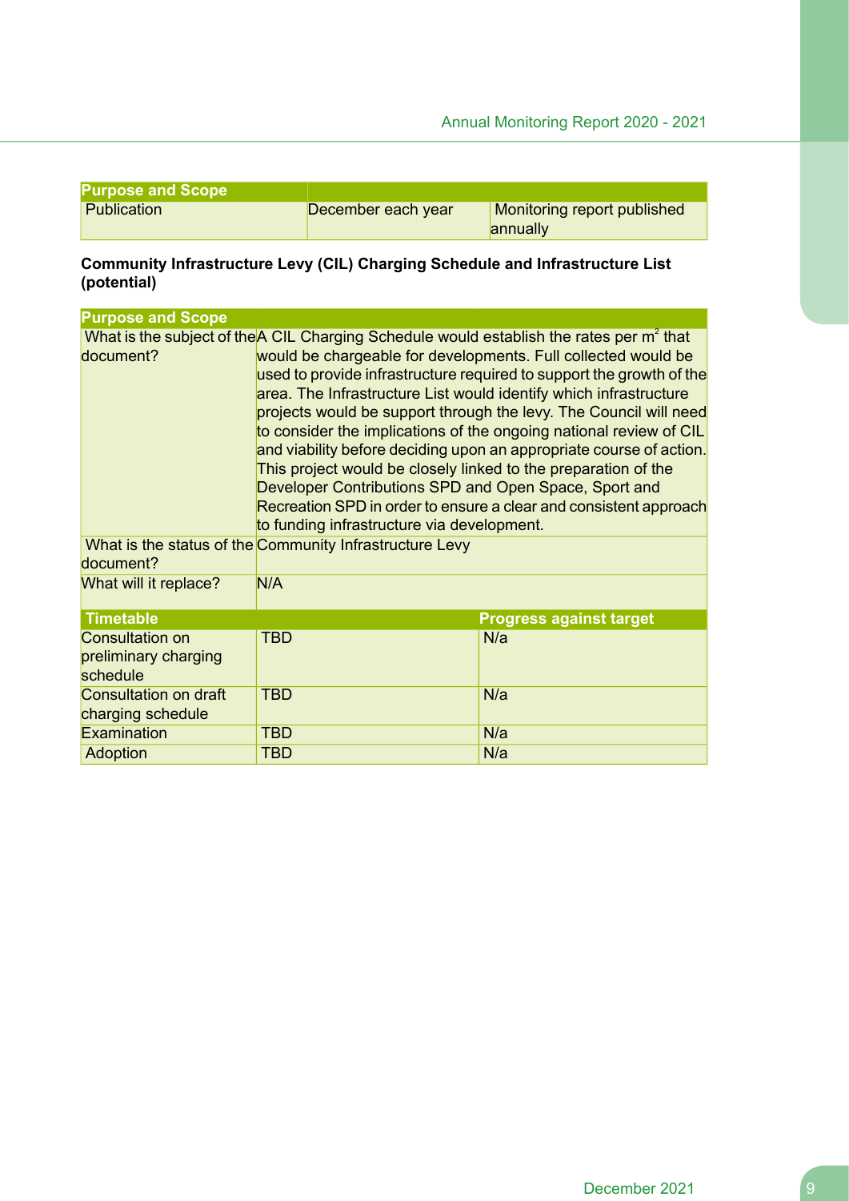| Purpose and Scope | | |
|---|---|---|
| Publication | December each year | Monitoring report published annually |

**Community Infrastructure Levy (CIL) Charging Schedule and Infrastructure List (potential)**

| Purpose and Scope | |
|---|---|
| What is the subject of the document? | A CIL Charging Schedule would establish the rates per $m^2$ that would be chargeable for developments. Full collected would be used to provide infrastructure required to support the growth of the area. The Infrastructure List would identify which infrastructure projects would be support through the levy. The Council will need to consider the implications of the ongoing national review of CIL and viability before deciding upon an appropriate course of action. This project would be closely linked to the preparation of the Developer Contributions SPD and Open Space, Sport and Recreation SPD in order to ensure a clear and consistent approach to funding infrastructure via development. |
| What is the status of the document? | Community Infrastructure Levy |
| What will it replace? | N/A |

| Timetable | | Progress against target |
|---|---|---|
| Consultation on preliminary charging schedule | TBD | N/a |
| Consultation on draft charging schedule | TBD | N/a |
| Examination | TBD | N/a |
| Adoption | TBD | N/a |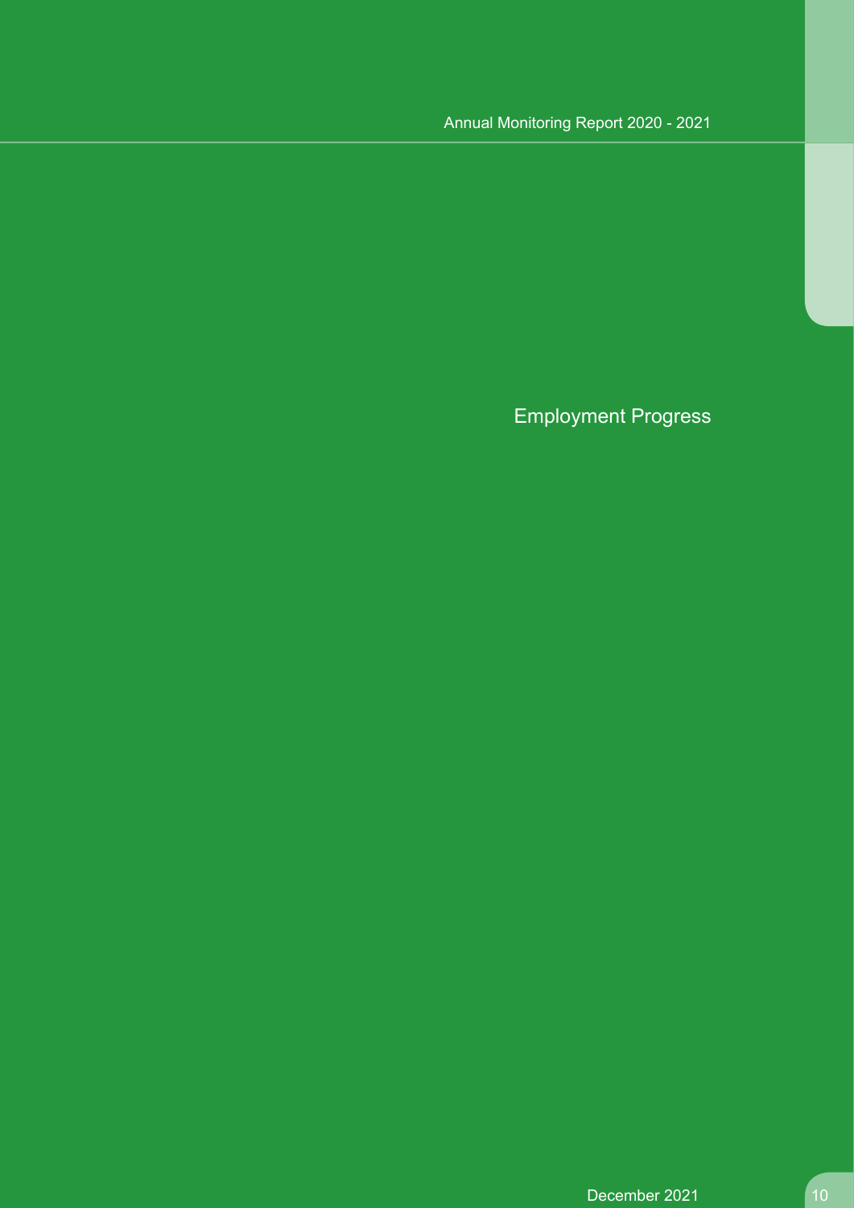# Employment Progress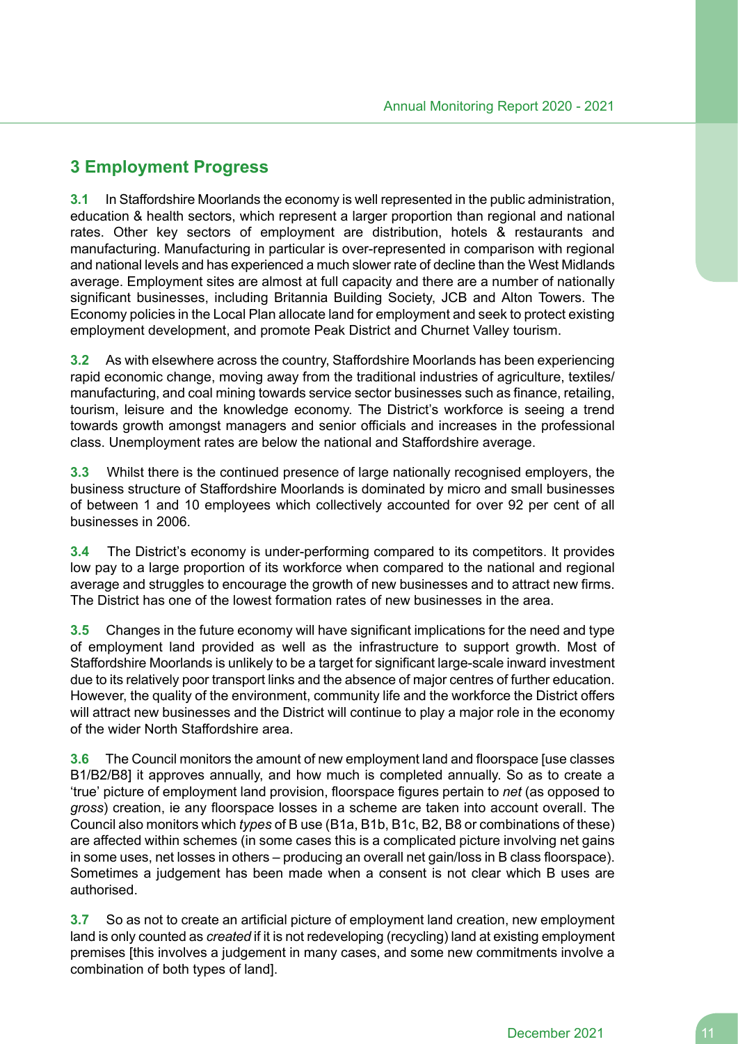## 3 Employment Progress

**3.1** In Staffordshire Moorlands the economy is well represented in the public administration, education & health sectors, which represent a larger proportion than regional and national rates. Other key sectors of employment are distribution, hotels & restaurants and manufacturing. Manufacturing in particular is over-represented in comparison with regional and national levels and has experienced a much slower rate of decline than the West Midlands average. Employment sites are almost at full capacity and there are a number of nationally significant businesses, including Britannia Building Society, JCB and Alton Towers. The Economy policies in the Local Plan allocate land for employment and seek to protect existing employment development, and promote Peak District and Churnet Valley tourism.

**3.2** As with elsewhere across the country, Staffordshire Moorlands has been experiencing rapid economic change, moving away from the traditional industries of agriculture, textiles/ manufacturing, and coal mining towards service sector businesses such as finance, retailing, tourism, leisure and the knowledge economy. The District's workforce is seeing a trend towards growth amongst managers and senior officials and increases in the professional class. Unemployment rates are below the national and Staffordshire average.

**3.3** Whilst there is the continued presence of large nationally recognised employers, the business structure of Staffordshire Moorlands is dominated by micro and small businesses of between 1 and 10 employees which collectively accounted for over 92 per cent of all businesses in 2006.

**3.4** The District's economy is under-performing compared to its competitors. It provides low pay to a large proportion of its workforce when compared to the national and regional average and struggles to encourage the growth of new businesses and to attract new firms. The District has one of the lowest formation rates of new businesses in the area.

**3.5** Changes in the future economy will have significant implications for the need and type of employment land provided as well as the infrastructure to support growth. Most of Staffordshire Moorlands is unlikely to be a target for significant large-scale inward investment due to its relatively poor transport links and the absence of major centres of further education. However, the quality of the environment, community life and the workforce the District offers will attract new businesses and the District will continue to play a major role in the economy of the wider North Staffordshire area.

**3.6** The Council monitors the amount of new employment land and floorspace [use classes B1/B2/B8] it approves annually, and how much is completed annually. So as to create a 'true' picture of employment land provision, floorspace figures pertain to *net* (as opposed to *gross*) creation, ie any floorspace losses in a scheme are taken into account overall. The Council also monitors which *types* of B use (B1a, B1b, B1c, B2, B8 or combinations of these) are affected within schemes (in some cases this is a complicated picture involving net gains in some uses, net losses in others – producing an overall net gain/loss in B class floorspace). Sometimes a judgement has been made when a consent is not clear which B uses are authorised.

**3.7** So as not to create an artificial picture of employment land creation, new employment land is only counted as *created* if it is not redeveloping (recycling) land at existing employment premises [this involves a judgement in many cases, and some new commitments involve a combination of both types of land].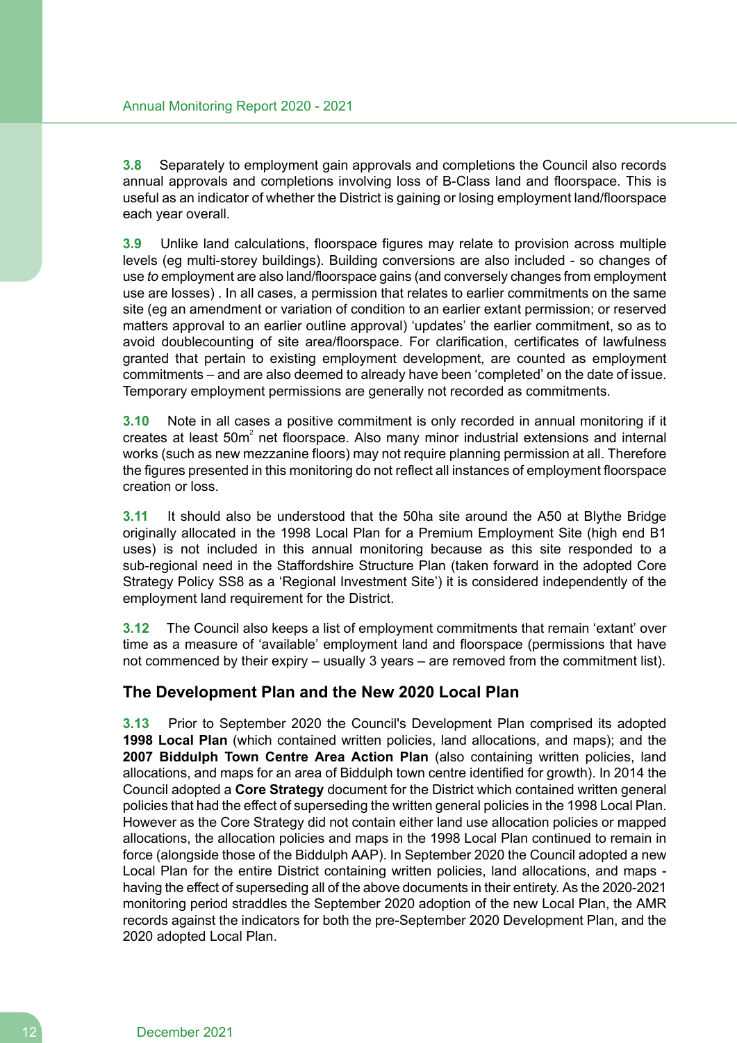**3.8** Separately to employment gain approvals and completions the Council also records annual approvals and completions involving loss of B-Class land and floorspace. This is useful as an indicator of whether the District is gaining or losing employment land/floorspace each year overall.

**3.9** Unlike land calculations, floorspace figures may relate to provision across multiple levels (eg multi-storey buildings). Building conversions are also included - so changes of use *to* employment are also land/floorspace gains (and conversely changes from employment use are losses) . In all cases, a permission that relates to earlier commitments on the same site (eg an amendment or variation of condition to an earlier extant permission; or reserved matters approval to an earlier outline approval) 'updates' the earlier commitment, so as to avoid doublecounting of site area/floorspace. For clarification, certificates of lawfulness granted that pertain to existing employment development, are counted as employment commitments – and are also deemed to already have been 'completed' on the date of issue. Temporary employment permissions are generally not recorded as commitments.

**3.10** Note in all cases a positive commitment is only recorded in annual monitoring if it creates at least 50m$^2$ net floorspace. Also many minor industrial extensions and internal works (such as new mezzanine floors) may not require planning permission at all. Therefore the figures presented in this monitoring do not reflect all instances of employment floorspace creation or loss.

**3.11** It should also be understood that the 50ha site around the A50 at Blythe Bridge originally allocated in the 1998 Local Plan for a Premium Employment Site (high end B1 uses) is not included in this annual monitoring because as this site responded to a sub-regional need in the Staffordshire Structure Plan (taken forward in the adopted Core Strategy Policy SS8 as a 'Regional Investment Site') it is considered independently of the employment land requirement for the District.

**3.12** The Council also keeps a list of employment commitments that remain 'extant' over time as a measure of 'available' employment land and floorspace (permissions that have not commenced by their expiry – usually 3 years – are removed from the commitment list).

### The Development Plan and the New 2020 Local Plan

**3.13** Prior to September 2020 the Council's Development Plan comprised its adopted **1998 Local Plan** (which contained written policies, land allocations, and maps); and the **2007 Biddulph Town Centre Area Action Plan** (also containing written policies, land allocations, and maps for an area of Biddulph town centre identified for growth). In 2014 the Council adopted a **Core Strategy** document for the District which contained written general policies that had the effect of superseding the written general policies in the 1998 Local Plan. However as the Core Strategy did not contain either land use allocation policies or mapped allocations, the allocation policies and maps in the 1998 Local Plan continued to remain in force (alongside those of the Biddulph AAP). In September 2020 the Council adopted a new Local Plan for the entire District containing written policies, land allocations, and maps - having the effect of superseding all of the above documents in their entirety. As the 2020-2021 monitoring period straddles the September 2020 adoption of the new Local Plan, the AMR records against the indicators for both the pre-September 2020 Development Plan, and the 2020 adopted Local Plan.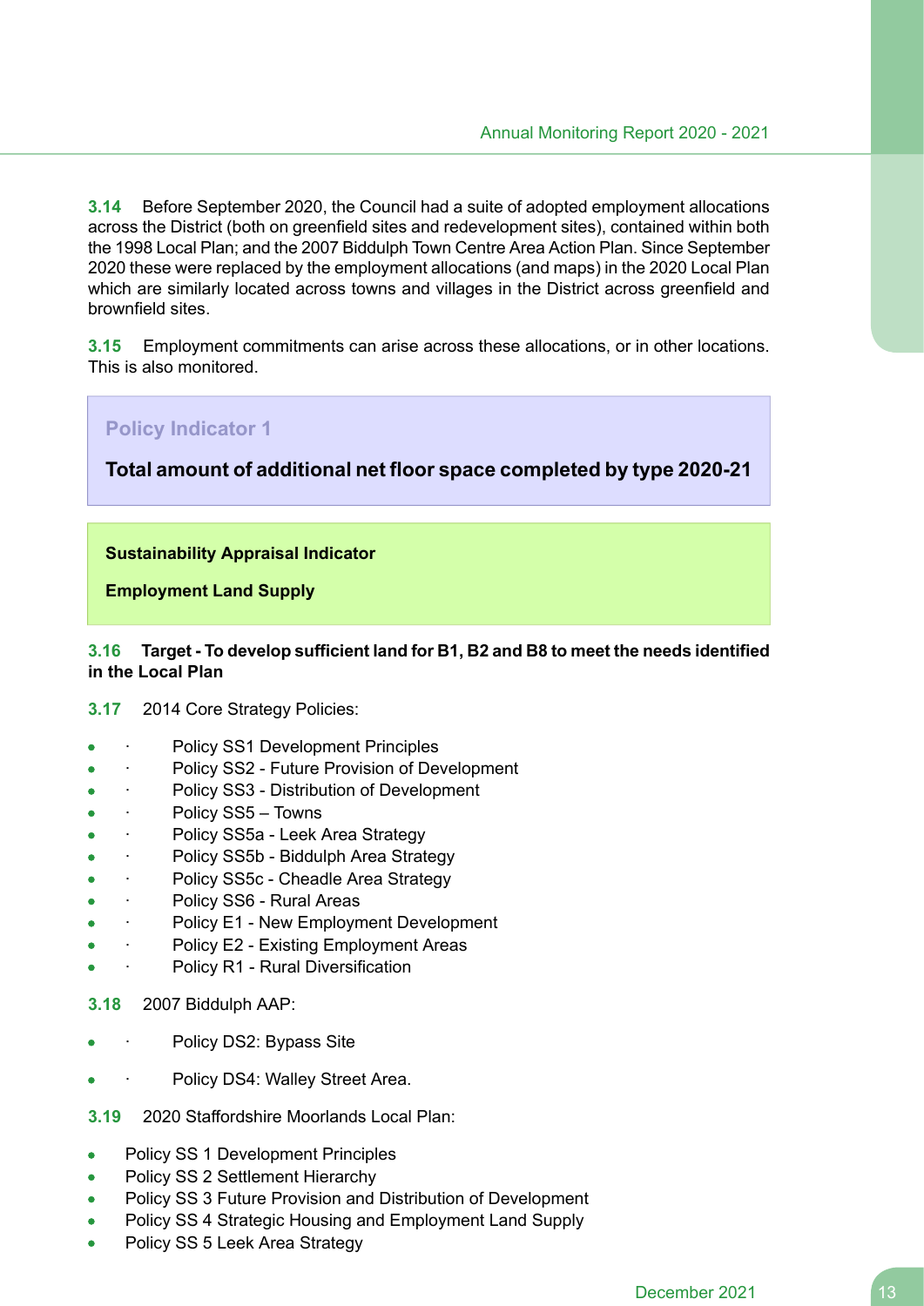**3.14** Before September 2020, the Council had a suite of adopted employment allocations across the District (both on greenfield sites and redevelopment sites), contained within both the 1998 Local Plan; and the 2007 Biddulph Town Centre Area Action Plan. Since September 2020 these were replaced by the employment allocations (and maps) in the 2020 Local Plan which are similarly located across towns and villages in the District across greenfield and brownfield sites.

**3.15** Employment commitments can arise across these allocations, or in other locations. This is also monitored.

> **Policy Indicator 1**
>
> **Total amount of additional net floor space completed by type 2020-21**

> **Sustainability Appraisal Indicator**
>
> **Employment Land Supply**

**3.16 Target - To develop sufficient land for B1, B2 and B8 to meet the needs identified in the Local Plan**

**3.17** 2014 Core Strategy Policies:

- Policy SS1 Development Principles
- Policy SS2 - Future Provision of Development
- Policy SS3 - Distribution of Development
- Policy SS5 – Towns
- Policy SS5a - Leek Area Strategy
- Policy SS5b - Biddulph Area Strategy
- Policy SS5c - Cheadle Area Strategy
- Policy SS6 - Rural Areas
- Policy E1 - New Employment Development
- Policy E2 - Existing Employment Areas
- Policy R1 - Rural Diversification

**3.18** 2007 Biddulph AAP:

- Policy DS2: Bypass Site
- Policy DS4: Walley Street Area.

**3.19** 2020 Staffordshire Moorlands Local Plan:

- Policy SS 1 Development Principles
- Policy SS 2 Settlement Hierarchy
- Policy SS 3 Future Provision and Distribution of Development
- Policy SS 4 Strategic Housing and Employment Land Supply
- Policy SS 5 Leek Area Strategy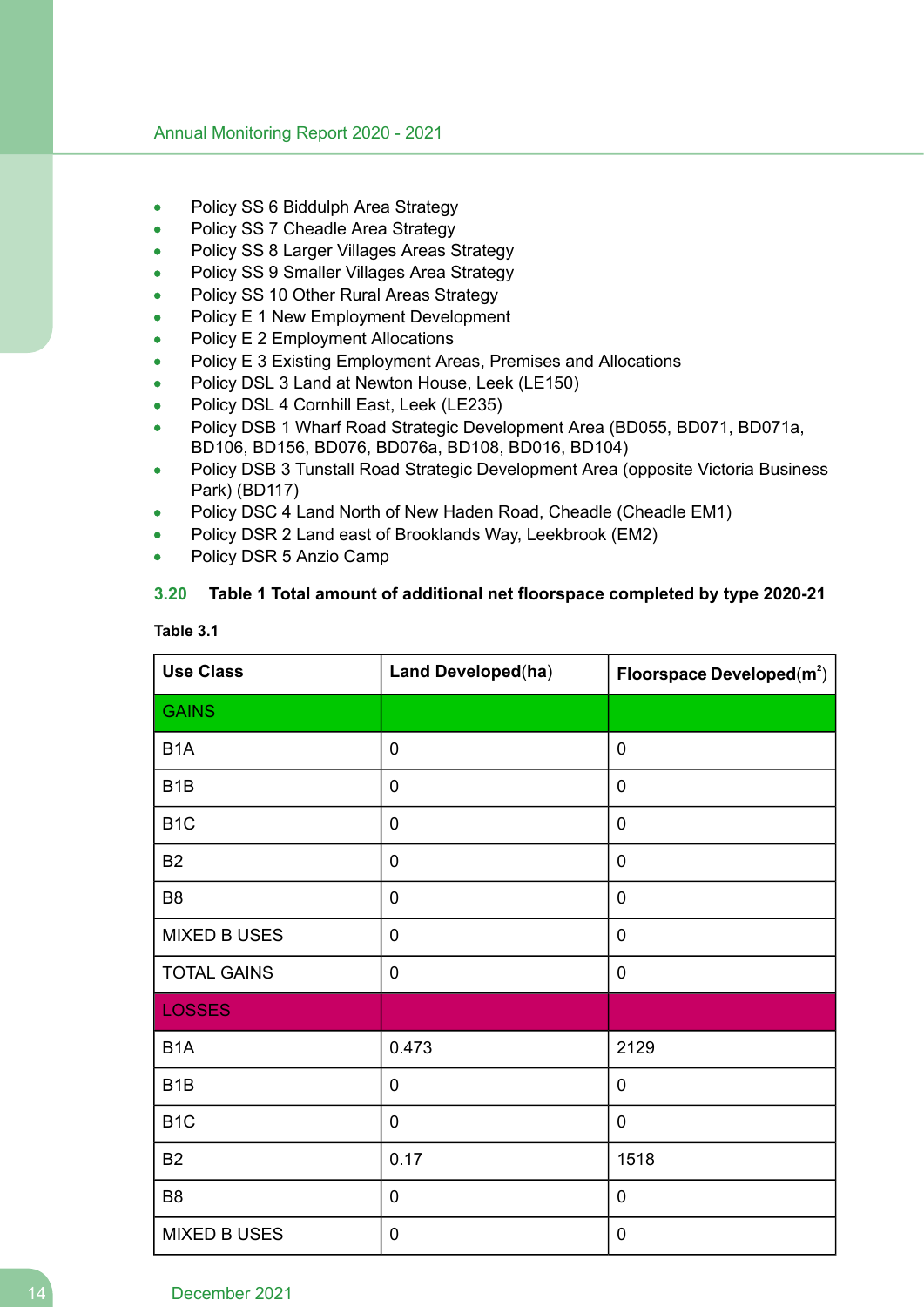- Policy SS 6 Biddulph Area Strategy
- Policy SS 7 Cheadle Area Strategy
- Policy SS 8 Larger Villages Areas Strategy
- Policy SS 9 Smaller Villages Area Strategy
- Policy SS 10 Other Rural Areas Strategy
- Policy E 1 New Employment Development
- Policy E 2 Employment Allocations
- Policy E 3 Existing Employment Areas, Premises and Allocations
- Policy DSL 3 Land at Newton House, Leek (LE150)
- Policy DSL 4 Cornhill East, Leek (LE235)
- Policy DSB 1 Wharf Road Strategic Development Area (BD055, BD071, BD071a, BD106, BD156, BD076, BD076a, BD108, BD016, BD104)
- Policy DSB 3 Tunstall Road Strategic Development Area (opposite Victoria Business Park) (BD117)
- Policy DSC 4 Land North of New Haden Road, Cheadle (Cheadle EM1)
- Policy DSR 2 Land east of Brooklands Way, Leekbrook (EM2)
- Policy DSR 5 Anzio Camp

**3.20 Table 1 Total amount of additional net floorspace completed by type 2020-21**

**Table 3.1**

| Use Class | Land Developed(ha) | Floorspace Developed($m^2$) |
|---|---|---|
| GAINS | | |
| B1A | 0 | 0 |
| B1B | 0 | 0 |
| B1C | 0 | 0 |
| B2 | 0 | 0 |
| B8 | 0 | 0 |
| MIXED B USES | 0 | 0 |
| TOTAL GAINS | 0 | 0 |
| LOSSES | | |
| B1A | 0.473 | 2129 |
| B1B | 0 | 0 |
| B1C | 0 | 0 |
| B2 | 0.17 | 1518 |
| B8 | 0 | 0 |
| MIXED B USES | 0 | 0 |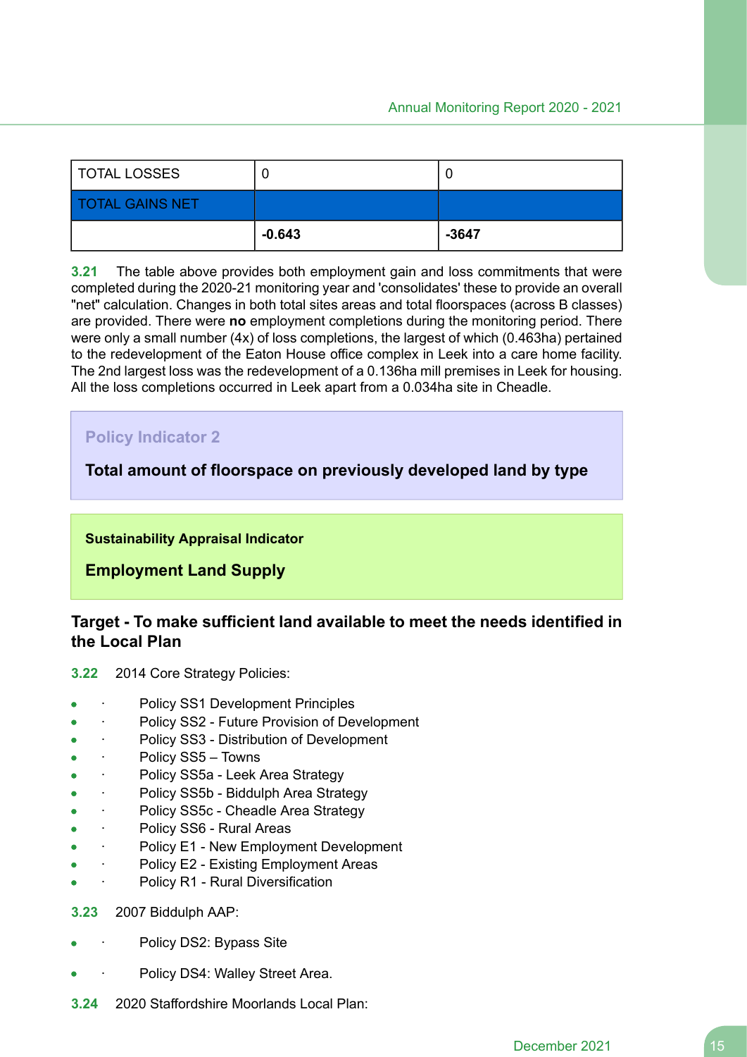| TOTAL LOSSES | 0 | 0 |
|---|---|---|
| TOTAL GAINS NET | | |
| | **-0.643** | **-3647** |

**3.21** The table above provides both employment gain and loss commitments that were completed during the 2020-21 monitoring year and 'consolidates' these to provide an overall "net" calculation. Changes in both total sites areas and total floorspaces (across B classes) are provided. There were **no** employment completions during the monitoring period. There were only a small number (4x) of loss completions, the largest of which (0.463ha) pertained to the redevelopment of the Eaton House office complex in Leek into a care home facility. The 2nd largest loss was the redevelopment of a 0.136ha mill premises in Leek for housing. All the loss completions occurred in Leek apart from a 0.034ha site in Cheadle.

**Policy Indicator 2**

**Total amount of floorspace on previously developed land by type**

**Sustainability Appraisal Indicator**

**Employment Land Supply**

### Target - To make sufficient land available to meet the needs identified in the Local Plan

**3.22** 2014 Core Strategy Policies:

- Policy SS1 Development Principles
- Policy SS2 - Future Provision of Development
- Policy SS3 - Distribution of Development
- Policy SS5 – Towns
- Policy SS5a - Leek Area Strategy
- Policy SS5b - Biddulph Area Strategy
- Policy SS5c - Cheadle Area Strategy
- Policy SS6 - Rural Areas
- Policy E1 - New Employment Development
- Policy E2 - Existing Employment Areas
- Policy R1 - Rural Diversification

**3.23** 2007 Biddulph AAP:

- Policy DS2: Bypass Site
- Policy DS4: Walley Street Area.

**3.24** 2020 Staffordshire Moorlands Local Plan: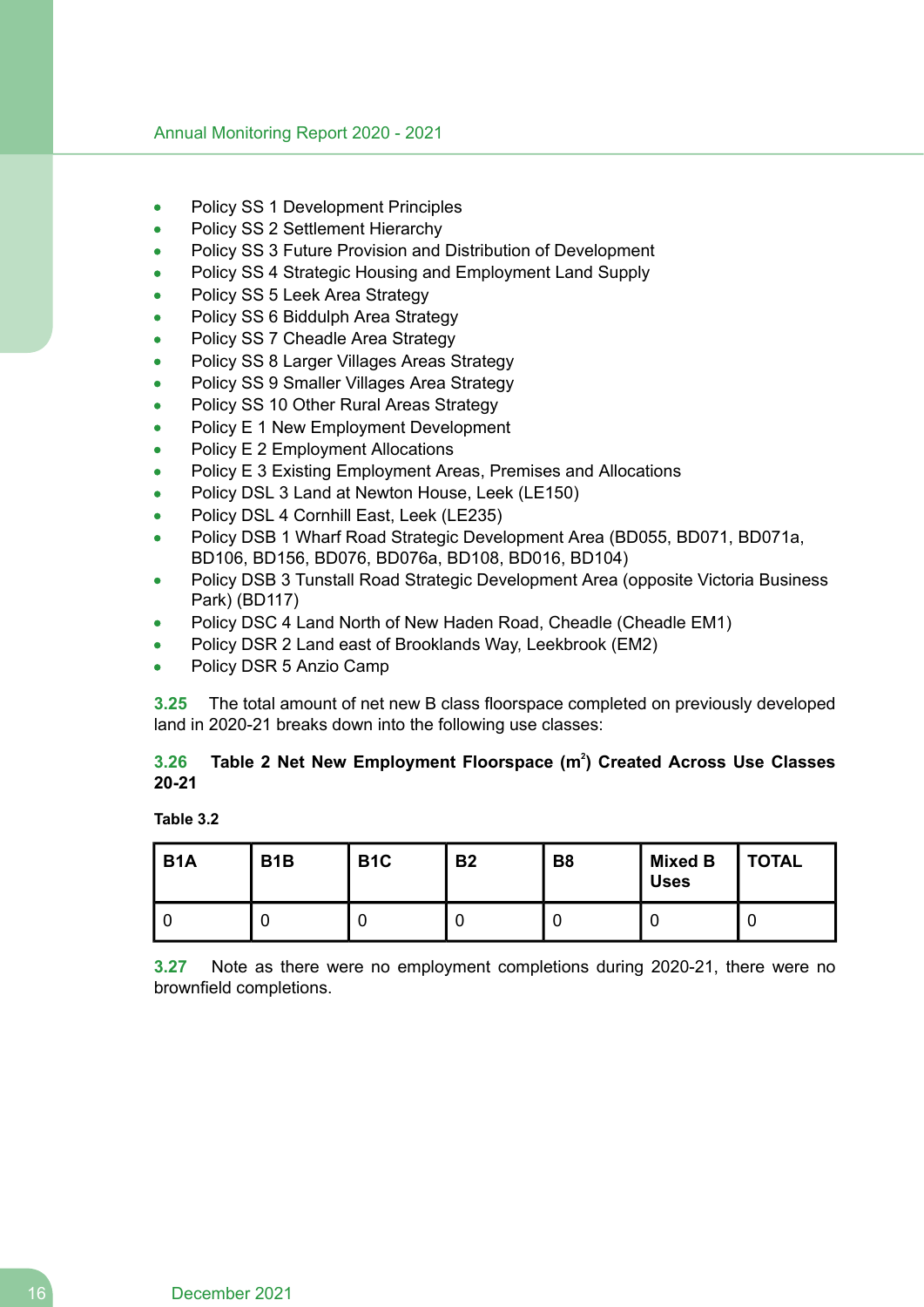- Policy SS 1 Development Principles
- Policy SS 2 Settlement Hierarchy
- Policy SS 3 Future Provision and Distribution of Development
- Policy SS 4 Strategic Housing and Employment Land Supply
- Policy SS 5 Leek Area Strategy
- Policy SS 6 Biddulph Area Strategy
- Policy SS 7 Cheadle Area Strategy
- Policy SS 8 Larger Villages Areas Strategy
- Policy SS 9 Smaller Villages Area Strategy
- Policy SS 10 Other Rural Areas Strategy
- Policy E 1 New Employment Development
- Policy E 2 Employment Allocations
- Policy E 3 Existing Employment Areas, Premises and Allocations
- Policy DSL 3 Land at Newton House, Leek (LE150)
- Policy DSL 4 Cornhill East, Leek (LE235)
- Policy DSB 1 Wharf Road Strategic Development Area (BD055, BD071, BD071a, BD106, BD156, BD076, BD076a, BD108, BD016, BD104)
- Policy DSB 3 Tunstall Road Strategic Development Area (opposite Victoria Business Park) (BD117)
- Policy DSC 4 Land North of New Haden Road, Cheadle (Cheadle EM1)
- Policy DSR 2 Land east of Brooklands Way, Leekbrook (EM2)
- Policy DSR 5 Anzio Camp

**3.25** The total amount of net new B class floorspace completed on previously developed land in 2020-21 breaks down into the following use classes:

**3.26 Table 2 Net New Employment Floorspace ($m^2$) Created Across Use Classes 20-21**

**Table 3.2**

| B1A | B1B | B1C | B2 | B8 | Mixed B Uses | TOTAL |
|---|---|---|---|---|---|---|
| 0 | 0 | 0 | 0 | 0 | 0 | 0 |

**3.27** Note as there were no employment completions during 2020-21, there were no brownfield completions.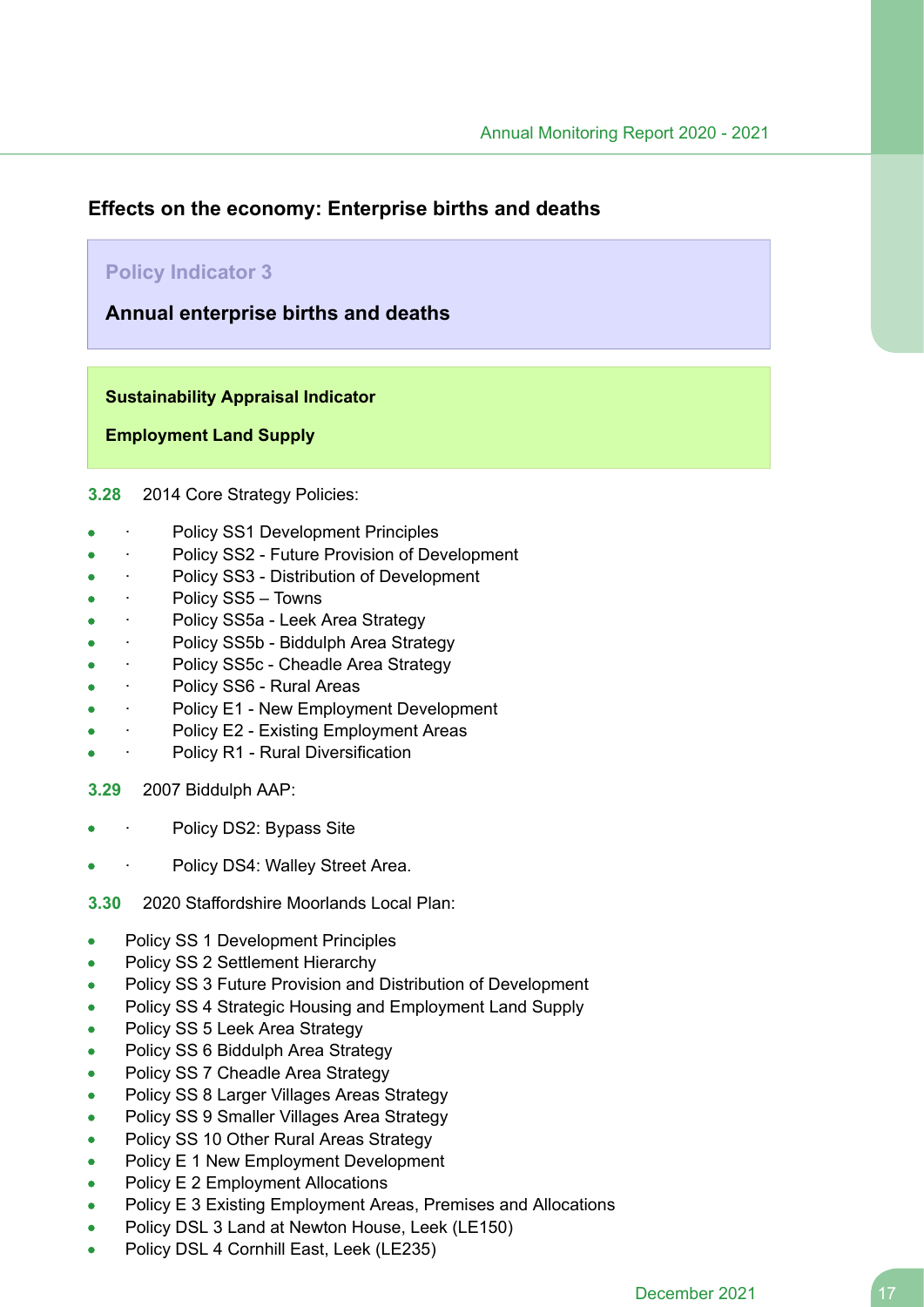## Effects on the economy: Enterprise births and deaths

**Policy Indicator 3**

**Annual enterprise births and deaths**

**Sustainability Appraisal Indicator**

**Employment Land Supply**

**3.28** 2014 Core Strategy Policies:

- Policy SS1 Development Principles
- Policy SS2 - Future Provision of Development
- Policy SS3 - Distribution of Development
- Policy SS5 – Towns
- Policy SS5a - Leek Area Strategy
- Policy SS5b - Biddulph Area Strategy
- Policy SS5c - Cheadle Area Strategy
- Policy SS6 - Rural Areas
- Policy E1 - New Employment Development
- Policy E2 - Existing Employment Areas
- Policy R1 - Rural Diversification

**3.29** 2007 Biddulph AAP:

- Policy DS2: Bypass Site
- Policy DS4: Walley Street Area.

**3.30** 2020 Staffordshire Moorlands Local Plan:

- Policy SS 1 Development Principles
- Policy SS 2 Settlement Hierarchy
- Policy SS 3 Future Provision and Distribution of Development
- Policy SS 4 Strategic Housing and Employment Land Supply
- Policy SS 5 Leek Area Strategy
- Policy SS 6 Biddulph Area Strategy
- Policy SS 7 Cheadle Area Strategy
- Policy SS 8 Larger Villages Areas Strategy
- Policy SS 9 Smaller Villages Area Strategy
- Policy SS 10 Other Rural Areas Strategy
- Policy E 1 New Employment Development
- Policy E 2 Employment Allocations
- Policy E 3 Existing Employment Areas, Premises and Allocations
- Policy DSL 3 Land at Newton House, Leek (LE150)
- Policy DSL 4 Cornhill East, Leek (LE235)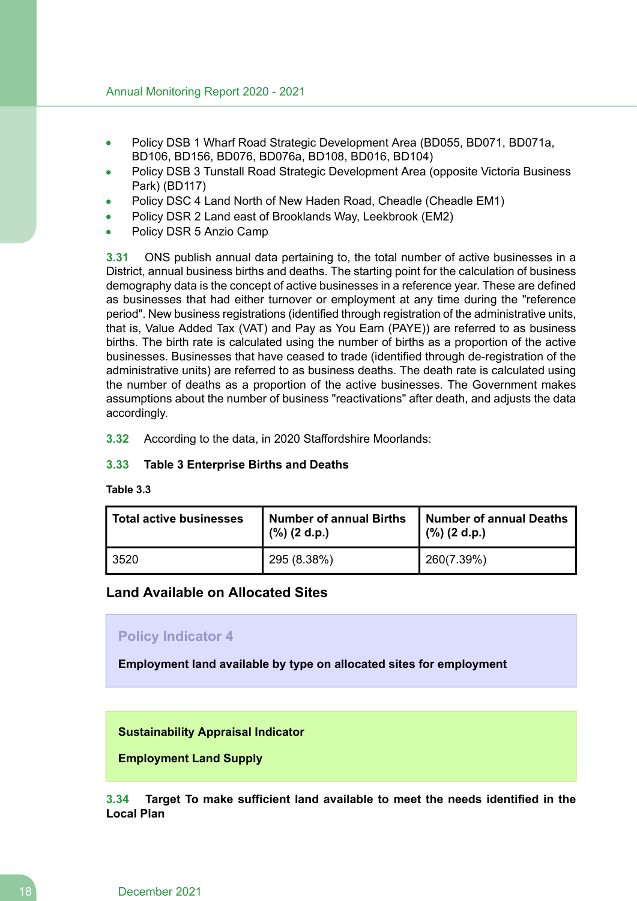- Policy DSB 1 Wharf Road Strategic Development Area (BD055, BD071, BD071a, BD106, BD156, BD076, BD076a, BD108, BD016, BD104)
- Policy DSB 3 Tunstall Road Strategic Development Area (opposite Victoria Business Park) (BD117)
- Policy DSC 4 Land North of New Haden Road, Cheadle (Cheadle EM1)
- Policy DSR 2 Land east of Brooklands Way, Leekbrook (EM2)
- Policy DSR 5 Anzio Camp

**3.31** ONS publish annual data pertaining to, the total number of active businesses in a District, annual business births and deaths. The starting point for the calculation of business demography data is the concept of active businesses in a reference year. These are defined as businesses that had either turnover or employment at any time during the "reference period". New business registrations (identified through registration of the administrative units, that is, Value Added Tax (VAT) and Pay as You Earn (PAYE)) are referred to as business births. The birth rate is calculated using the number of births as a proportion of the active businesses. Businesses that have ceased to trade (identified through de-registration of the administrative units) are referred to as business deaths. The death rate is calculated using the number of deaths as a proportion of the active businesses. The Government makes assumptions about the number of business "reactivations" after death, and adjusts the data accordingly.

**3.32** According to the data, in 2020 Staffordshire Moorlands:

**3.33 Table 3 Enterprise Births and Deaths**

**Table 3.3**

| Total active businesses | Number of annual Births (%) (2 d.p.) | Number of annual Deaths (%) (2 d.p.) |
|---|---|---|
| 3520 | 295 (8.38%) | 260(7.39%) |

## Land Available on Allocated Sites

### Policy Indicator 4

**Employment land available by type on allocated sites for employment**

**Sustainability Appraisal Indicator**

**Employment Land Supply**

**3.34 Target To make sufficient land available to meet the needs identified in the Local Plan**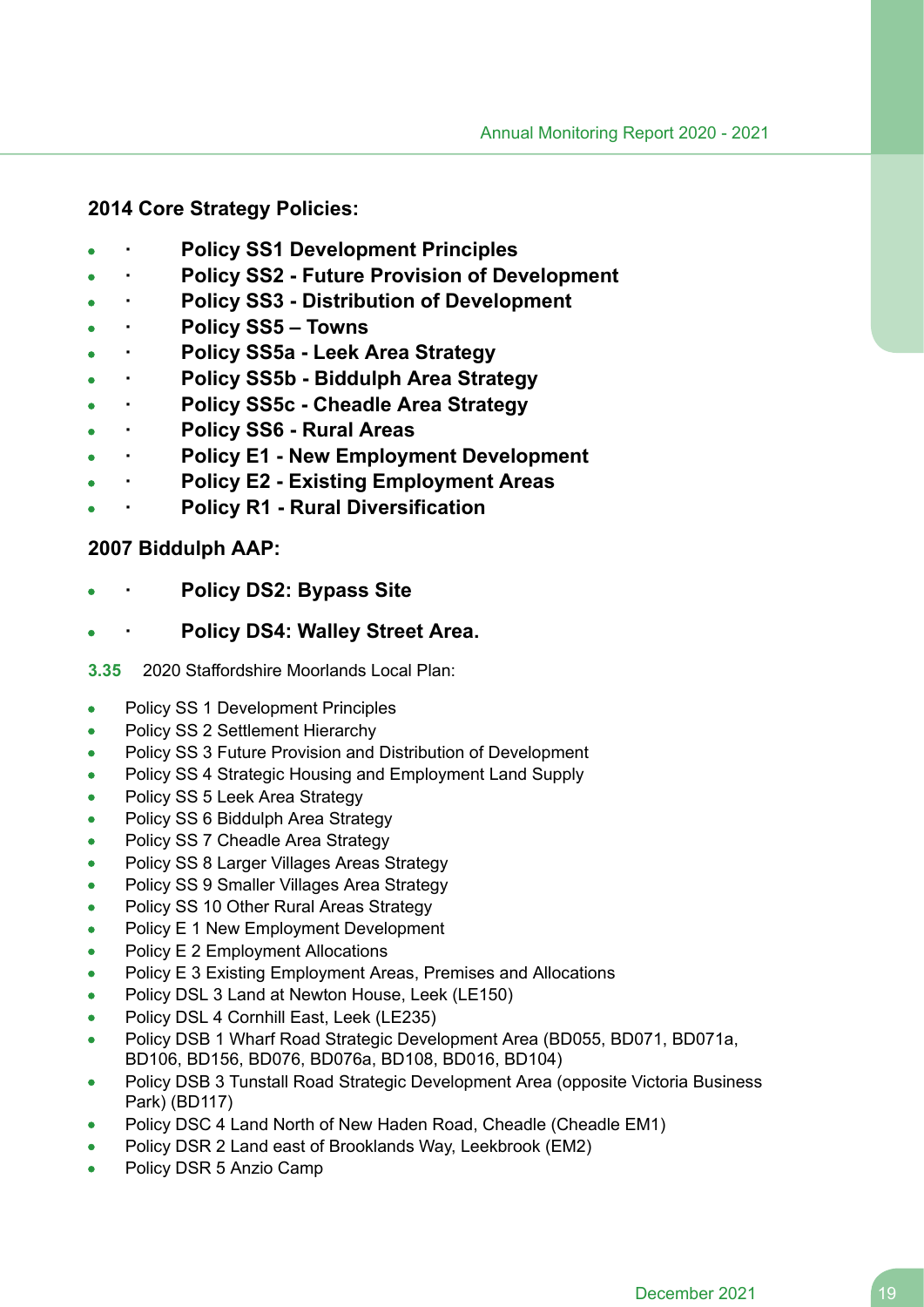**2014 Core Strategy Policies:**

- **Policy SS1 Development Principles**
- **Policy SS2 - Future Provision of Development**
- **Policy SS3 - Distribution of Development**
- **Policy SS5 – Towns**
- **Policy SS5a - Leek Area Strategy**
- **Policy SS5b - Biddulph Area Strategy**
- **Policy SS5c - Cheadle Area Strategy**
- **Policy SS6 - Rural Areas**
- **Policy E1 - New Employment Development**
- **Policy E2 - Existing Employment Areas**
- **Policy R1 - Rural Diversification**

**2007 Biddulph AAP:**

- **Policy DS2: Bypass Site**
- **Policy DS4: Walley Street Area.**

**3.35** 2020 Staffordshire Moorlands Local Plan:

- Policy SS 1 Development Principles
- Policy SS 2 Settlement Hierarchy
- Policy SS 3 Future Provision and Distribution of Development
- Policy SS 4 Strategic Housing and Employment Land Supply
- Policy SS 5 Leek Area Strategy
- Policy SS 6 Biddulph Area Strategy
- Policy SS 7 Cheadle Area Strategy
- Policy SS 8 Larger Villages Areas Strategy
- Policy SS 9 Smaller Villages Area Strategy
- Policy SS 10 Other Rural Areas Strategy
- Policy E 1 New Employment Development
- Policy E 2 Employment Allocations
- Policy E 3 Existing Employment Areas, Premises and Allocations
- Policy DSL 3 Land at Newton House, Leek (LE150)
- Policy DSL 4 Cornhill East, Leek (LE235)
- Policy DSB 1 Wharf Road Strategic Development Area (BD055, BD071, BD071a, BD106, BD156, BD076, BD076a, BD108, BD016, BD104)
- Policy DSB 3 Tunstall Road Strategic Development Area (opposite Victoria Business Park) (BD117)
- Policy DSC 4 Land North of New Haden Road, Cheadle (Cheadle EM1)
- Policy DSR 2 Land east of Brooklands Way, Leekbrook (EM2)
- Policy DSR 5 Anzio Camp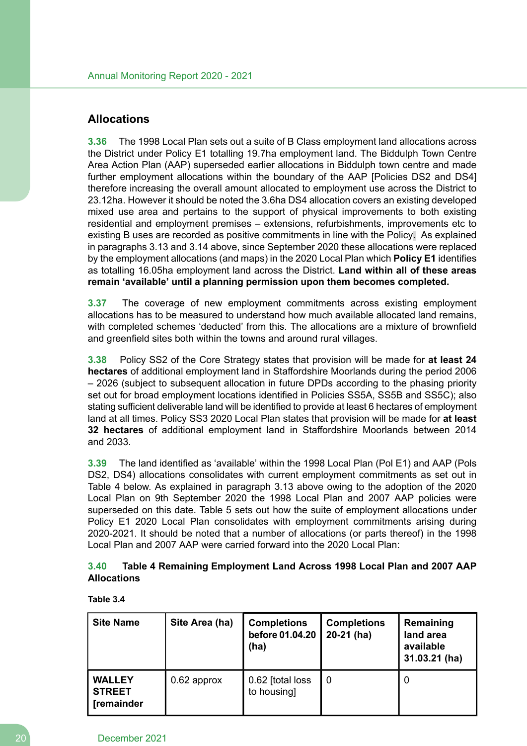## Allocations

**3.36** The 1998 Local Plan sets out a suite of B Class employment land allocations across the District under Policy E1 totalling 19.7ha employment land. The Biddulph Town Centre Area Action Plan (AAP) superseded earlier allocations in Biddulph town centre and made further employment allocations within the boundary of the AAP [Policies DS2 and DS4] therefore increasing the overall amount allocated to employment use across the District to 23.12ha. However it should be noted the 3.6ha DS4 allocation covers an existing developed mixed use area and pertains to the support of physical improvements to both existing residential and employment premises – extensions, refurbishments, improvements etc to existing B uses are recorded as positive commitments in line with the Policy. As explained in paragraphs 3.13 and 3.14 above, since September 2020 these allocations were replaced by the employment allocations (and maps) in the 2020 Local Plan which **Policy E1** identifies as totalling 16.05ha employment land across the District. **Land within all of these areas remain 'available' until a planning permission upon them becomes completed.**

**3.37** The coverage of new employment commitments across existing employment allocations has to be measured to understand how much available allocated land remains, with completed schemes 'deducted' from this. The allocations are a mixture of brownfield and greenfield sites both within the towns and around rural villages.

**3.38** Policy SS2 of the Core Strategy states that provision will be made for **at least 24 hectares** of additional employment land in Staffordshire Moorlands during the period 2006 – 2026 (subject to subsequent allocation in future DPDs according to the phasing priority set out for broad employment locations identified in Policies SS5A, SS5B and SS5C); also stating sufficient deliverable land will be identified to provide at least 6 hectares of employment land at all times. Policy SS3 2020 Local Plan states that provision will be made for **at least 32 hectares** of additional employment land in Staffordshire Moorlands between 2014 and 2033.

**3.39** The land identified as 'available' within the 1998 Local Plan (Pol E1) and AAP (Pols DS2, DS4) allocations consolidates with current employment commitments as set out in Table 4 below. As explained in paragraph 3.13 above owing to the adoption of the 2020 Local Plan on 9th September 2020 the 1998 Local Plan and 2007 AAP policies were superseded on this date. Table 5 sets out how the suite of employment allocations under Policy E1 2020 Local Plan consolidates with employment commitments arising during 2020-2021. It should be noted that a number of allocations (or parts thereof) in the 1998 Local Plan and 2007 AAP were carried forward into the 2020 Local Plan:

**3.40 Table 4 Remaining Employment Land Across 1998 Local Plan and 2007 AAP Allocations**

**Table 3.4**

| Site Name | Site Area (ha) | Completions before 01.04.20 (ha) | Completions 20-21 (ha) | Remaining land area available 31.03.21 (ha) |
|---|---|---|---|---|
| **WALLEY STREET [remainder** | 0.62 approx | 0.62 [total loss to housing] | 0 | 0 |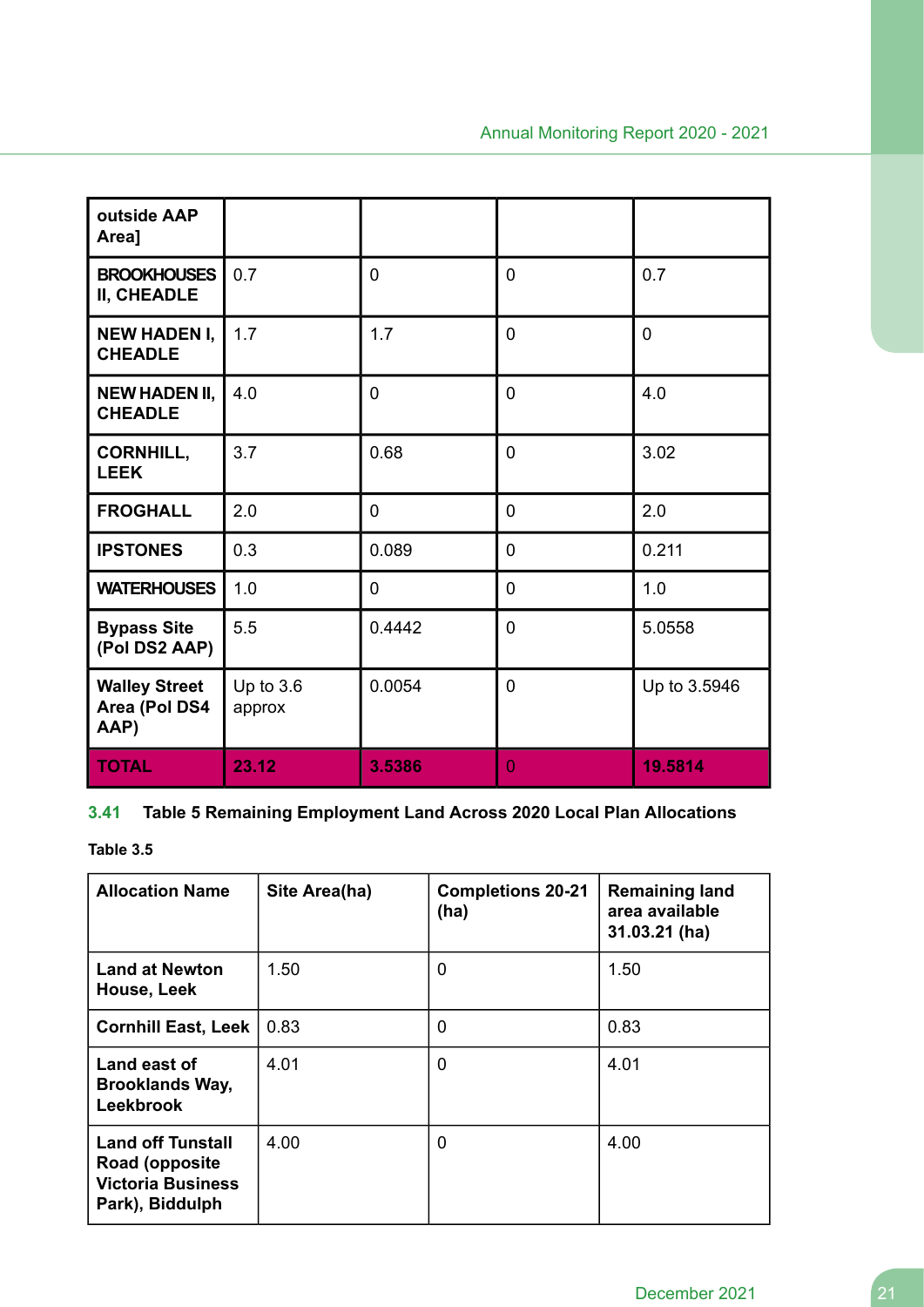| outside AAP Area] | | | | |
|---|---|---|---|---|
| **BROOKHOUSES II, CHEADLE** | 0.7 | 0 | 0 | 0.7 |
| **NEW HADEN I, CHEADLE** | 1.7 | 1.7 | 0 | 0 |
| **NEW HADEN II, CHEADLE** | 4.0 | 0 | 0 | 4.0 |
| **CORNHILL, LEEK** | 3.7 | 0.68 | 0 | 3.02 |
| **FROGHALL** | 2.0 | 0 | 0 | 2.0 |
| **IPSTONES** | 0.3 | 0.089 | 0 | 0.211 |
| **WATERHOUSES** | 1.0 | 0 | 0 | 1.0 |
| **Bypass Site (Pol DS2 AAP)** | 5.5 | 0.4442 | 0 | 5.0558 |
| **Walley Street Area (Pol DS4 AAP)** | Up to 3.6 approx | 0.0054 | 0 | Up to 3.5946 |
| **TOTAL** | **23.12** | **3.5386** | 0 | **19.5814** |

### 3.41 Table 5 Remaining Employment Land Across 2020 Local Plan Allocations

**Table 3.5**

| Allocation Name | Site Area(ha) | Completions 20-21 (ha) | Remaining land area available 31.03.21 (ha) |
|---|---|---|---|
| **Land at Newton House, Leek** | 1.50 | 0 | 1.50 |
| **Cornhill East, Leek** | 0.83 | 0 | 0.83 |
| **Land east of Brooklands Way, Leekbrook** | 4.01 | 0 | 4.01 |
| **Land off Tunstall Road (opposite Victoria Business Park), Biddulph** | 4.00 | 0 | 4.00 |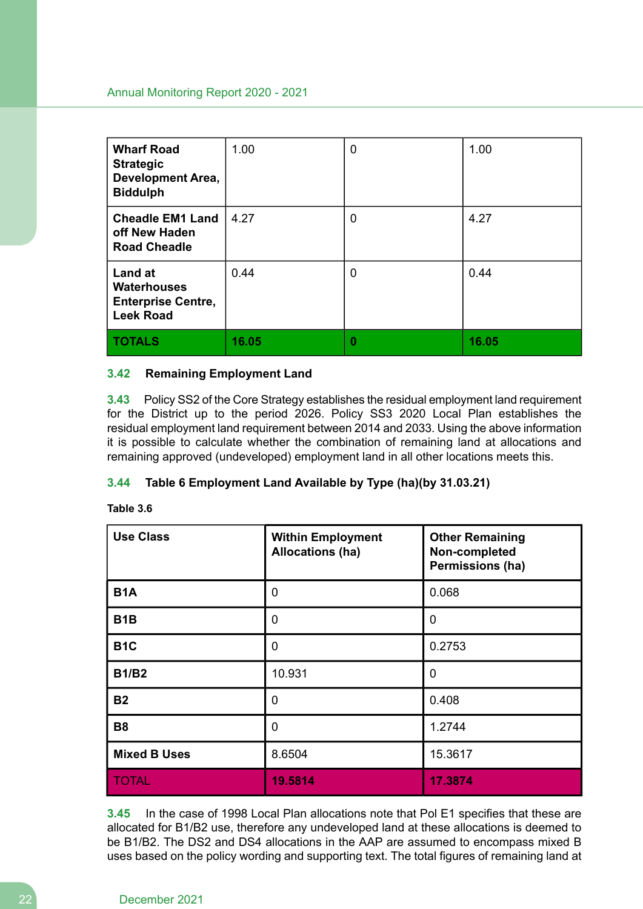| **Wharf Road Strategic Development Area, Biddulph** | 1.00 | 0 | 1.00 |
|---|---|---|---|
| **Cheadle EM1 Land off New Haden Road Cheadle** | 4.27 | 0 | 4.27 |
| **Land at Waterhouses Enterprise Centre, Leek Road** | 0.44 | 0 | 0.44 |
| **TOTALS** | **16.05** | **0** | **16.05** |

**3.42 Remaining Employment Land**

**3.43** Policy SS2 of the Core Strategy establishes the residual employment land requirement for the District up to the period 2026. Policy SS3 2020 Local Plan establishes the residual employment land requirement between 2014 and 2033. Using the above information it is possible to calculate whether the combination of remaining land at allocations and remaining approved (undeveloped) employment land in all other locations meets this.

**3.44 Table 6 Employment Land Available by Type (ha)(by 31.03.21)**

**Table 3.6**

| Use Class | Within Employment Allocations (ha) | Other Remaining Non-completed Permissions (ha) |
|---|---|---|
| **B1A** | 0 | 0.068 |
| **B1B** | 0 | 0 |
| **B1C** | 0 | 0.2753 |
| **B1/B2** | 10.931 | 0 |
| **B2** | 0 | 0.408 |
| **B8** | 0 | 1.2744 |
| **Mixed B Uses** | 8.6504 | 15.3617 |
| TOTAL | **19.5814** | **17.3874** |

**3.45** In the case of 1998 Local Plan allocations note that Pol E1 specifies that these are allocated for B1/B2 use, therefore any undeveloped land at these allocations is deemed to be B1/B2. The DS2 and DS4 allocations in the AAP are assumed to encompass mixed B uses based on the policy wording and supporting text. The total figures of remaining land at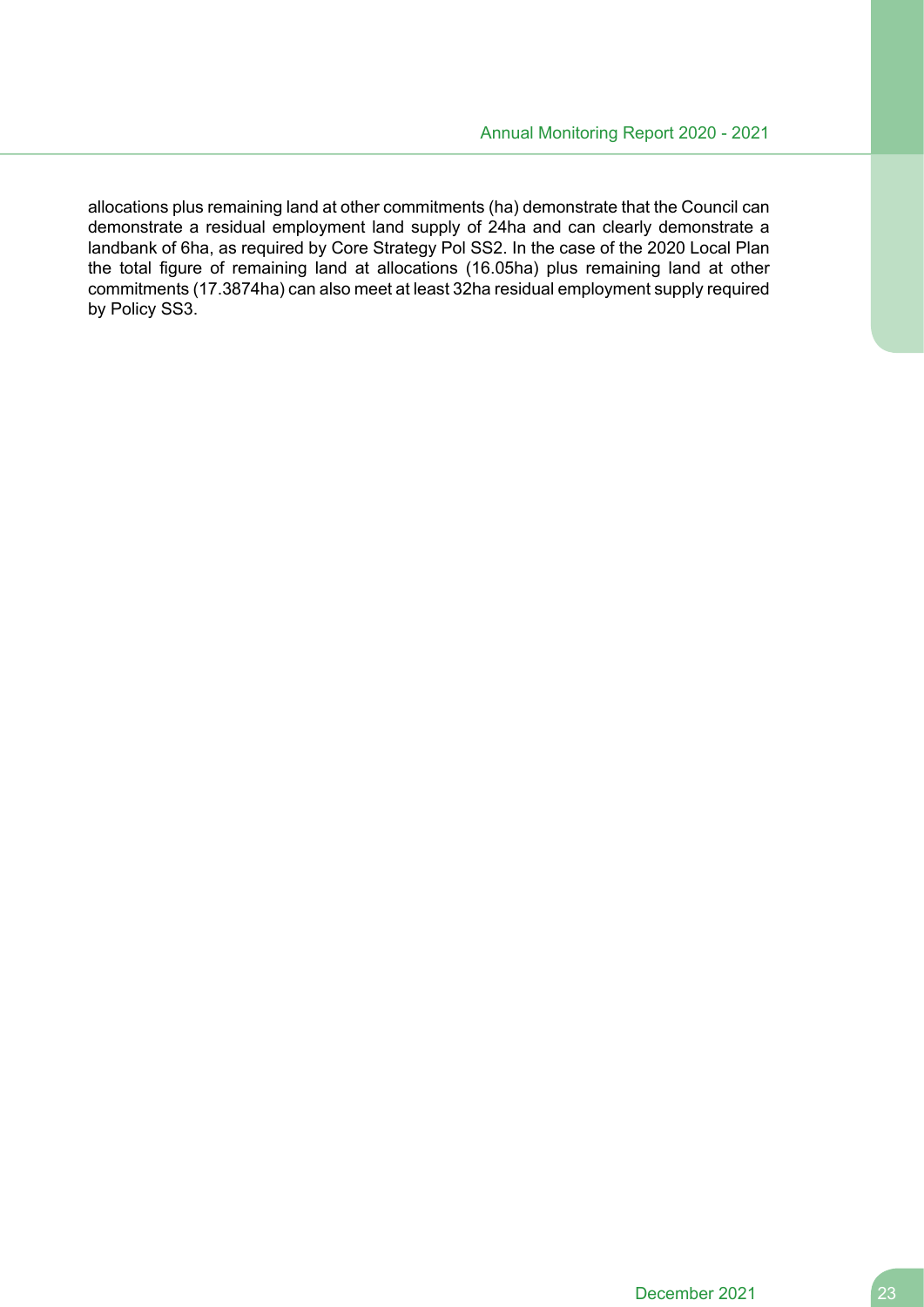allocations plus remaining land at other commitments (ha) demonstrate that the Council can demonstrate a residual employment land supply of 24ha and can clearly demonstrate a landbank of 6ha, as required by Core Strategy Pol SS2. In the case of the 2020 Local Plan the total figure of remaining land at allocations (16.05ha) plus remaining land at other commitments (17.3874ha) can also meet at least 32ha residual employment supply required by Policy SS3.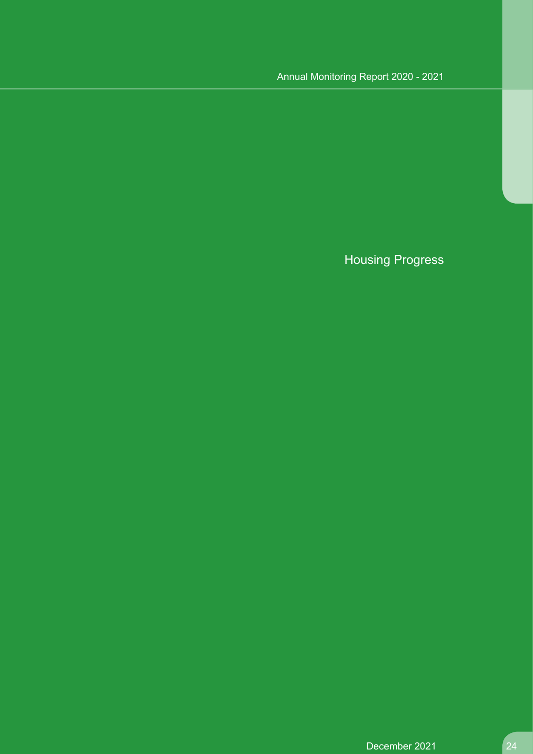# Housing Progress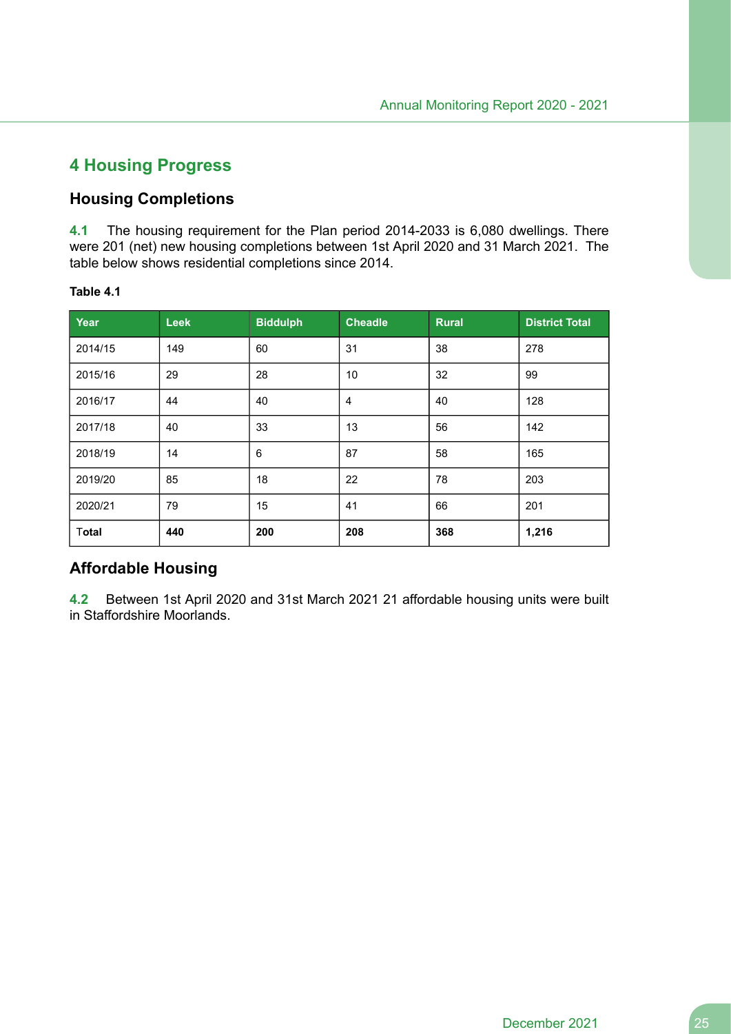# 4 Housing Progress

## Housing Completions

**4.1** The housing requirement for the Plan period 2014-2033 is 6,080 dwellings. There were 201 (net) new housing completions between 1st April 2020 and 31 March 2021. The table below shows residential completions since 2014.

**Table 4.1**

| Year | Leek | Biddulph | Cheadle | Rural | District Total |
|---|---|---|---|---|---|
| 2014/15 | 149 | 60 | 31 | 38 | 278 |
| 2015/16 | 29 | 28 | 10 | 32 | 99 |
| 2016/17 | 44 | 40 | 4 | 40 | 128 |
| 2017/18 | 40 | 33 | 13 | 56 | 142 |
| 2018/19 | 14 | 6 | 87 | 58 | 165 |
| 2019/20 | 85 | 18 | 22 | 78 | 203 |
| 2020/21 | 79 | 15 | 41 | 66 | 201 |
| **Total** | **440** | **200** | **208** | **368** | **1,216** |

## Affordable Housing

**4.2** Between 1st April 2020 and 31st March 2021 21 affordable housing units were built in Staffordshire Moorlands.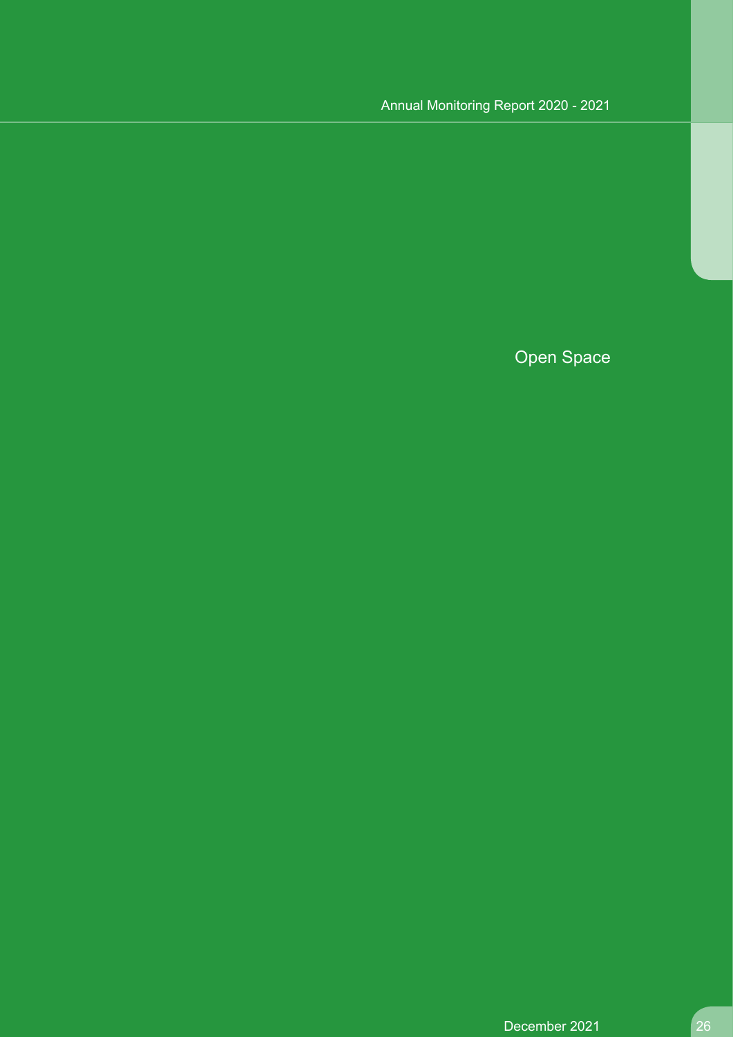# Open Space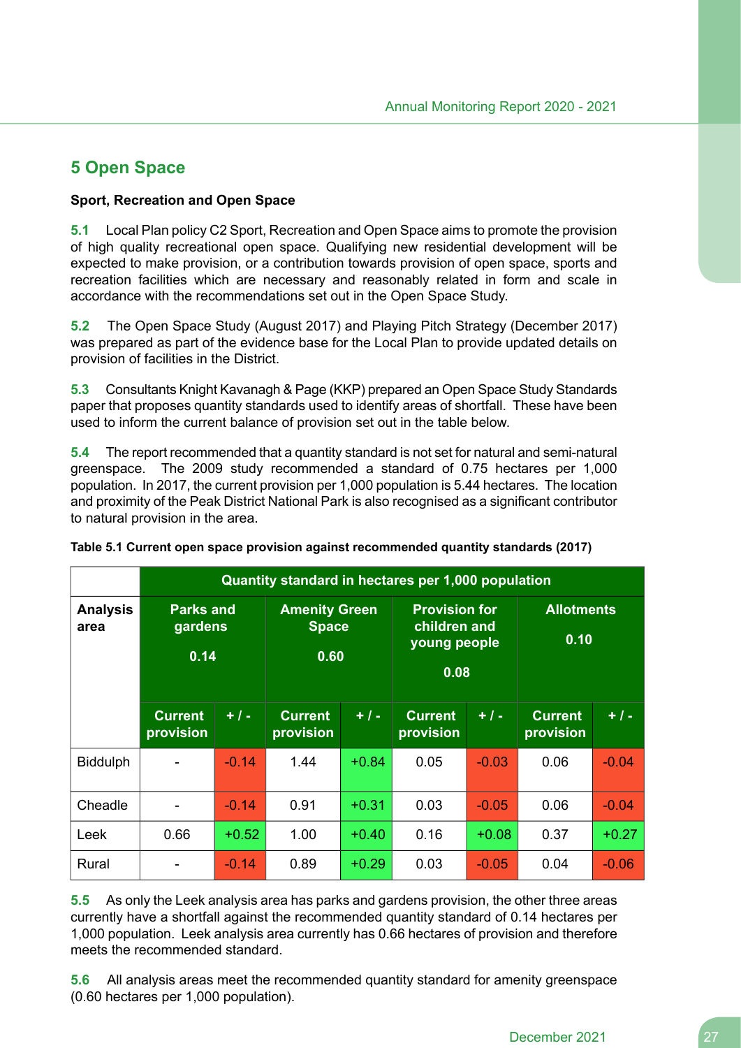## 5 Open Space

**Sport, Recreation and Open Space**

**5.1** Local Plan policy C2 Sport, Recreation and Open Space aims to promote the provision of high quality recreational open space. Qualifying new residential development will be expected to make provision, or a contribution towards provision of open space, sports and recreation facilities which are necessary and reasonably related in form and scale in accordance with the recommendations set out in the Open Space Study.

**5.2** The Open Space Study (August 2017) and Playing Pitch Strategy (December 2017) was prepared as part of the evidence base for the Local Plan to provide updated details on provision of facilities in the District.

**5.3** Consultants Knight Kavanagh & Page (KKP) prepared an Open Space Study Standards paper that proposes quantity standards used to identify areas of shortfall. These have been used to inform the current balance of provision set out in the table below.

**5.4** The report recommended that a quantity standard is not set for natural and semi-natural greenspace. The 2009 study recommended a standard of 0.75 hectares per 1,000 population. In 2017, the current provision per 1,000 population is 5.44 hectares. The location and proximity of the Peak District National Park is also recognised as a significant contributor to natural provision in the area.

**Table 5.1 Current open space provision against recommended quantity standards (2017)**

| | Quantity standard in hectares per 1,000 population | | | | | | | |
|---|---|---|---|---|---|---|---|---|
| **Analysis area** | **Parks and gardens 0.14** | | **Amenity Green Space 0.60** | | **Provision for children and young people 0.08** | | **Allotments 0.10** | |
| | **Current provision** | **+ / -** | **Current provision** | **+ / -** | **Current provision** | **+ / -** | **Current provision** | **+ / -** |
| Biddulph | - | -0.14 | 1.44 | +0.84 | 0.05 | -0.03 | 0.06 | -0.04 |
| Cheadle | - | -0.14 | 0.91 | +0.31 | 0.03 | -0.05 | 0.06 | -0.04 |
| Leek | 0.66 | +0.52 | 1.00 | +0.40 | 0.16 | +0.08 | 0.37 | +0.27 |
| Rural | - | -0.14 | 0.89 | +0.29 | 0.03 | -0.05 | 0.04 | -0.06 |

**5.5** As only the Leek analysis area has parks and gardens provision, the other three areas currently have a shortfall against the recommended quantity standard of 0.14 hectares per 1,000 population. Leek analysis area currently has 0.66 hectares of provision and therefore meets the recommended standard.

**5.6** All analysis areas meet the recommended quantity standard for amenity greenspace (0.60 hectares per 1,000 population).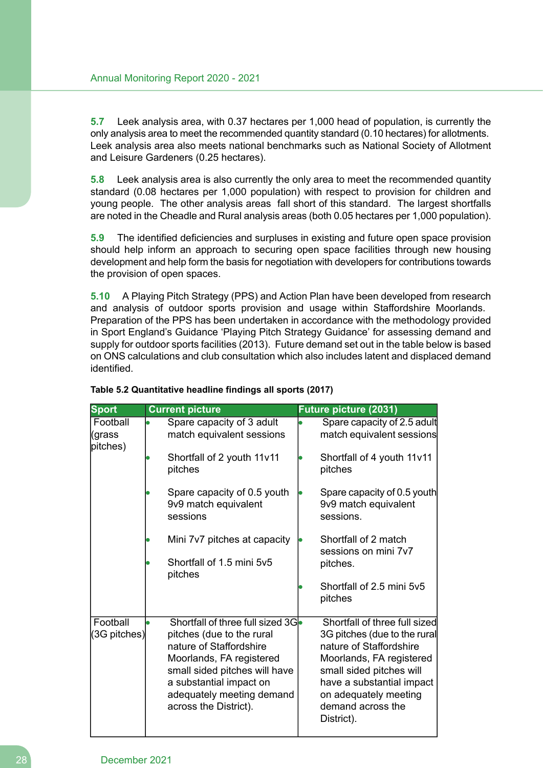**5.7** Leek analysis area, with 0.37 hectares per 1,000 head of population, is currently the only analysis area to meet the recommended quantity standard (0.10 hectares) for allotments. Leek analysis area also meets national benchmarks such as National Society of Allotment and Leisure Gardeners (0.25 hectares).

**5.8** Leek analysis area is also currently the only area to meet the recommended quantity standard (0.08 hectares per 1,000 population) with respect to provision for children and young people. The other analysis areas fall short of this standard. The largest shortfalls are noted in the Cheadle and Rural analysis areas (both 0.05 hectares per 1,000 population).

**5.9** The identified deficiencies and surpluses in existing and future open space provision should help inform an approach to securing open space facilities through new housing development and help form the basis for negotiation with developers for contributions towards the provision of open spaces.

**5.10** A Playing Pitch Strategy (PPS) and Action Plan have been developed from research and analysis of outdoor sports provision and usage within Staffordshire Moorlands. Preparation of the PPS has been undertaken in accordance with the methodology provided in Sport England's Guidance 'Playing Pitch Strategy Guidance' for assessing demand and supply for outdoor sports facilities (2013). Future demand set out in the table below is based on ONS calculations and club consultation which also includes latent and displaced demand identified.

**Table 5.2 Quantitative headline findings all sports (2017)**

| Sport | Current picture | Future picture (2031) |
|---|---|---|
| Football (grass pitches) | • Spare capacity of 3 adult match equivalent sessions<br>• Shortfall of 2 youth 11v11 pitches<br>• Spare capacity of 0.5 youth 9v9 match equivalent sessions<br>• Mini 7v7 pitches at capacity<br>• Shortfall of 1.5 mini 5v5 pitches | • Spare capacity of 2.5 adult match equivalent sessions<br>• Shortfall of 4 youth 11v11 pitches<br>• Spare capacity of 0.5 youth 9v9 match equivalent sessions.<br>• Shortfall of 2 match sessions on mini 7v7 pitches.<br>• Shortfall of 2.5 mini 5v5 pitches |
| Football (3G pitches) | • Shortfall of three full sized 3G pitches (due to the rural nature of Staffordshire Moorlands, FA registered small sided pitches will have a substantial impact on adequately meeting demand across the District). | • Shortfall of three full sized 3G pitches (due to the rural nature of Staffordshire Moorlands, FA registered small sided pitches will have a substantial impact on adequately meeting demand across the District). |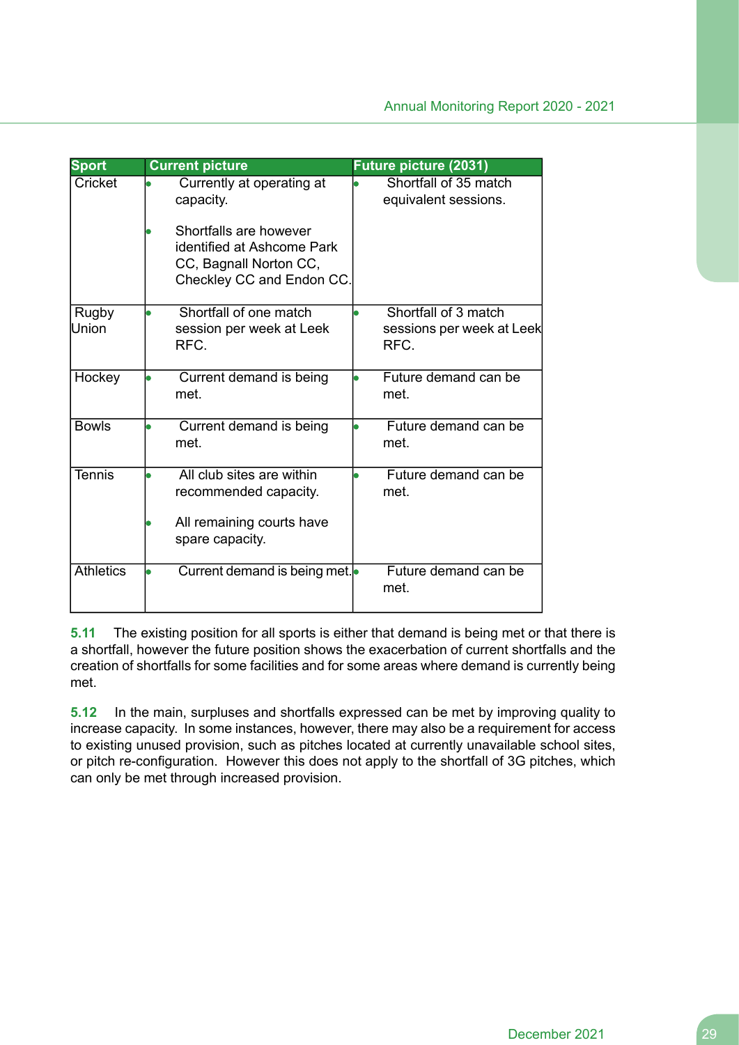| Sport | Current picture | Future picture (2031) |
|---|---|---|
| Cricket | • Currently at operating at capacity. <br>• Shortfalls are however identified at Ashcome Park CC, Bagnall Norton CC, Checkley CC and Endon CC. | • Shortfall of 35 match equivalent sessions. |
| Rugby Union | • Shortfall of one match session per week at Leek RFC. | • Shortfall of 3 match sessions per week at Leek RFC. |
| Hockey | • Current demand is being met. | • Future demand can be met. |
| Bowls | • Current demand is being met. | • Future demand can be met. |
| Tennis | • All club sites are within recommended capacity. <br>• All remaining courts have spare capacity. | • Future demand can be met. |
| Athletics | • Current demand is being met. | • Future demand can be met. |

**5.11** The existing position for all sports is either that demand is being met or that there is a shortfall, however the future position shows the exacerbation of current shortfalls and the creation of shortfalls for some facilities and for some areas where demand is currently being met.

**5.12** In the main, surpluses and shortfalls expressed can be met by improving quality to increase capacity. In some instances, however, there may also be a requirement for access to existing unused provision, such as pitches located at currently unavailable school sites, or pitch re-configuration. However this does not apply to the shortfall of 3G pitches, which can only be met through increased provision.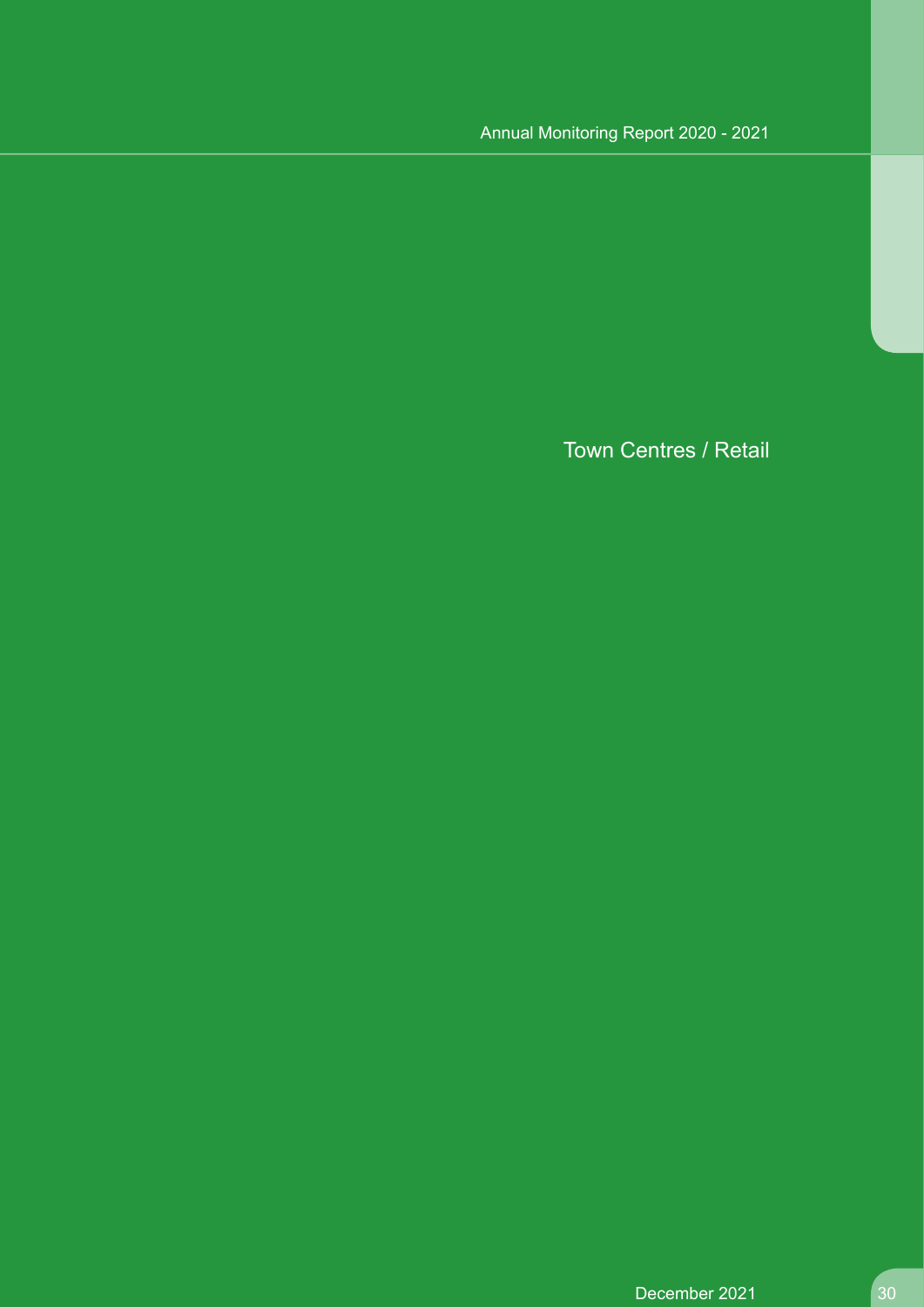# Town Centres / Retail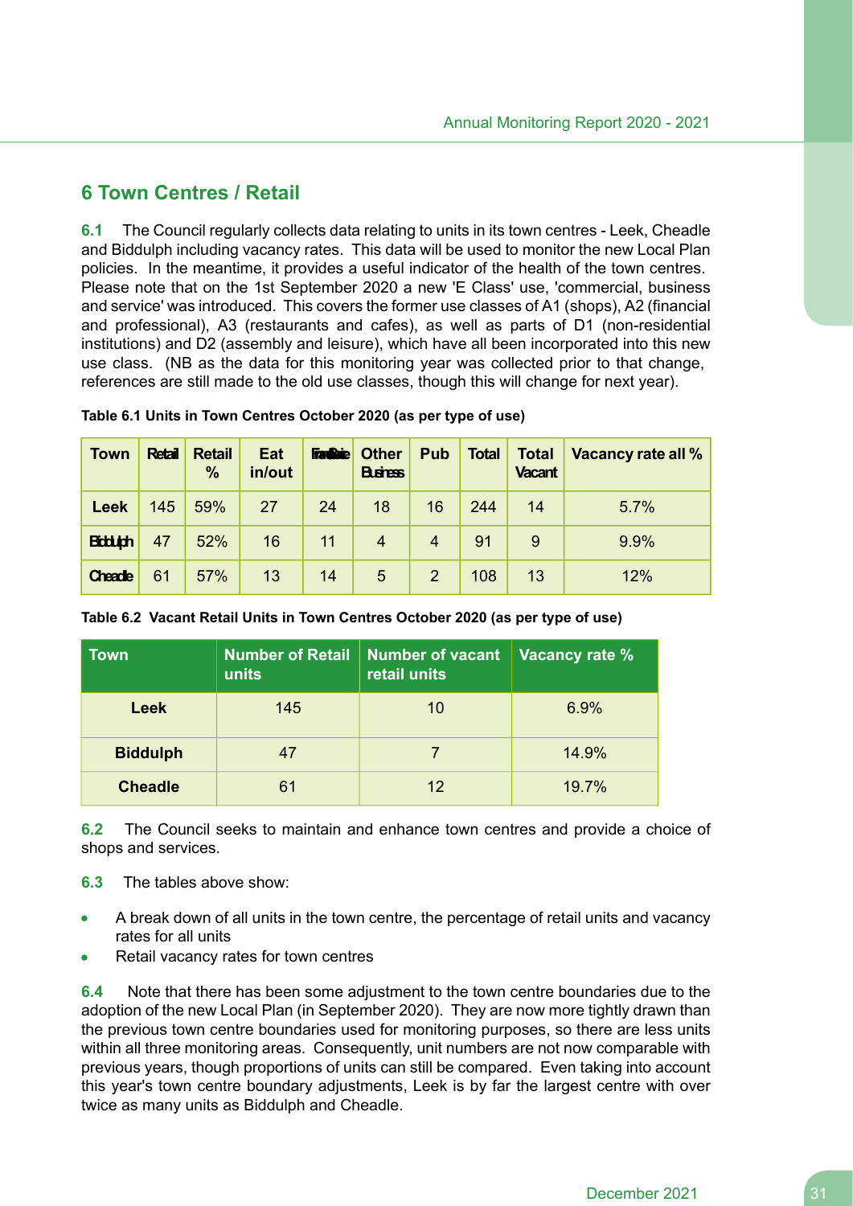# 6 Town Centres / Retail

**6.1** The Council regularly collects data relating to units in its town centres - Leek, Cheadle and Biddulph including vacancy rates. This data will be used to monitor the new Local Plan policies. In the meantime, it provides a useful indicator of the health of the town centres. Please note that on the 1st September 2020 a new 'E Class' use, 'commercial, business and service' was introduced. This covers the former use classes of A1 (shops), A2 (financial and professional), A3 (restaurants and cafes), as well as parts of D1 (non-residential institutions) and D2 (assembly and leisure), which have all been incorporated into this new use class. (NB as the data for this monitoring year was collected prior to that change, references are still made to the old use classes, though this will change for next year).

**Table 6.1 Units in Town Centres October 2020 (as per type of use)**

| Town | Retail | Retail % | Eat in/out | Fin/Business | Other Business | Pub | Total | Total Vacant | Vacancy rate all % |
|---|---|---|---|---|---|---|---|---|---|
| Leek | 145 | 59% | 27 | 24 | 18 | 16 | 244 | 14 | 5.7% |
| Biddulph | 47 | 52% | 16 | 11 | 4 | 4 | 91 | 9 | 9.9% |
| Cheadle | 61 | 57% | 13 | 14 | 5 | 2 | 108 | 13 | 12% |

**Table 6.2 Vacant Retail Units in Town Centres October 2020 (as per type of use)**

| Town | Number of Retail units | Number of vacant retail units | Vacancy rate % |
|---|---|---|---|
| Leek | 145 | 10 | 6.9% |
| Biddulph | 47 | 7 | 14.9% |
| Cheadle | 61 | 12 | 19.7% |

**6.2** The Council seeks to maintain and enhance town centres and provide a choice of shops and services.

**6.3** The tables above show:

- A break down of all units in the town centre, the percentage of retail units and vacancy rates for all units
- Retail vacancy rates for town centres

**6.4** Note that there has been some adjustment to the town centre boundaries due to the adoption of the new Local Plan (in September 2020). They are now more tightly drawn than the previous town centre boundaries used for monitoring purposes, so there are less units within all three monitoring areas. Consequently, unit numbers are not now comparable with previous years, though proportions of units can still be compared. Even taking into account this year's town centre boundary adjustments, Leek is by far the largest centre with over twice as many units as Biddulph and Cheadle.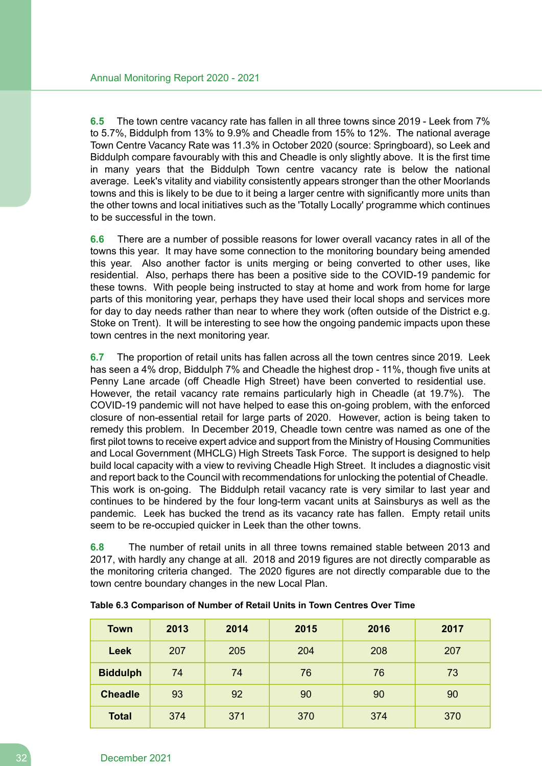**6.5** The town centre vacancy rate has fallen in all three towns since 2019 - Leek from 7% to 5.7%, Biddulph from 13% to 9.9% and Cheadle from 15% to 12%. The national average Town Centre Vacancy Rate was 11.3% in October 2020 (source: Springboard), so Leek and Biddulph compare favourably with this and Cheadle is only slightly above. It is the first time in many years that the Biddulph Town centre vacancy rate is below the national average. Leek's vitality and viability consistently appears stronger than the other Moorlands towns and this is likely to be due to it being a larger centre with significantly more units than the other towns and local initiatives such as the 'Totally Locally' programme which continues to be successful in the town.

**6.6** There are a number of possible reasons for lower overall vacancy rates in all of the towns this year. It may have some connection to the monitoring boundary being amended this year. Also another factor is units merging or being converted to other uses, like residential. Also, perhaps there has been a positive side to the COVID-19 pandemic for these towns. With people being instructed to stay at home and work from home for large parts of this monitoring year, perhaps they have used their local shops and services more for day to day needs rather than near to where they work (often outside of the District e.g. Stoke on Trent). It will be interesting to see how the ongoing pandemic impacts upon these town centres in the next monitoring year.

**6.7** The proportion of retail units has fallen across all the town centres since 2019. Leek has seen a 4% drop, Biddulph 7% and Cheadle the highest drop - 11%, though five units at Penny Lane arcade (off Cheadle High Street) have been converted to residential use. However, the retail vacancy rate remains particularly high in Cheadle (at 19.7%). The COVID-19 pandemic will not have helped to ease this on-going problem, with the enforced closure of non-essential retail for large parts of 2020. However, action is being taken to remedy this problem. In December 2019, Cheadle town centre was named as one of the first pilot towns to receive expert advice and support from the Ministry of Housing Communities and Local Government (MHCLG) High Streets Task Force. The support is designed to help build local capacity with a view to reviving Cheadle High Street. It includes a diagnostic visit and report back to the Council with recommendations for unlocking the potential of Cheadle. This work is on-going. The Biddulph retail vacancy rate is very similar to last year and continues to be hindered by the four long-term vacant units at Sainsburys as well as the pandemic. Leek has bucked the trend as its vacancy rate has fallen. Empty retail units seem to be re-occupied quicker in Leek than the other towns.

**6.8** The number of retail units in all three towns remained stable between 2013 and 2017, with hardly any change at all. 2018 and 2019 figures are not directly comparable as the monitoring criteria changed. The 2020 figures are not directly comparable due to the town centre boundary changes in the new Local Plan.

**Table 6.3 Comparison of Number of Retail Units in Town Centres Over Time**

| Town | 2013 | 2014 | 2015 | 2016 | 2017 |
|---|---|---|---|---|---|
| **Leek** | 207 | 205 | 204 | 208 | 207 |
| **Biddulph** | 74 | 74 | 76 | 76 | 73 |
| **Cheadle** | 93 | 92 | 90 | 90 | 90 |
| **Total** | 374 | 371 | 370 | 374 | 370 |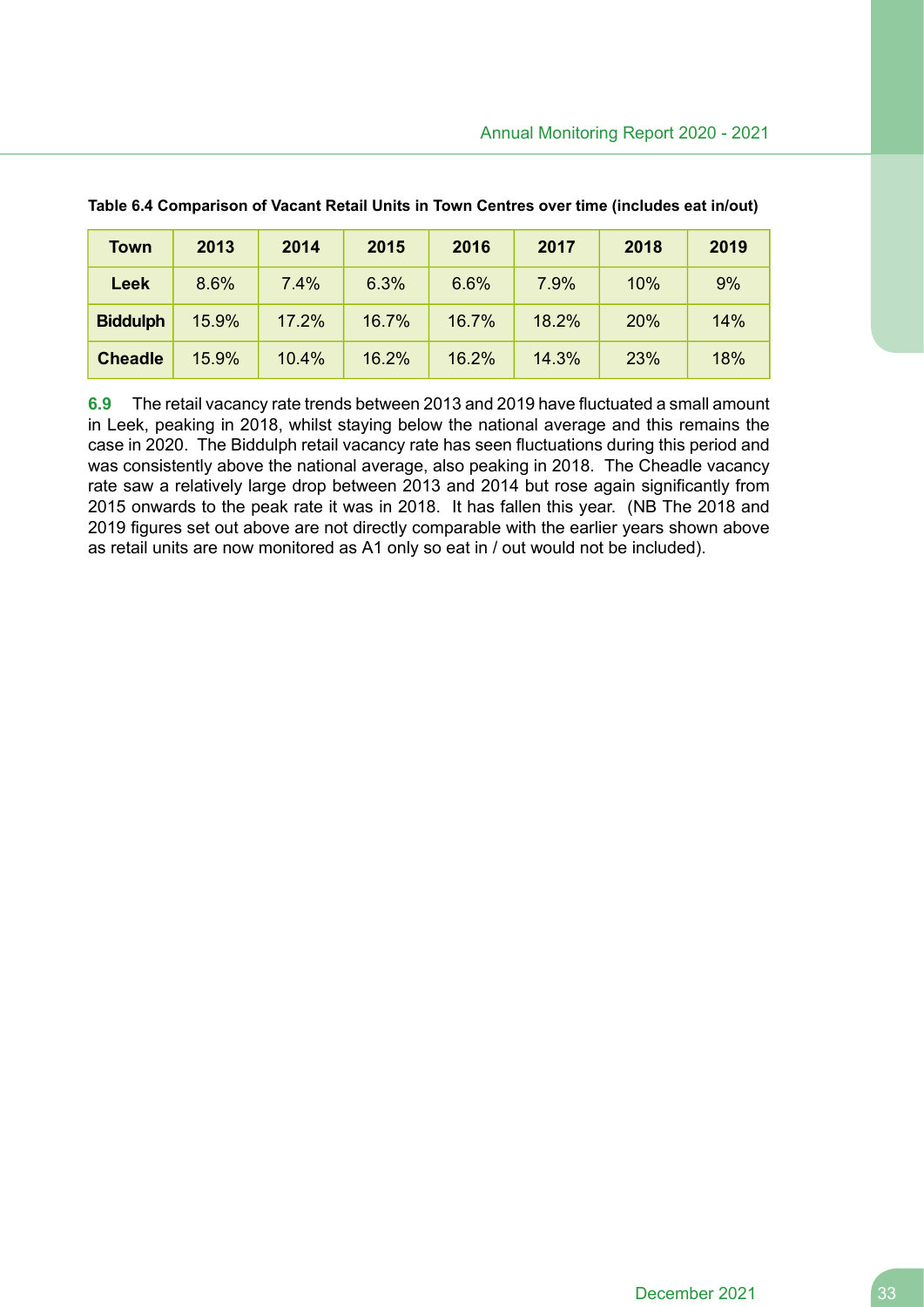**Table 6.4 Comparison of Vacant Retail Units in Town Centres over time (includes eat in/out)**

| Town | 2013 | 2014 | 2015 | 2016 | 2017 | 2018 | 2019 |
|---|---|---|---|---|---|---|---|
| **Leek** | 8.6% | 7.4% | 6.3% | 6.6% | 7.9% | 10% | 9% |
| **Biddulph** | 15.9% | 17.2% | 16.7% | 16.7% | 18.2% | 20% | 14% |
| **Cheadle** | 15.9% | 10.4% | 16.2% | 16.2% | 14.3% | 23% | 18% |

**6.9** The retail vacancy rate trends between 2013 and 2019 have fluctuated a small amount in Leek, peaking in 2018, whilst staying below the national average and this remains the case in 2020. The Biddulph retail vacancy rate has seen fluctuations during this period and was consistently above the national average, also peaking in 2018. The Cheadle vacancy rate saw a relatively large drop between 2013 and 2014 but rose again significantly from 2015 onwards to the peak rate it was in 2018. It has fallen this year. (NB The 2018 and 2019 figures set out above are not directly comparable with the earlier years shown above as retail units are now monitored as A1 only so eat in / out would not be included).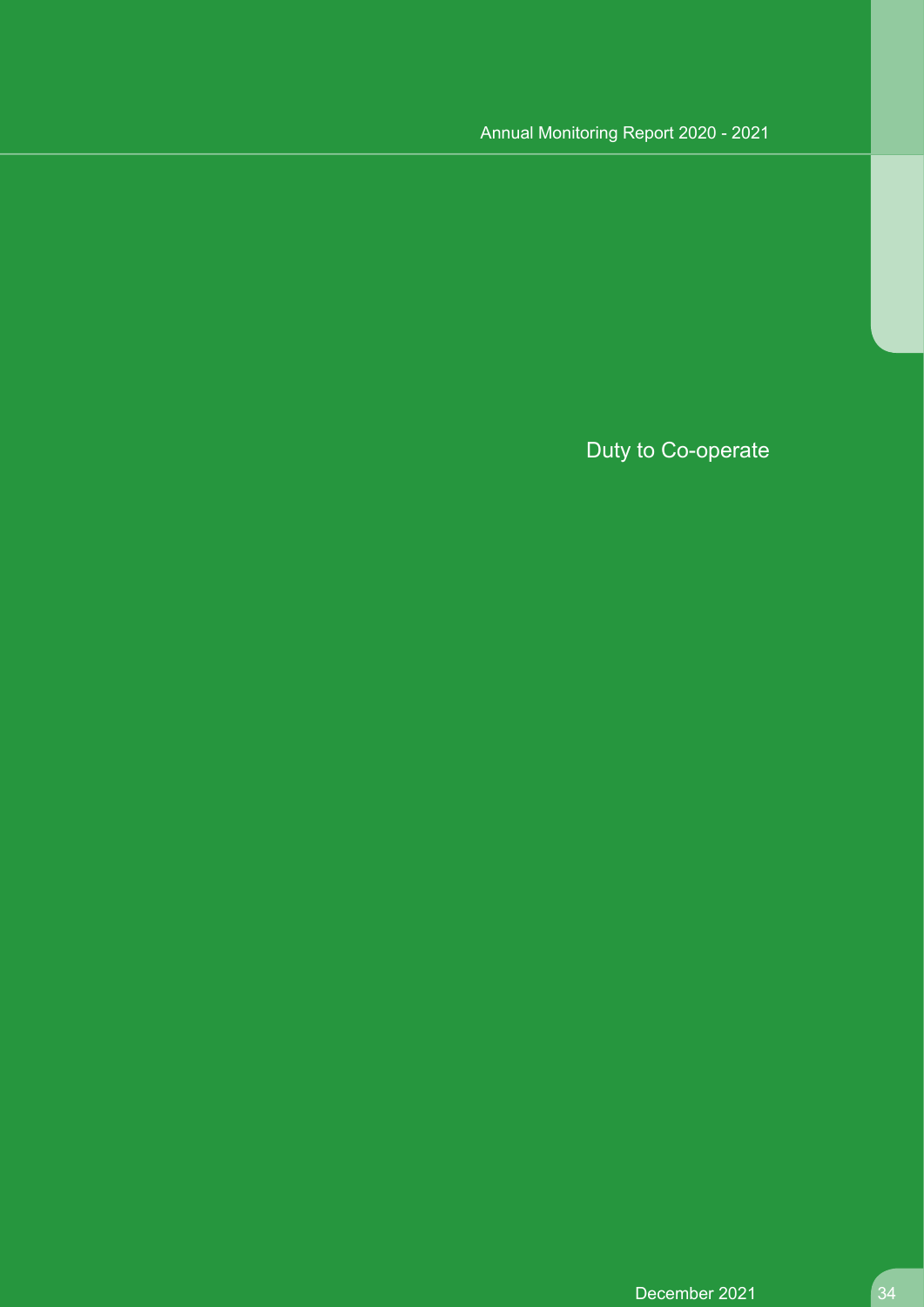# Duty to Co-operate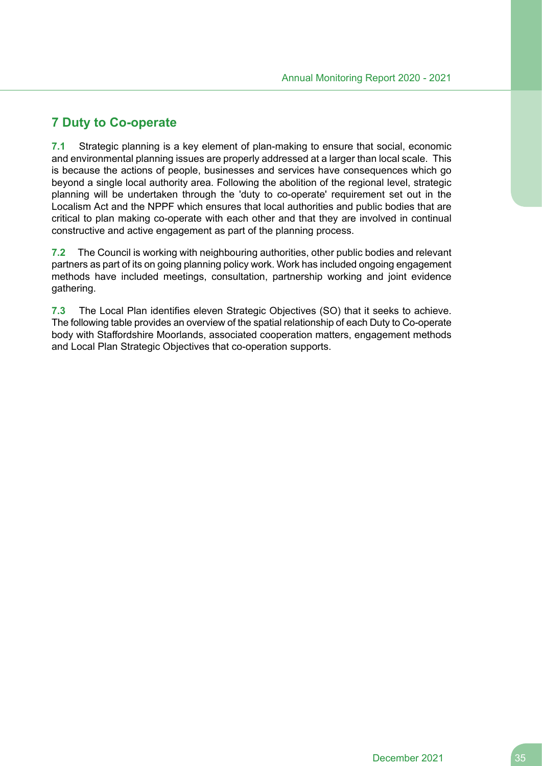## 7 Duty to Co-operate

**7.1** Strategic planning is a key element of plan-making to ensure that social, economic and environmental planning issues are properly addressed at a larger than local scale. This is because the actions of people, businesses and services have consequences which go beyond a single local authority area. Following the abolition of the regional level, strategic planning will be undertaken through the 'duty to co-operate' requirement set out in the Localism Act and the NPPF which ensures that local authorities and public bodies that are critical to plan making co-operate with each other and that they are involved in continual constructive and active engagement as part of the planning process.

**7.2** The Council is working with neighbouring authorities, other public bodies and relevant partners as part of its on going planning policy work. Work has included ongoing engagement methods have included meetings, consultation, partnership working and joint evidence gathering.

**7.3** The Local Plan identifies eleven Strategic Objectives (SO) that it seeks to achieve. The following table provides an overview of the spatial relationship of each Duty to Co-operate body with Staffordshire Moorlands, associated cooperation matters, engagement methods and Local Plan Strategic Objectives that co-operation supports.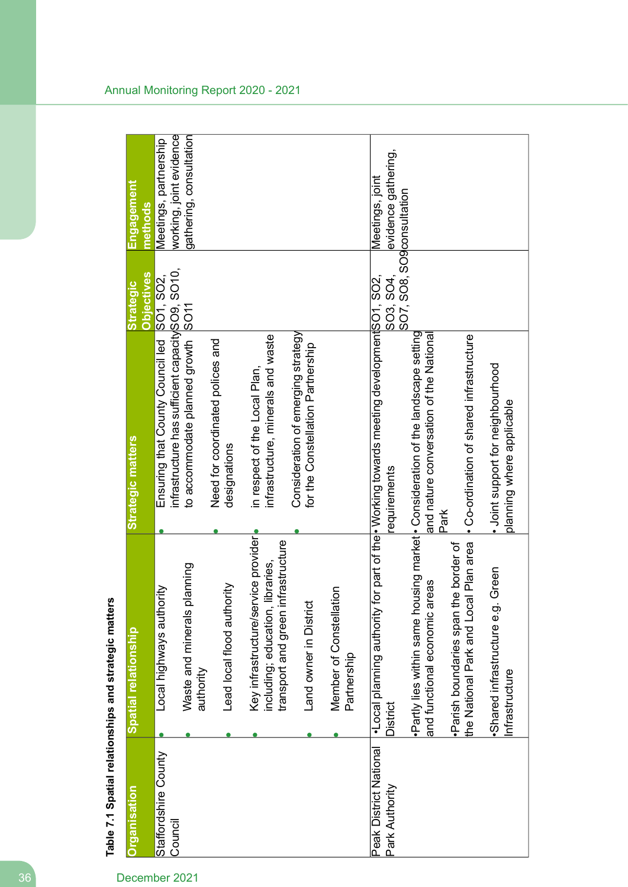**Table 7.1 Spatial relationships and strategic matters**

| Organisation | Spatial relationship | Strategic matters | Strategic Objectives | Engagement methods |
|---|---|---|---|---|
| Staffordshire County Council | • Local highways authority<br>• Waste and minerals planning authority<br>• Lead local flood authority<br>• Key infrastructure/service provider including; education, libraries, transport and green infrastructure<br>• Land owner in District<br>• Member of Constellation Partnership | • Ensuring that County Council led infrastructure has sufficient capacity to accommodate planned growth<br>• Need for coordinated polices and designations<br>• in respect of the Local Plan, infrastructure, minerals and waste<br>• Consideration of emerging strategy for the Constellation Partnership | SO1, SO2, SO9, SO10, SO11 | Meetings, partnership working, joint evidence gathering, consultation |
| Peak District National Park Authority | •Local planning authority for part of the District<br>•Partly lies within same housing market and functional economic areas<br>•Parish boundaries span the border of the National Park and Local Plan area<br>•Shared infrastructure e.g. Green Infrastructure | • Working towards meeting development requirements<br>• Consideration of the landscape setting and nature conversation of the National Park<br>• Co-ordination of shared infrastructure<br>• Joint support for neighbourhood planning where applicable | SO1, SO2, SO3, SO4, SO7, SO8, SO9 | Meetings, joint evidence gathering, consultation |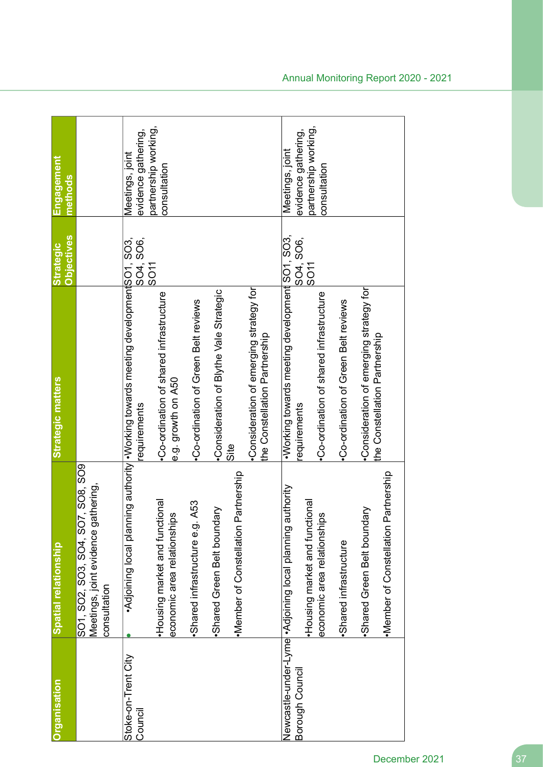| Organisation | Spatial relationship | Strategic matters | Strategic Objectives | Engagement methods |
|---|---|---|---|---|
| | SO1, SO2, SO3, SO4, SO7, SO8, SO9 Meetings, joint evidence gathering, consultation | | | |
| Stoke-on-Trent City Council | •Adjoining local planning authority<br>•Housing market and functional economic area relationships<br>•Shared infrastructure e.g. A53<br>•Shared Green Belt boundary<br>•Member of Constellation Partnership | •Working towards meeting development requirements<br>•Co-ordination of shared infrastructure e.g. growth on A50<br>•Co-ordination of Green Belt reviews<br>•Consideration of Blythe Vale Strategic Site<br>•Consideration of emerging strategy for the Constellation Partnership | SO1, SO3, SO4, SO6, SO11 | Meetings, joint evidence gathering, partnership working, consultation |
| Newcastle-under-Lyme Borough Council | •Adjoining local planning authority<br>•Housing market and functional economic area relationships<br>•Shared infrastructure<br>•Shared Green Belt boundary<br>•Member of Constellation Partnership | •Working towards meeting development requirements<br>•Co-ordination of shared infrastructure<br>•Co-ordination of Green Belt reviews<br>•Consideration of emerging strategy for the Constellation Partnership | SO1, SO3, SO4, SO6, SO11 | Meetings, joint evidence gathering, partnership working, consultation |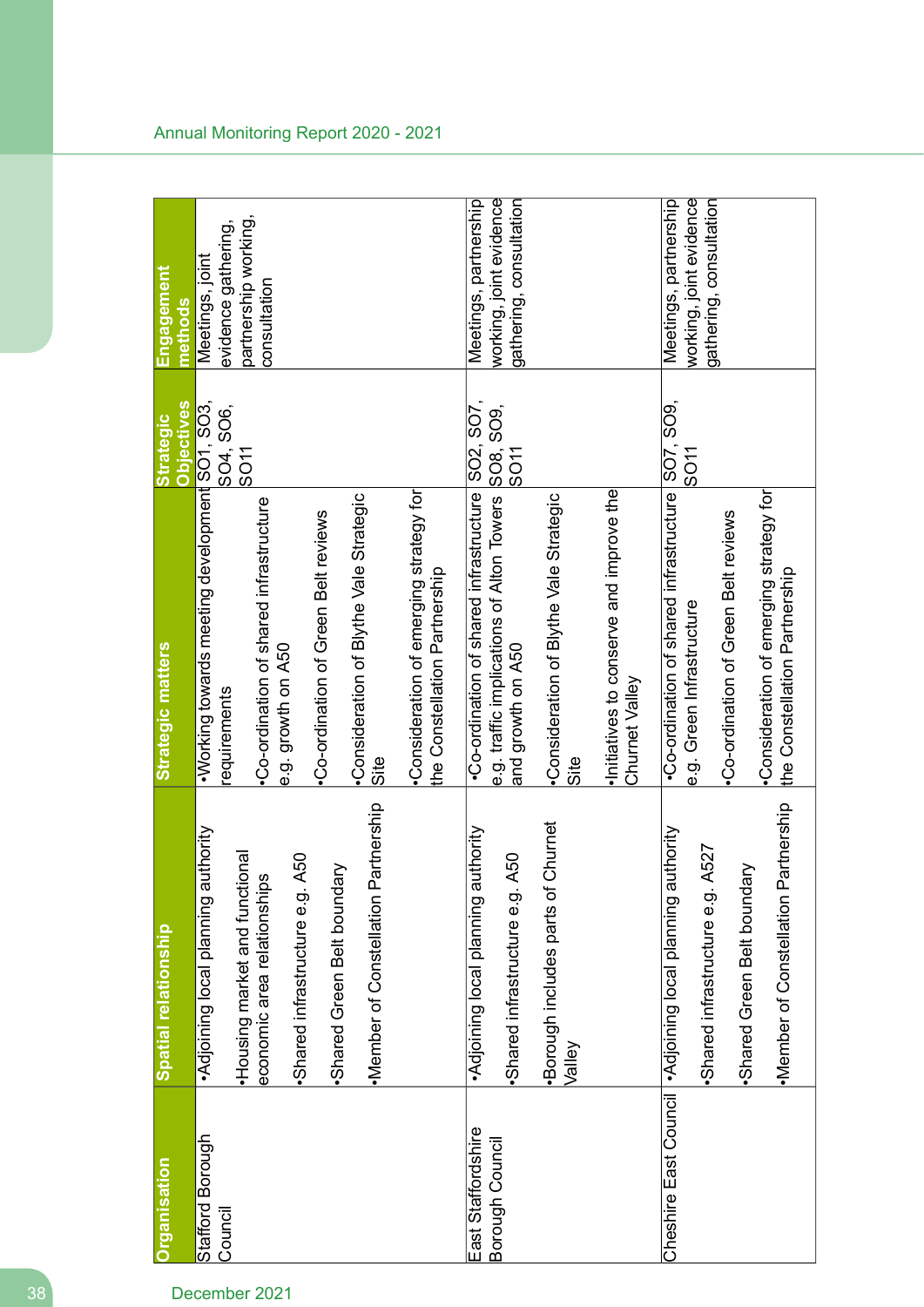| Organisation | Spatial relationship | Strategic matters | Strategic Objectives | Engagement methods |
|---|---|---|---|---|
| Stafford Borough Council | •Adjoining local planning authority<br>•Housing market and functional economic area relationships<br>•Shared infrastructure e.g. A50<br>•Shared Green Belt boundary<br>•Member of Constellation Partnership | •Working towards meeting development requirements<br>•Co-ordination of shared infrastructure e.g. growth on A50<br>•Co-ordination of Green Belt reviews<br>•Consideration of Blythe Vale Strategic Site<br>•Consideration of emerging strategy for the Constellation Partnership | SO1, SO3, SO4, SO6, SO11 | Meetings, joint evidence gathering, partnership working, consultation |
| East Staffordshire Borough Council | •Adjoining local planning authority<br>•Shared infrastructure e.g. A50<br>•Borough includes parts of Churnet Valley | •Co-ordination of shared infrastructure e.g. traffic implications of Alton Towers and growth on A50<br>•Consideration of Blythe Vale Strategic Site<br>•Initiatives to conserve and improve the Churnet Valley | SO2, SO7, SO8, SO9, SO11 | Meetings, partnership working, joint evidence gathering, consultation |
| Cheshire East Council | •Adjoining local planning authority<br>•Shared infrastructure e.g. A527<br>•Shared Green Belt boundary<br>•Member of Constellation Partnership | •Co-ordination of shared infrastructure e.g. Green Infrastructure<br>•Co-ordination of Green Belt reviews<br>•Consideration of emerging strategy for the Constellation Partnership | SO7, SO9, SO11 | Meetings, partnership working, joint evidence gathering, consultation |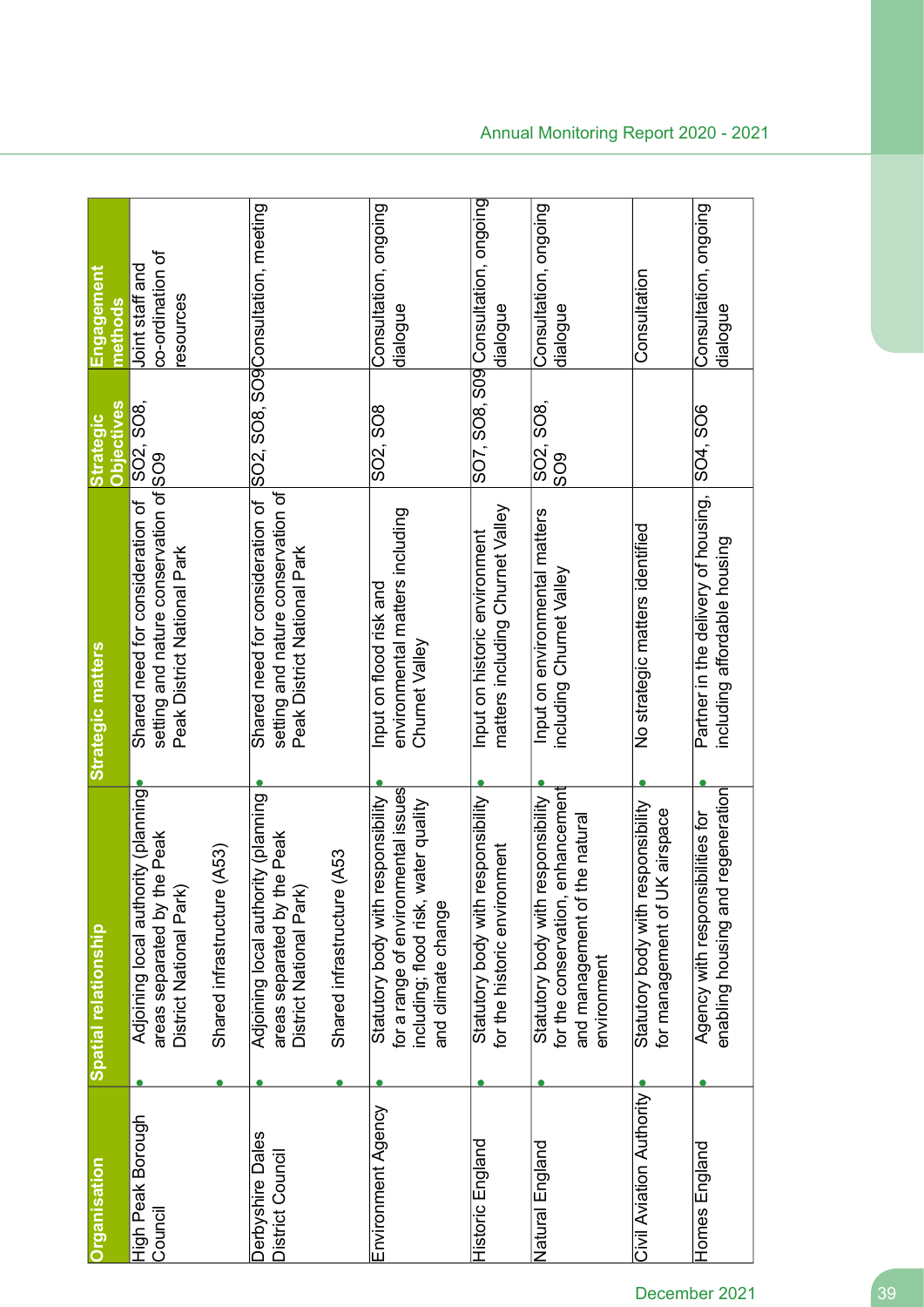| Organisation | Spatial relationship | Strategic matters | Strategic Objectives | Engagement methods |
|---|---|---|---|---|
| High Peak Borough Council | • Adjoining local authority (planning areas separated by the Peak District National Park)<br>• Shared infrastructure (A53) | • Shared need for consideration of setting and nature conservation of Peak District National Park | SO2, SO8, SO9 | Joint staff and co-ordination of resources |
| Derbyshire Dales District Council | • Adjoining local authority (planning areas separated by the Peak District National Park)<br>• Shared infrastructure (A53 | • Shared need for consideration of setting and nature conservation of Peak District National Park | SO2, SO8, SO9 | Consultation, meeting |
| Environment Agency | • Statutory body with responsibility for a range of environmental issues including; flood risk, water quality and climate change | • Input on flood risk and environmental matters including Churnet Valley | SO2, SO8 | Consultation, ongoing dialogue |
| Historic England | • Statutory body with responsibility for the historic environment | • Input on historic environment matters including Churnet Valley | SO7, SO8, SO9 | Consultation, ongoing dialogue |
| Natural England | • Statutory body with responsibility for the conservation, enhancement and management of the natural environment | • Input on environmental matters including Churnet Valley | SO2, SO8, SO9 | Consultation, ongoing dialogue |
| Civil Aviation Authority | • Statutory body with responsibility for management of UK airspace | • No strategic matters identified | | Consultation |
| Homes England | • Agency with responsibilities for enabling housing and regeneration | • Partner in the delivery of housing, including affordable housing | SO4, SO6 | Consultation, ongoing dialogue |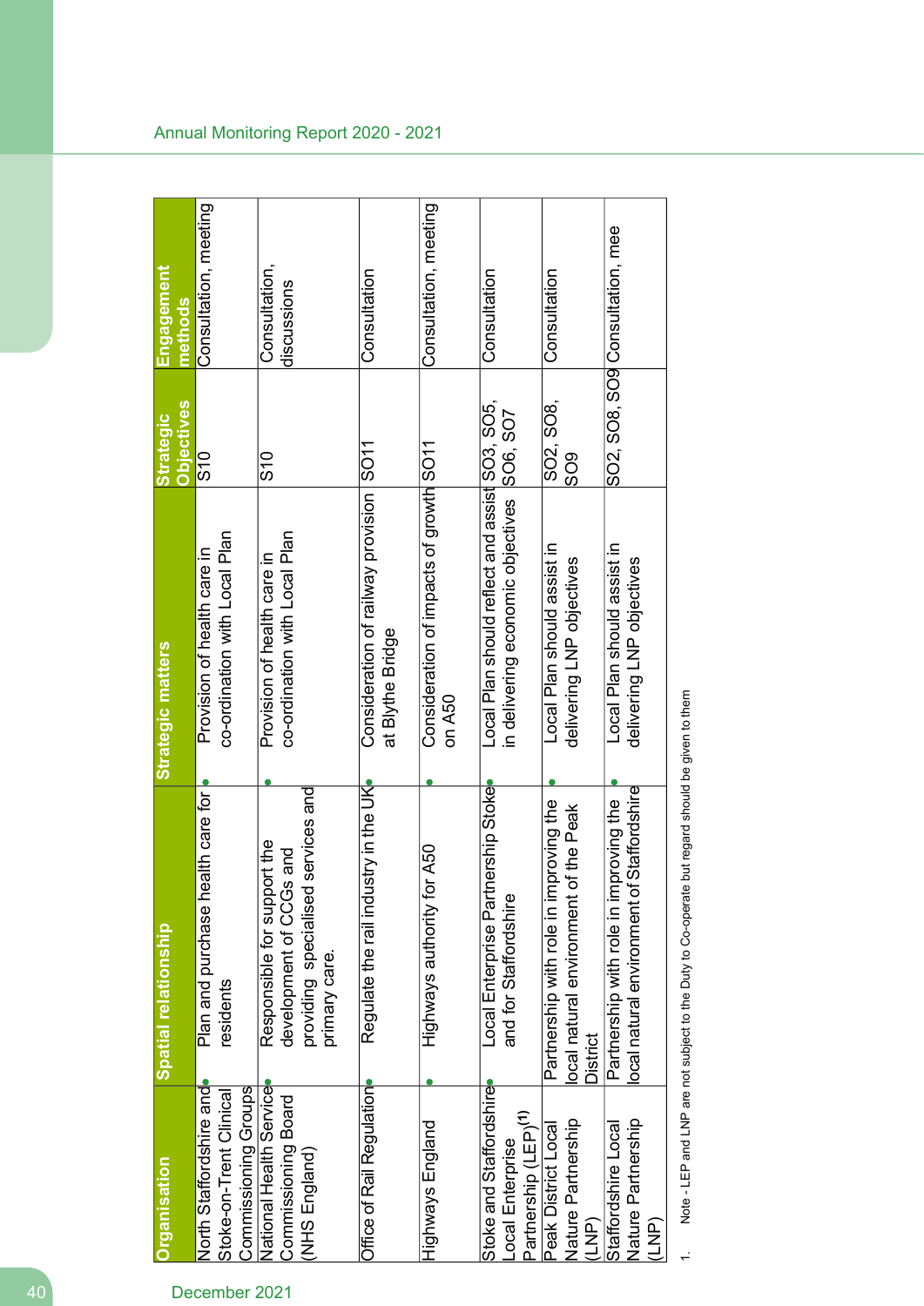| Organisation | Spatial relationship | Strategic matters | Strategic Objectives | Engagement methods |
|---|---|---|---|---|
| North Staffordshire and Stoke-on-Trent Clinical Commissioning Groups | • Plan and purchase health care for residents | • Provision of health care in co-ordination with Local Plan | S10 | Consultation, meeting |
| National Health Service Commissioning Board (NHS England) | • Responsible for support the development of CCGs and providing specialised services and primary care. | • Provision of health care in co-ordination with Local Plan | S10 | Consultation, discussions |
| Office of Rail Regulation | • Regulate the rail industry in the UK | • Consideration of railway provision at Blythe Bridge | SO11 | Consultation |
| Highways England | • Highways authority for A50 | • Consideration of impacts of growth on A50 | SO11 | Consultation, meeting |
| Stoke and Staffordshire Local Enterprise Partnership (LEP)[1] | • Local Enterprise Partnership Stoke and for Staffordshire | • Local Plan should reflect and assist in delivering economic objectives | SO3, SO5, SO6, SO7 | Consultation |
| Peak District Local Nature Partnership (LNP) | • Partnership with role in improving the local natural environment of the Peak District | • Local Plan should assist in delivering LNP objectives | SO2, SO8, SO9 | Consultation |
| Staffordshire Local Nature Partnership (LNP) | • Partnership with role in improving the local natural environment of Staffordshire | • Local Plan should assist in delivering LNP objectives | SO2, SO8, SO9 | Consultation, mee |

1. Note - LEP and LNP are not subject to the Duty to Co-operate but regard should be given to them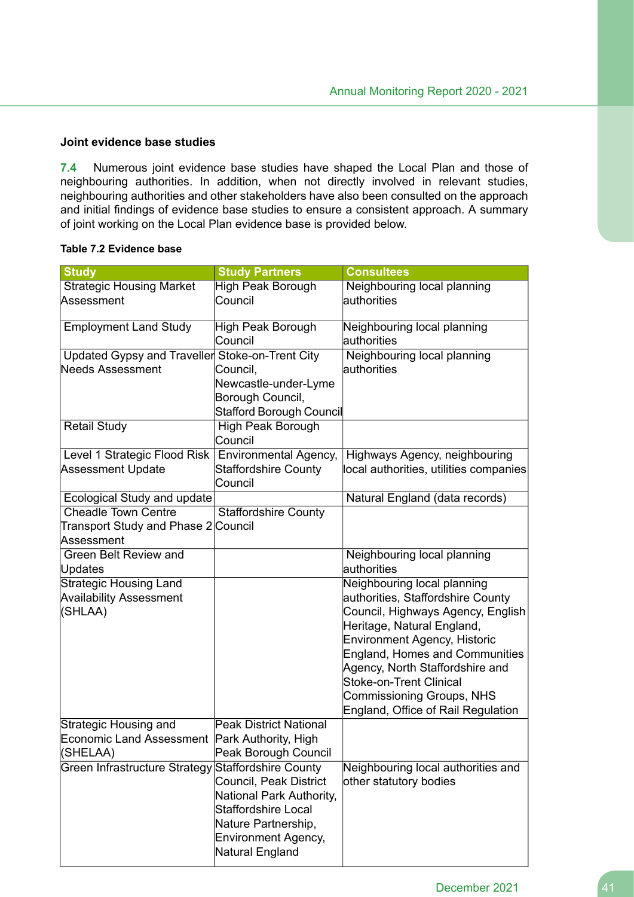### Joint evidence base studies

**7.4** Numerous joint evidence base studies have shaped the Local Plan and those of neighbouring authorities. In addition, when not directly involved in relevant studies, neighbouring authorities and other stakeholders have also been consulted on the approach and initial findings of evidence base studies to ensure a consistent approach. A summary of joint working on the Local Plan evidence base is provided below.

**Table 7.2 Evidence base**

| Study | Study Partners | Consultees |
|---|---|---|
| Strategic Housing Market Assessment | High Peak Borough Council | Neighbouring local planning authorities |
| Employment Land Study | High Peak Borough Council | Neighbouring local planning authorities |
| Updated Gypsy and Traveller Needs Assessment | Stoke-on-Trent City Council, Newcastle-under-Lyme Borough Council, Stafford Borough Council | Neighbouring local planning authorities |
| Retail Study | High Peak Borough Council | |
| Level 1 Strategic Flood Risk Assessment Update | Environmental Agency, Staffordshire County Council | Highways Agency, neighbouring local authorities, utilities companies |
| Ecological Study and update | | Natural England (data records) |
| Cheadle Town Centre Transport Study and Phase 2 Assessment | Staffordshire County Council | |
| Green Belt Review and Updates | | Neighbouring local planning authorities |
| Strategic Housing Land Availability Assessment (SHLAA) | | Neighbouring local planning authorities, Staffordshire County Council, Highways Agency, English Heritage, Natural England, Environment Agency, Historic England, Homes and Communities Agency, North Staffordshire and Stoke-on-Trent Clinical Commissioning Groups, NHS England, Office of Rail Regulation |
| Strategic Housing and Economic Land Assessment (SHELAA) | Peak District National Park Authority, High Peak Borough Council | |
| Green Infrastructure Strategy | Staffordshire County Council, Peak District National Park Authority, Staffordshire Local Nature Partnership, Environment Agency, Natural England | Neighbouring local authorities and other statutory bodies |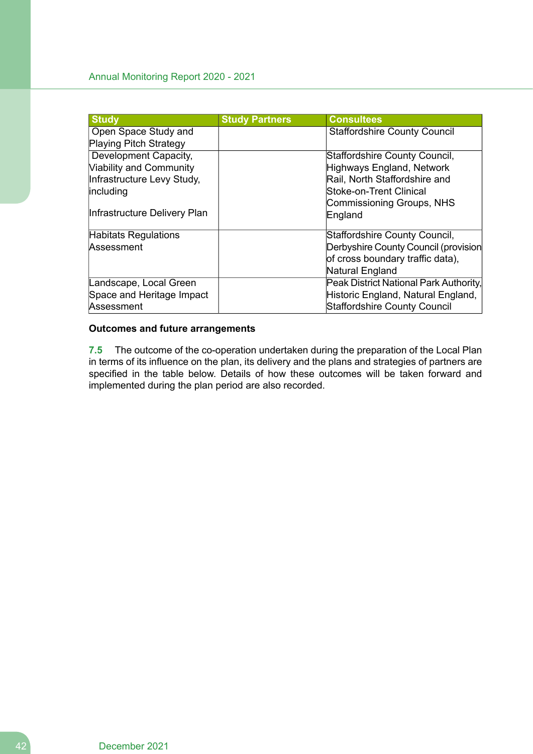| Study | Study Partners | Consultees |
| --- | --- | --- |
| Open Space Study and Playing Pitch Strategy | | Staffordshire County Council |
| Development Capacity, Viability and Community Infrastructure Levy Study, including<br><br>Infrastructure Delivery Plan | | Staffordshire County Council, Highways England, Network Rail, North Staffordshire and Stoke-on-Trent Clinical Commissioning Groups, NHS England |
| Habitats Regulations Assessment | | Staffordshire County Council, Derbyshire County Council (provision of cross boundary traffic data), Natural England |
| Landscape, Local Green Space and Heritage Impact Assessment | | Peak District National Park Authority, Historic England, Natural England, Staffordshire County Council |

**Outcomes and future arrangements**

**7.5** The outcome of the co-operation undertaken during the preparation of the Local Plan in terms of its influence on the plan, its delivery and the plans and strategies of partners are specified in the table below. Details of how these outcomes will be taken forward and implemented during the plan period are also recorded.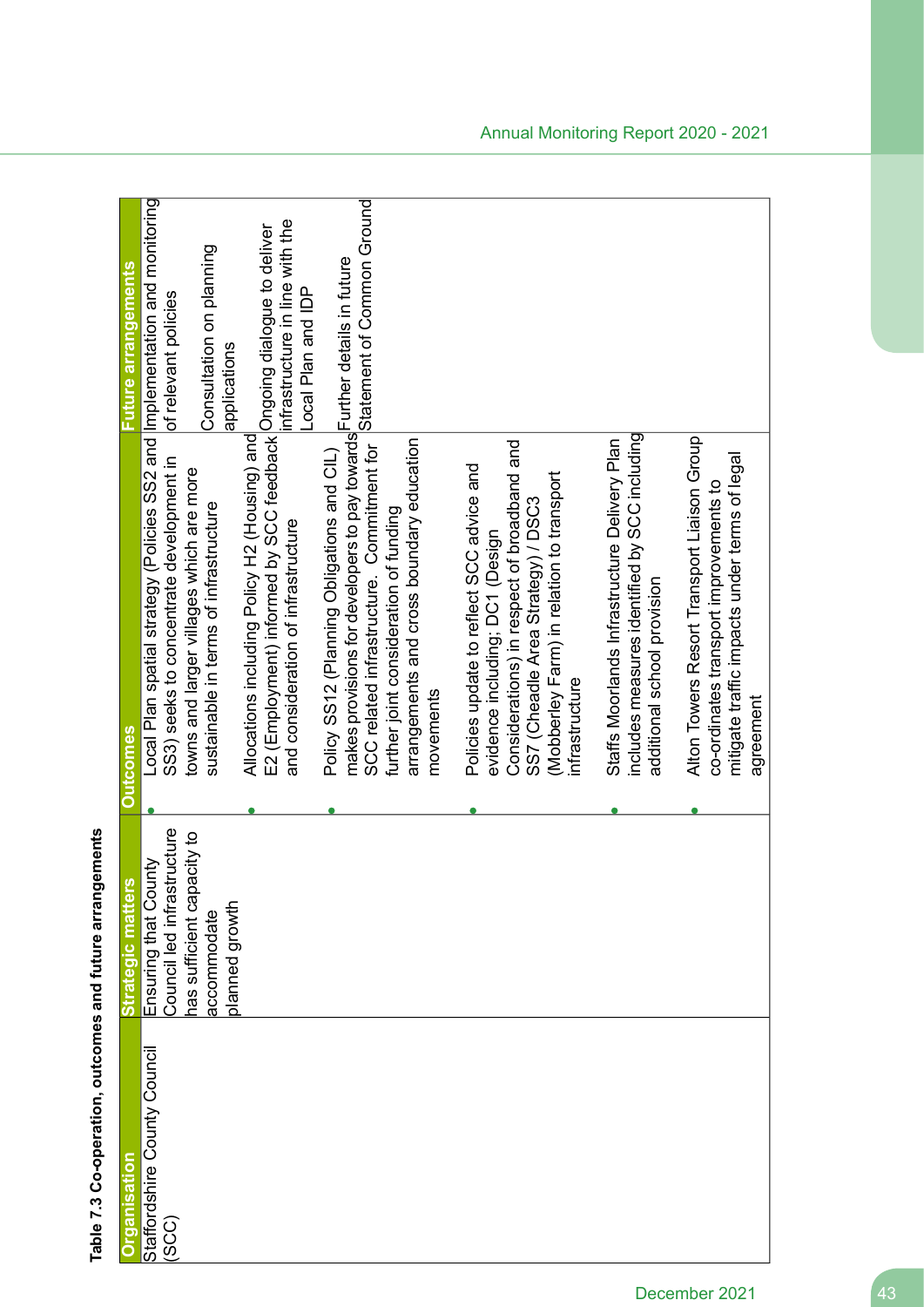**Table 7.3 Co-operation, outcomes and future arrangements**

| Organisation | Strategic matters | Outcomes | Future arrangements |
|---|---|---|---|
| Staffordshire County Council (SCC) | Ensuring that County Council led infrastructure has sufficient capacity to accommodate planned growth | • Local Plan spatial strategy (Policies SS2 and SS3) seeks to concentrate development in towns and larger villages which are more sustainable in terms of infrastructure<br><br>• Allocations including Policy H2 (Housing) and E2 (Employment) informed by SCC feedback and consideration of infrastructure<br><br>• Policy SS12 (Planning Obligations and CIL) makes provisions for developers to pay towards SCC related infrastructure. Commitment for further joint consideration of funding arrangements and cross boundary education movements<br><br>• Policies update to reflect SCC advice and evidence including; DC1 (Design Considerations) in respect of broadband and SS7 (Cheadle Area Strategy) / DSC3 (Mobberley Farm) in relation to transport infrastructure<br><br>• Staffs Moorlands Infrastructure Delivery Plan includes measures identified by SCC including additional school provision<br><br>• Alton Towers Resort Transport Liaison Group co-ordinates transport improvements to mitigate traffic impacts under terms of legal agreement | Implementation and monitoring of relevant policies<br><br>Consultation on planning applications<br><br>Ongoing dialogue to deliver infrastructure in line with the Local Plan and IDP<br><br>Further details in future Statement of Common Ground |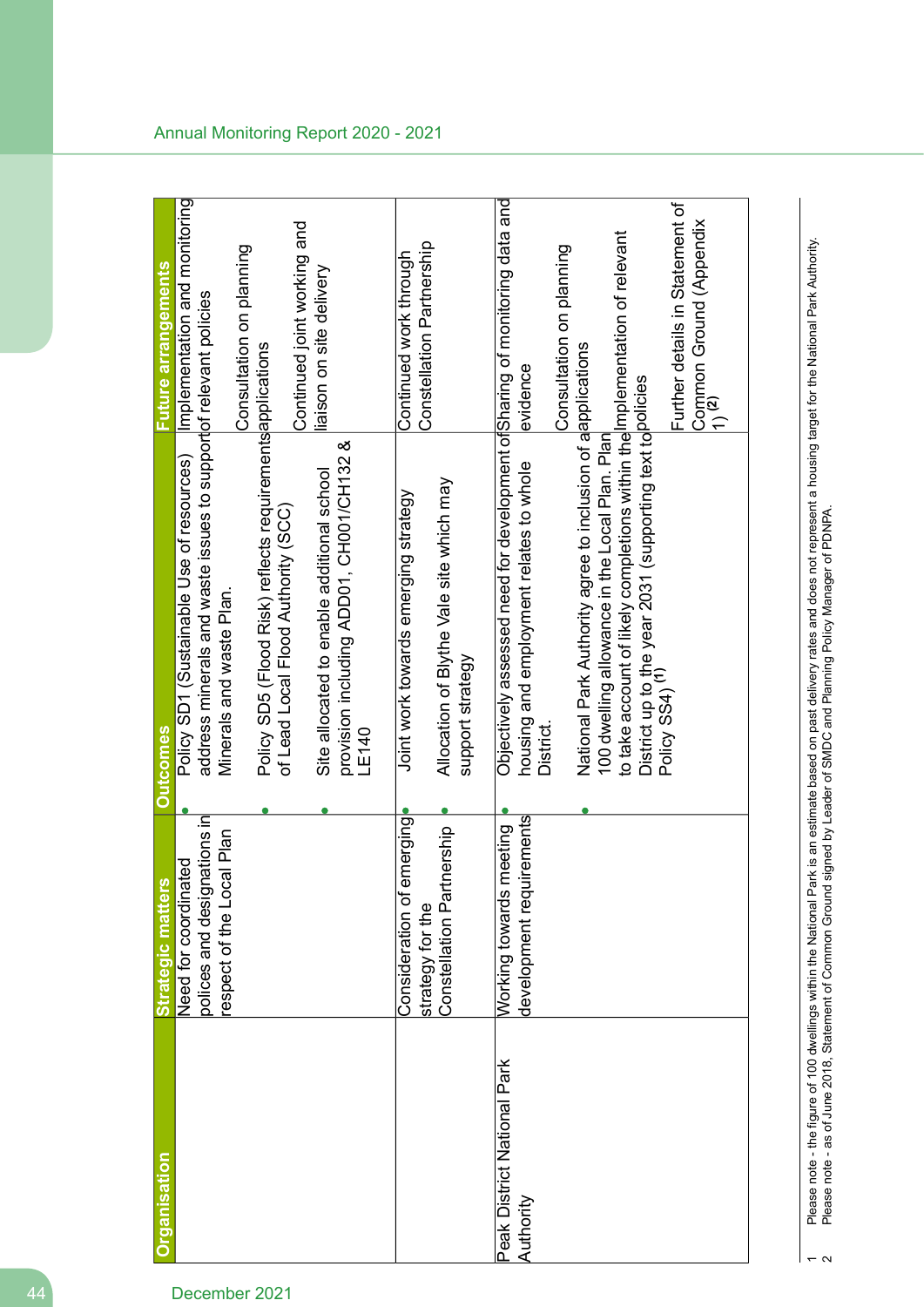| Organisation | Strategic matters | Outcomes | Future arrangements |
|---|---|---|---|
| | Need for coordinated polices and designations in respect of the Local Plan | • Policy SD1 (Sustainable Use of resources) address minerals and waste issues to support Minerals and waste Plan.<br>• Policy SD5 (Flood Risk) reflects requirements of Lead Local Flood Authority (SCC)<br>• Site allocated to enable additional school provision including ADD01, CH001/CH132 & LE140 | Implementation and monitoring of relevant policies<br><br>Consultation on planning applications<br><br>Continued joint working and liaison on site delivery |
| | Consideration of emerging strategy for the Constellation Partnership | • Joint work towards emerging strategy<br>• Allocation of Blythe Vale site which may support strategy | Continued work through Constellation Partnership |
| Peak District National Park Authority | Working towards meeting development requirements | • Objectively assessed need for development of housing and employment relates to whole District.<br>• National Park Authority agree to inclusion of a 100 dwelling allowance in the Local Plan. Plan to take account of likely completions within the District up to the year 2031 (supporting text to Policy SS4) [1] | Sharing of monitoring data and evidence<br><br>Consultation on planning applications<br><br>Implementation of relevant policies<br><br>Further details in Statement of Common Ground (Appendix 1) [2] |

1 Please note - the figure of 100 dwellings within the National Park is an estimate based on past delivery rates and does not represent a housing target for the National Park Authority.
2 Please note - as of June 2018, Statement of Common Ground signed by Leader of SMDC and Planning Policy Manager of PDNPA.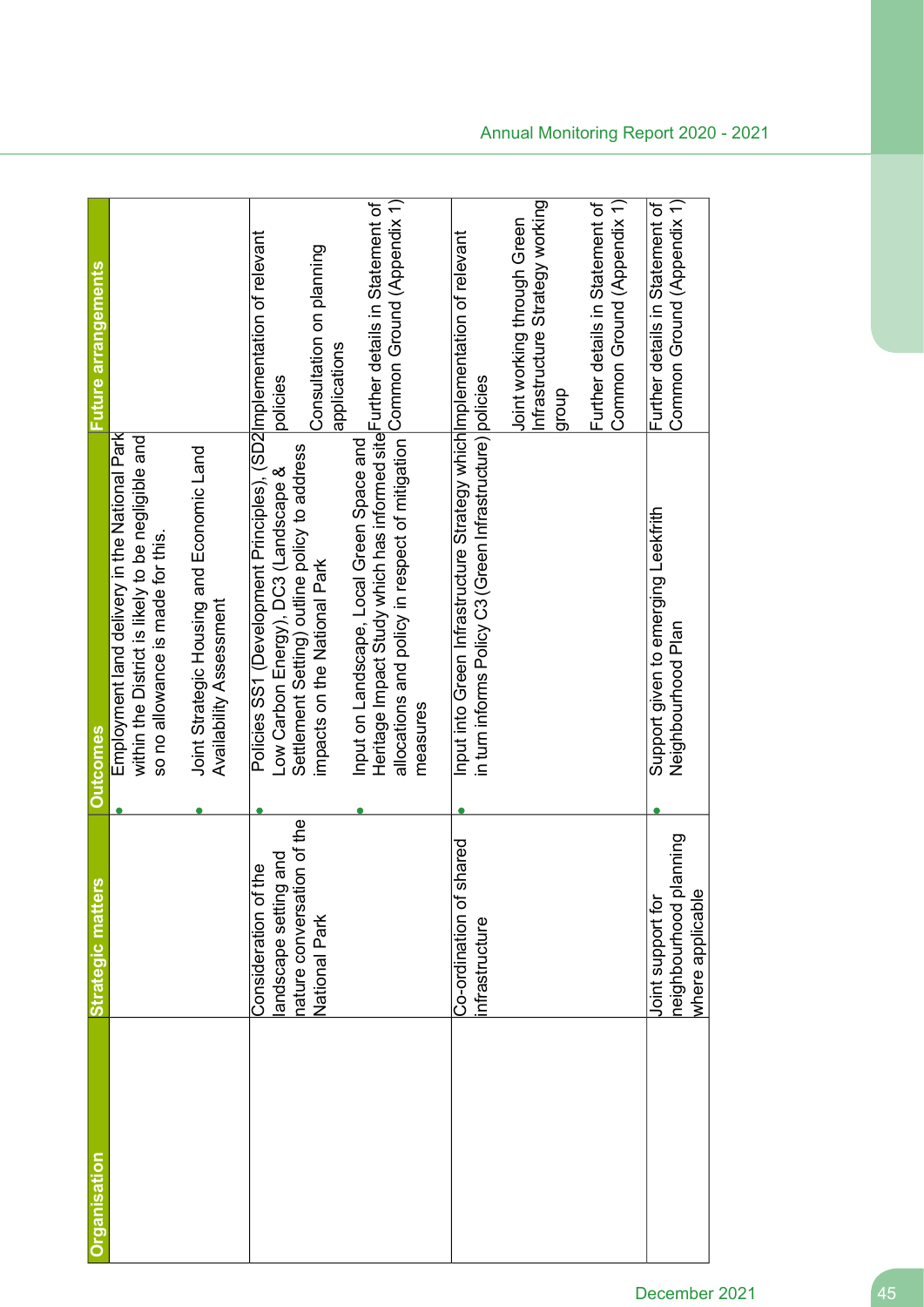| Organisation | Strategic matters | Outcomes | Future arrangements |
|---|---|---|---|
| | | • Employment land delivery in the National Park within the District is likely to be negligible and so no allowance is made for this.<br>• Joint Strategic Housing and Economic Land Availability Assessment | |
| | Consideration of the landscape setting and nature conversation of the National Park | • Policies SS1 (Development Principles), (SD2 Low Carbon Energy), DC3 (Landscape & Settlement Setting) outline policy to address impacts on the National Park<br>• Input on Landscape, Local Green Space and Heritage Impact Study which has informed site allocations and policy in respect of mitigation measures | Implementation of relevant policies<br><br>Consultation on planning applications<br><br>Further details in Statement of Common Ground (Appendix 1) |
| | Co-ordination of shared infrastructure | • Input into Green Infrastructure Strategy which in turn informs Policy C3 (Green Infrastructure) | Implementation of relevant policies<br><br>Joint working through Green Infrastructure Strategy working group<br><br>Further details in Statement of Common Ground (Appendix 1) |
| | Joint support for neighbourhood planning where applicable | • Support given to emerging Leekfrith Neighbourhood Plan | Further details in Statement of Common Ground (Appendix 1) |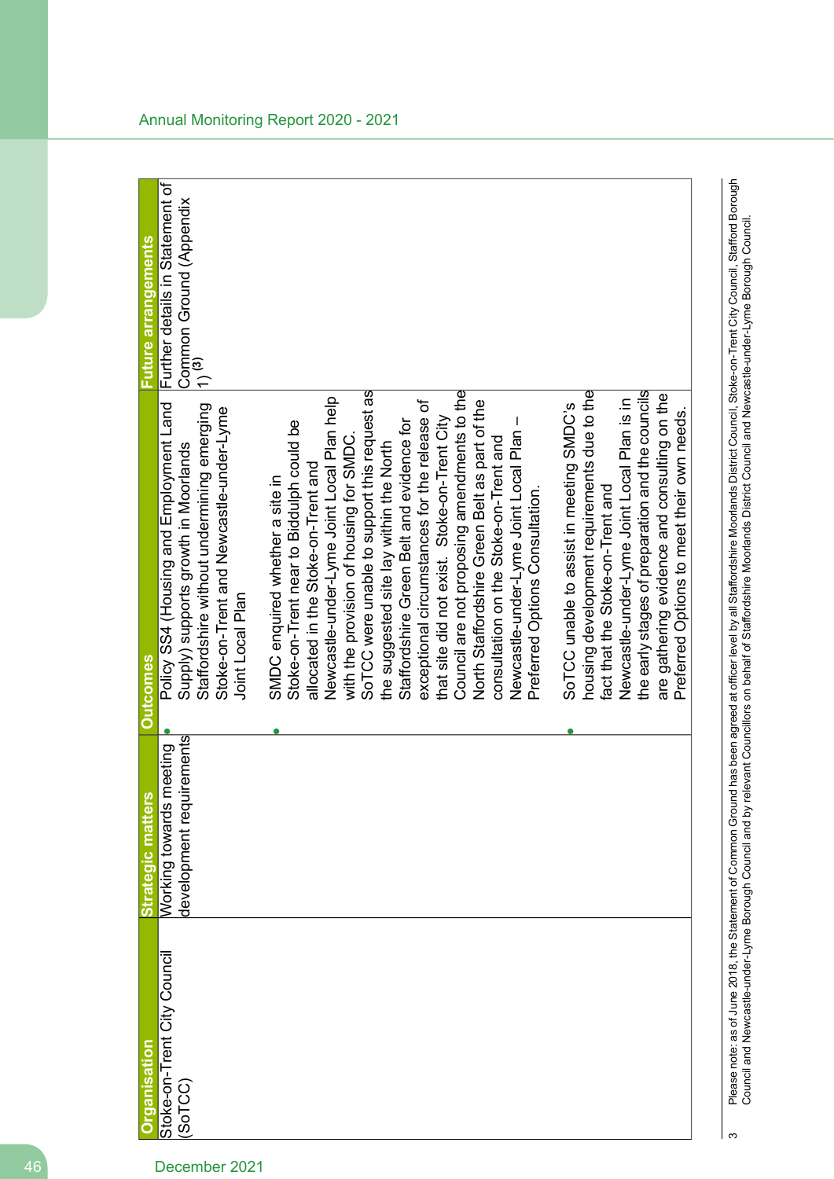| Organisation | Strategic matters | Outcomes | Future arrangements |
|---|---|---|---|
| Stoke-on-Trent City Council (SoTCC) | Working towards meeting development requirements | • Policy SS4 (Housing and Employment Land Supply) supports growth in Moorlands Staffordshire without undermining emerging Stoke-on-Trent and Newcastle-under-Lyme Joint Local Plan<br><br>• SMDC enquired whether a site in Stoke-on-Trent near to Biddulph could be allocated in the Stoke-on-Trent and Newcastle-under-Lyme Joint Local Plan help with the provision of housing for SMDC. SoTCC were unable to support this request as the suggested site lay within the North Staffordshire Green Belt and evidence for exceptional circumstances for the release of that site did not exist. Stoke-on-Trent City Council are not proposing amendments to the North Staffordshire Green Belt as part of the consultation on the Stoke-on-Trent and Newcastle-under-Lyme Joint Local Plan – Preferred Options Consultation.<br><br>• SoTCC unable to assist in meeting SMDC's housing development requirements due to the fact that the Stoke-on-Trent and Newcastle-under-Lyme Joint Local Plan is in the early stages of preparation and the councils are gathering evidence and consulting on the Preferred Options to meet their own needs. | Further details in Statement of Common Ground (Appendix 1) [3] |

3 Please note: as of June 2018, the Statement of Common Ground has been agreed at officer level by all Staffordshire Moorlands District Council, Stoke-on-Trent City Council, Stafford Borough Council and Newcastle-under-Lyme Borough Council and by relevant Councillors on behalf of Staffordshire Moorlands District Council and Newcastle-under-Lyme Borough Council.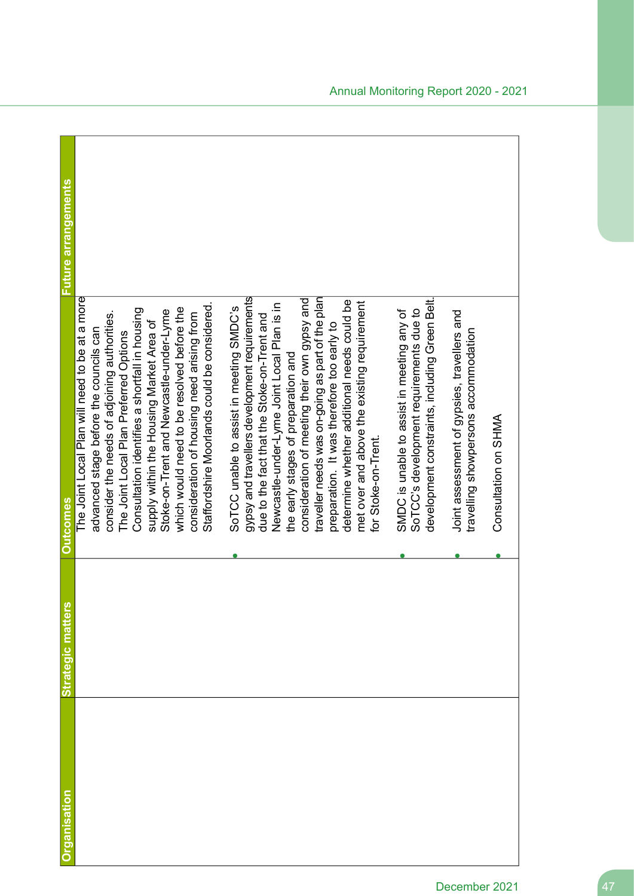| Organisation | Strategic matters | Outcomes | Future arrangements |
|---|---|---|---|
| | | The Joint Local Plan will need to be at a more advanced stage before the councils can consider the needs of adjoining authorities. The Joint Local Plan Preferred Options Consultation identifies a shortfall in housing supply within the Housing Market Area of Stoke-on-Trent and Newcastle-under-Lyme which would need to be resolved before the consideration of housing need arising from Staffordshire Moorlands could be considered.<br>• SoTCC unable to assist in meeting SMDC's gypsy and travellers development requirements due to the fact that the Stoke-on-Trent and Newcastle-under-Lyme Joint Local Plan is in the early stages of preparation and consideration of meeting their own gypsy and traveller needs was on-going as part of the plan preparation. It was therefore too early to determine whether additional needs could be met over and above the existing requirement for Stoke-on-Trent.<br>• SMDC is unable to assist in meeting any of SoTCC's development requirements due to development constraints, including Green Belt.<br>• Joint assessment of gypsies, travellers and travelling showpersons accommodation<br>• Consultation on SHMA | |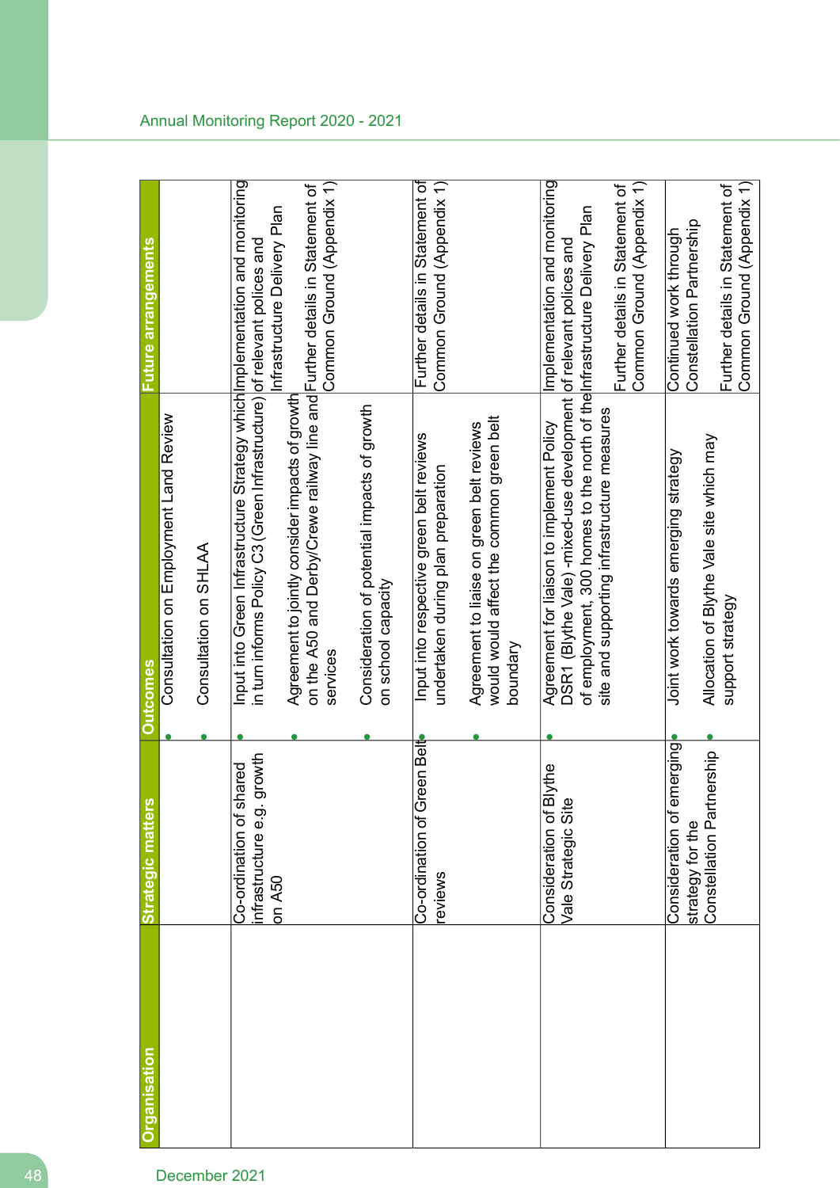| Organisation | Strategic matters | Outcomes | Future arrangements |
|---|---|---|---|
| | | • Consultation on Employment Land Review<br>• Consultation on SHLAA | |
| | Co-ordination of shared infrastructure e.g. growth on A50 | • Input into Green Infrastructure Strategy which in turn informs Policy C3 (Green Infrastructure)<br>• Agreement to jointly consider impacts of growth on the A50 and Derby/Crewe railway line and services<br>• Consideration of potential impacts of growth on school capacity | Implementation and monitoring of relevant polices and Infrastructure Delivery Plan<br><br>Further details in Statement of Common Ground (Appendix 1) |
| | Co-ordination of Green Belt reviews | • Input into respective green belt reviews undertaken during plan preparation<br>• Agreement to liaise on green belt reviews would would affect the common green belt boundary | Further details in Statement of Common Ground (Appendix 1) |
| | Consideration of Blythe Vale Strategic Site | • Agreement for liaison to implement Policy DSR1 (Blythe Vale) -mixed-use development of employment, 300 homes to the north of the site and supporting infrastructure measures | Implementation and monitoring of relevant polices and Infrastructure Delivery Plan<br><br>Further details in Statement of Common Ground (Appendix 1) |
| | Consideration of emerging strategy for the Constellation Partnership | • Joint work towards emerging strategy<br>• Allocation of Blythe Vale site which may support strategy | Continued work through Constellation Partnership<br><br>Further details in Statement of Common Ground (Appendix 1) |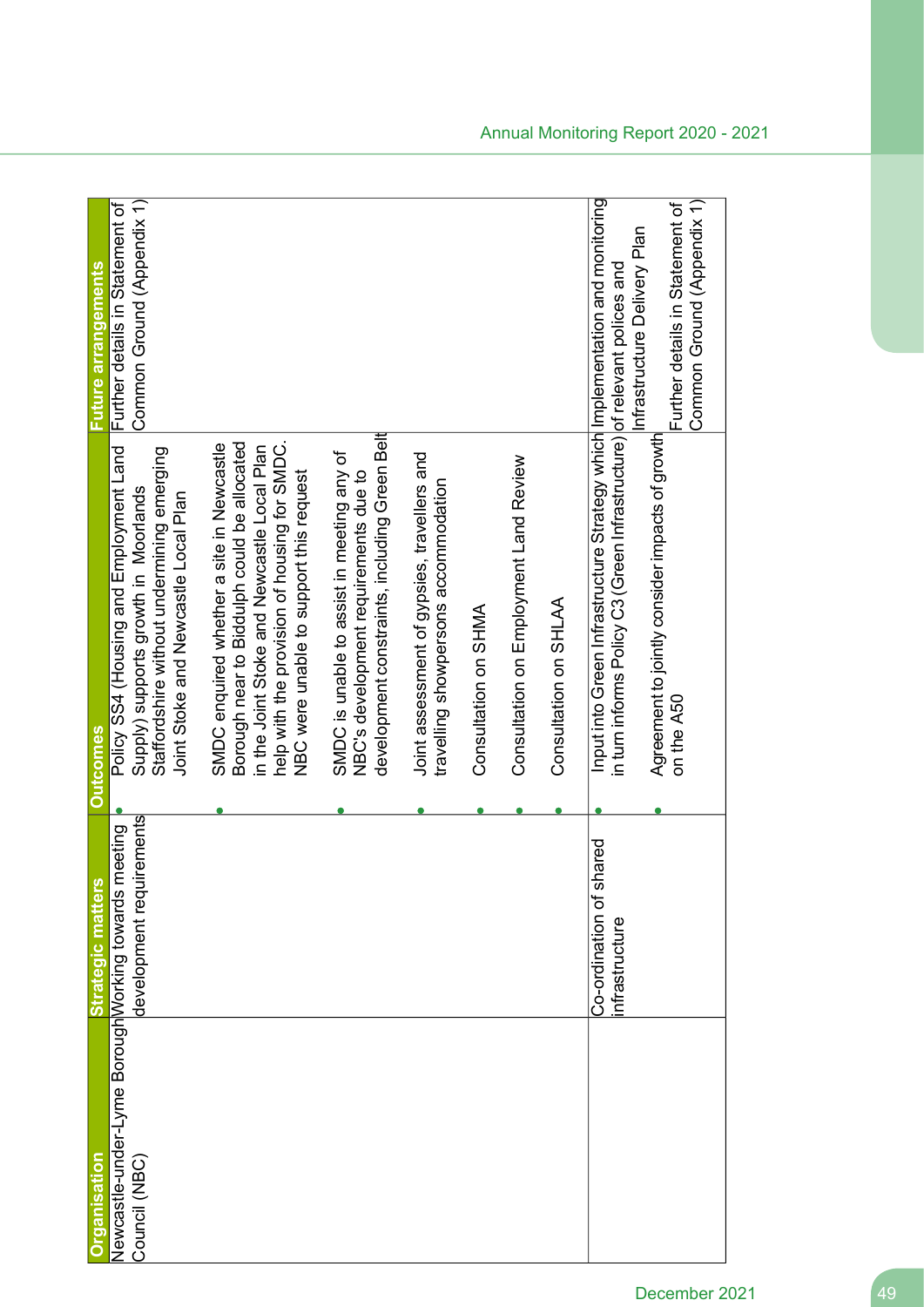| Organisation | Strategic matters | Outcomes | Future arrangements |
|---|---|---|---|
| Newcastle-under-Lyme Borough Council (NBC) | Working towards meeting development requirements | • Policy SS4 (Housing and Employment Land Supply) supports growth in Moorlands Staffordshire without undermining emerging Joint Stoke and Newcastle Local Plan<br>• SMDC enquired whether a site in Newcastle Borough near to Biddulph could be allocated in the Joint Stoke and Newcastle Local Plan help with the provision of housing for SMDC. NBC were unable to support this request<br>• SMDC is unable to assist in meeting any of NBC's development requirements due to development constraints, including Green Belt<br>• Joint assessment of gypsies, travellers and travelling showpersons accommodation<br>• Consultation on SHMA<br>• Consultation on Employment Land Review<br>• Consultation on SHLAA | Further details in Statement of Common Ground (Appendix 1) |
| | Co-ordination of shared infrastructure | • Input into Green Infrastructure Strategy which in turn informs Policy C3 (Green Infrastructure)<br>• Agreement to jointly consider impacts of growth on the A50 | Implementation and monitoring of relevant polices and Infrastructure Delivery Plan<br><br>Further details in Statement of Common Ground (Appendix 1) |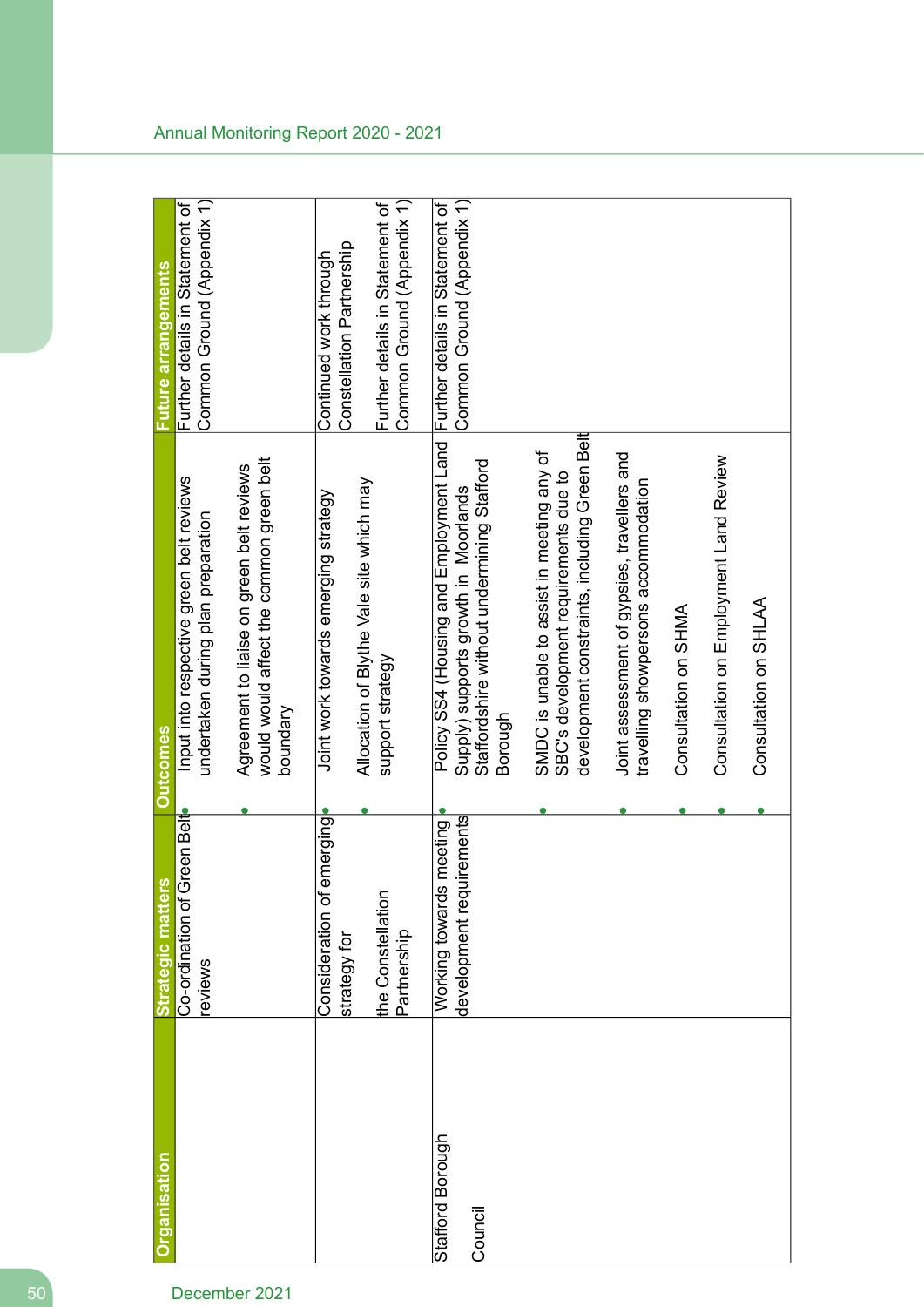| Organisation | Strategic matters | Outcomes | Future arrangements |
| --- | --- | --- | --- |
| | Co-ordination of Green Belt reviews | • Input into respective green belt reviews undertaken during plan preparation<br>• Agreement to liaise on green belt reviews would would affect the common green belt boundary | Further details in Statement of Common Ground (Appendix 1) |
| | Consideration of emerging strategy for the Constellation Partnership | • Joint work towards emerging strategy<br>• Allocation of Blythe Vale site which may support strategy | Continued work through Constellation Partnership<br>Further details in Statement of Common Ground (Appendix 1) |
| Stafford Borough Council | Working towards meeting development requirements | • Policy SS4 (Housing and Employment Land Supply) supports growth in Moorlands Staffordshire without undermining Stafford Borough<br>• SMDC is unable to assist in meeting any of SBC's development requirements due to development constraints, including Green Belt<br>• Joint assessment of gypsies, travellers and travelling showpersons accommodation<br>• Consultation on SHMA<br>• Consultation on Employment Land Review<br>• Consultation on SHLAA | Further details in Statement of Common Ground (Appendix 1) |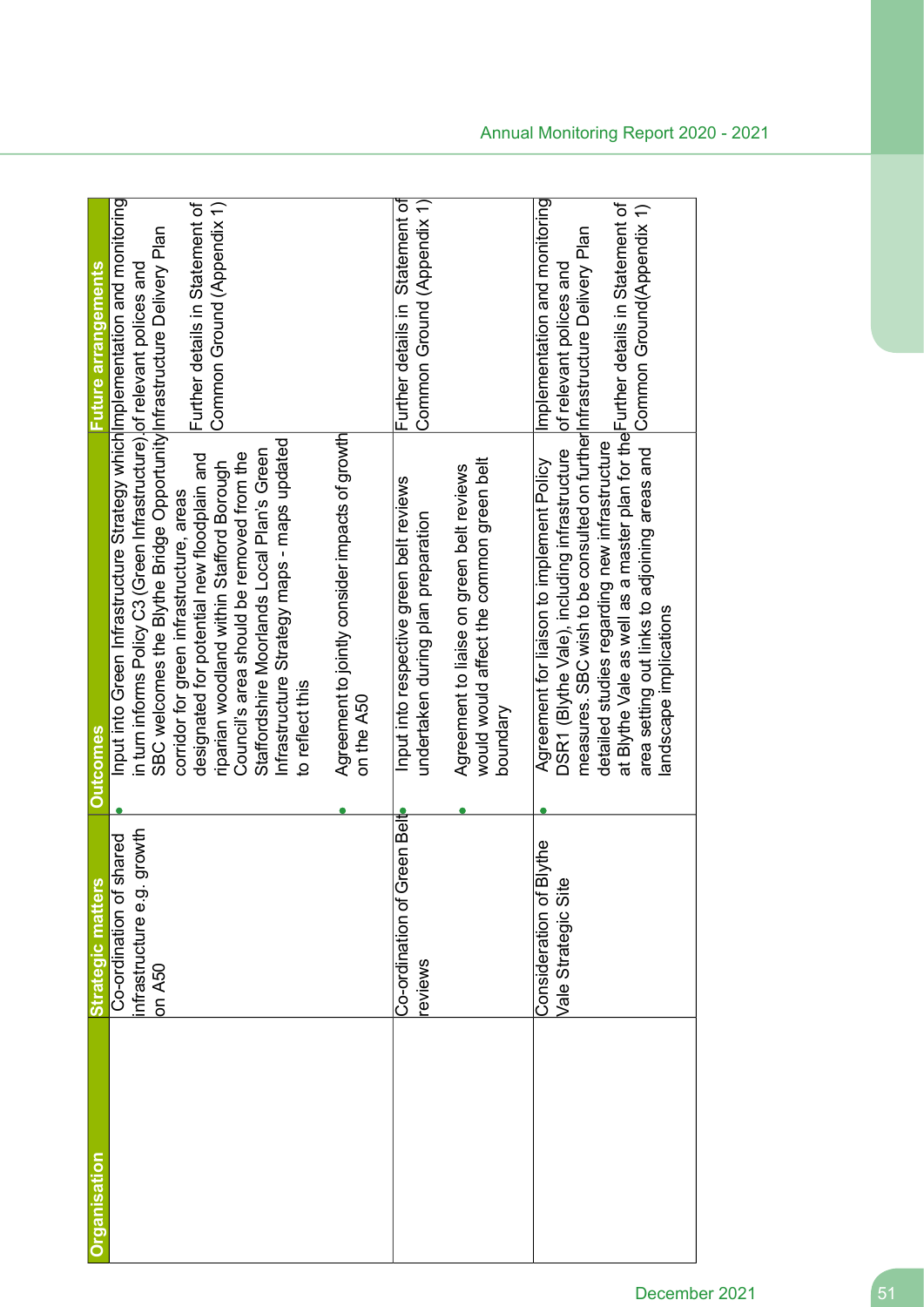| Organisation | Strategic matters | Outcomes | Future arrangements |
|---|---|---|---|
| | Co-ordination of shared infrastructure e.g. growth on A50 | • Input into Green Infrastructure Strategy which in turn informs Policy C3 (Green Infrastructure). SBC welcomes the Blythe Bridge Opportunity corridor for green infrastructure, areas designated for potential new floodplain and riparian woodland within Stafford Borough Council's area should be removed from the Staffordshire Moorlands Local Plan's Green Infrastructure Strategy maps - maps updated to reflect this<br><br>• Agreement to jointly consider impacts of growth on the A50 | Implementation and monitoring of relevant polices and Infrastructure Delivery Plan<br><br>Further details in Statement of Common Ground (Appendix 1) |
| | Co-ordination of Green Belt reviews | • Input into respective green belt reviews undertaken during plan preparation<br><br>• Agreement to liaise on green belt reviews would would affect the common green belt boundary | Further details in Statement of Common Ground (Appendix 1) |
| | Consideration of Blythe Vale Strategic Site | • Agreement for liaison to implement Policy DSR1 (Blythe Vale), including infrastructure measures. SBC wish to be consulted on further detailed studies regarding new infrastructure at Blythe Vale as well as a master plan for the area setting out links to adjoining areas and landscape implications | Implementation and monitoring of relevant polices and Infrastructure Delivery Plan<br><br>Further details in Statement of Common Ground(Appendix 1) |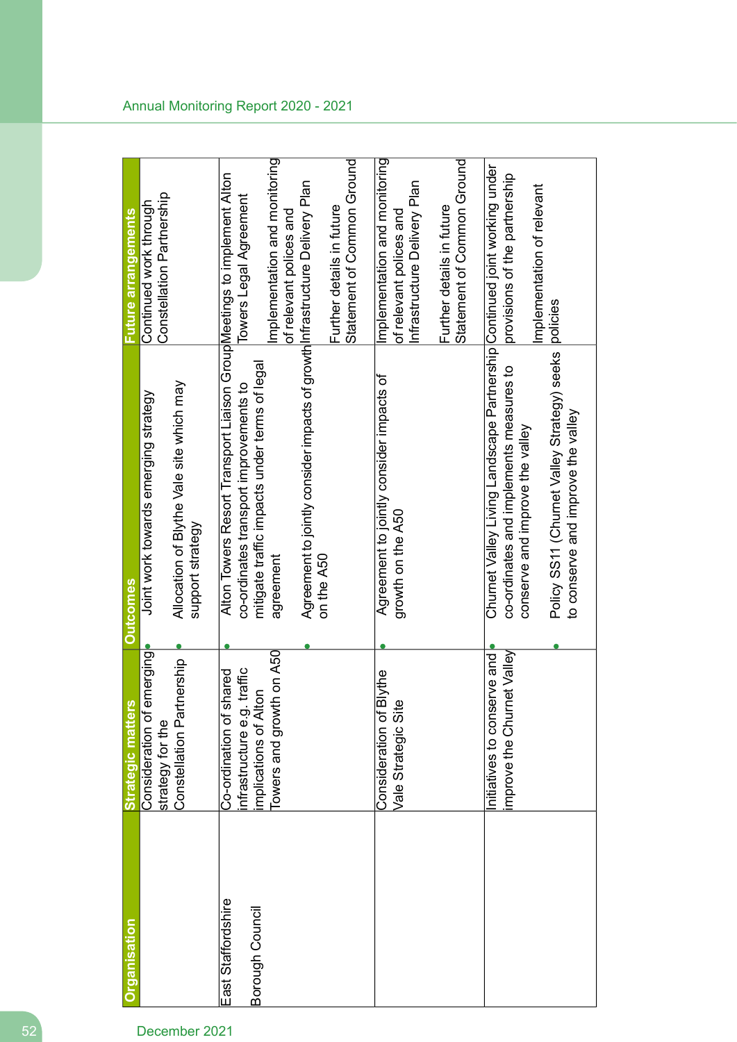| Organisation | Strategic matters | Outcomes | Future arrangements |
|---|---|---|---|
| | Consideration of emerging strategy for the Constellation Partnership | • Joint work towards emerging strategy<br>• Allocation of Blythe Vale site which may support strategy | Continued work through Constellation Partnership |
| East Staffordshire Borough Council | Co-ordination of shared infrastructure e.g. traffic implications of Alton Towers and growth on A50 | • Alton Towers Resort Transport Liaison Group co-ordinates transport improvements to mitigate traffic impacts under terms of legal agreement<br>• Agreement to jointly consider impacts of growth on the A50 | Meetings to implement Alton Towers Legal Agreement<br><br>Implementation and monitoring of relevant polices and Infrastructure Delivery Plan<br><br>Further details in future Statement of Common Ground |
| | Consideration of Blythe Vale Strategic Site | • Agreement to jointly consider impacts of growth on the A50 | Implementation and monitoring of relevant polices and Infrastructure Delivery Plan<br><br>Further details in future Statement of Common Ground |
| | Initiatives to conserve and improve the Churnet Valley | • Churnet Valley Living Landscape Partnership co-ordinates and implements measures to conserve and improve the valley<br>• Policy SS11 (Churnet Valley Strategy) seeks to conserve and improve the valley | Continued joint working under provisions of the partnership<br><br>Implementation of relevant policies |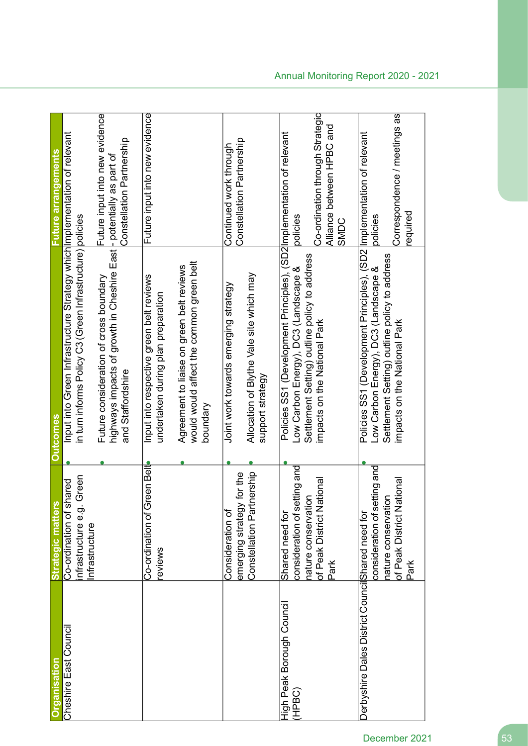| Organisation | Strategic matters | Outcomes | Future arrangements |
|---|---|---|---|
| Cheshire East Council | Co-ordination of shared infrastructure e.g. Green Infrastructure | • Input into Green Infrastructure Strategy which in turn informs Policy C3 (Green Infrastructure)<br>• Future consideration of cross boundary highways impacts of growth in Cheshire East and Staffordshire | Implementation of relevant policies<br><br>Future input into new evidence - potentially as part of Constellation Partnership |
| | Co-ordination of Green Belt reviews | • Input into respective green belt reviews undertaken during plan preparation<br>• Agreement to liaise on green belt reviews would would affect the common green belt boundary | Future input into new evidence |
| | Consideration of emerging strategy for the Constellation Partnership | • Joint work towards emerging strategy<br>• Allocation of Blythe Vale site which may support strategy | Continued work through Constellation Partnership |
| High Peak Borough Council (HPBC) | Shared need for consideration of setting and nature conservation of Peak District National Park | • Policies SS1 (Development Principles), (SD2 Low Carbon Energy), DC3 (Landscape & Settlement Setting) outline policy to address impacts on the National Park | Implementation of relevant policies<br><br>Co-ordination through Strategic Alliance between HPBC and SMDC |
| Derbyshire Dales District Council | Shared need for consideration of setting and nature conservation of Peak District National Park | • Policies SS1 (Development Principles), (SD2 Low Carbon Energy), DC3 (Landscape & Settlement Setting) outline policy to address impacts on the National Park | Implementation of relevant policies<br><br>Correspondence / meetings as required |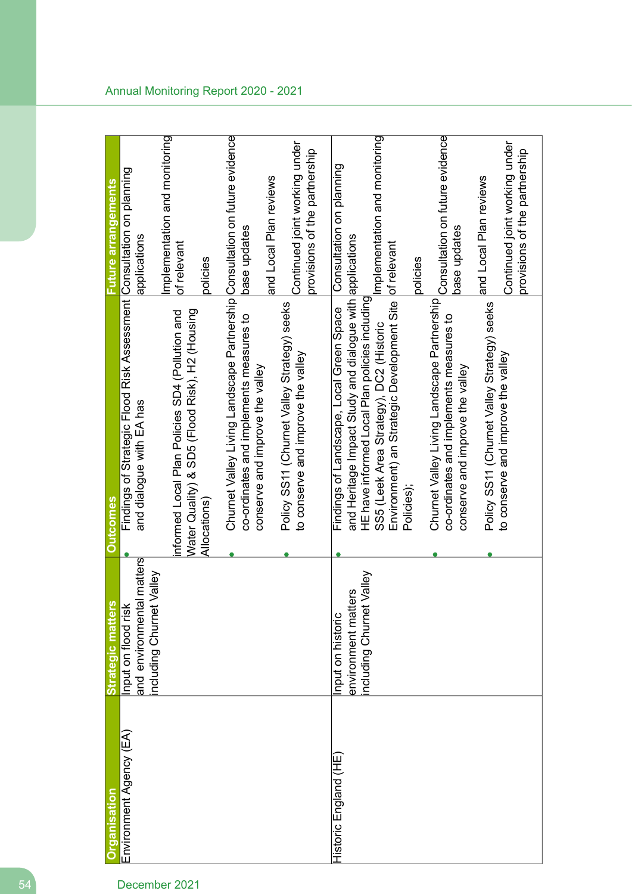| Organisation | Strategic matters | Outcomes | Future arrangements |
|---|---|---|---|
| Environment Agency (EA) | Input on flood risk and environmental matters including Churnet Valley | • Findings of Strategic Flood Risk Assessment and dialogue with EA has informed Local Plan Policies SD4 (Pollution and Water Quality) & SD5 (Flood Risk), H2 (Housing Allocations)<br>• Churnet Valley Living Landscape Partnership co-ordinates and implements measures to conserve and improve the valley<br>• Policy SS11 (Churnet Valley Strategy) seeks to conserve and improve the valley | Consultation on planning applications<br>Implementation and monitoring of relevant policies<br>Consultation on future evidence base updates and Local Plan reviews<br>Continued joint working under provisions of the partnership |
| Historic England (HE) | Input on historic environment matters including Churnet Valley | • Findings of Landscape, Local Green Space and Heritage Impact Study and dialogue with HE have informed Local Plan policies including SS5 (Leek Area Strategy), DC2 (Historic Environment) an Strategic Development Site Policies);<br>• Churnet Valley Living Landscape Partnership co-ordinates and implements measures to conserve and improve the valley<br>• Policy SS11 (Churnet Valley Strategy) seeks to conserve and improve the valley | Consultation on planning applications<br>Implementation and monitoring of relevant policies<br>Consultation on future evidence base updates and Local Plan reviews<br>Continued joint working under provisions of the partnership |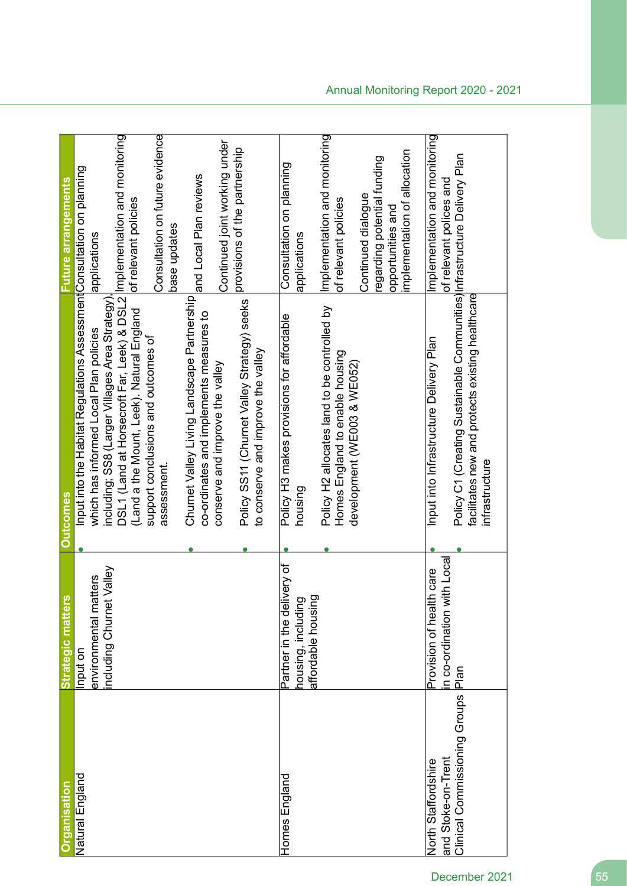| Organisation | Strategic matters | Outcomes | Future arrangements |
|---|---|---|---|
| Natural England | Input on environmental matters including Churnet Valley | • Input into the Habitat Regulations Assessment which has informed Local Plan policies including; SS8 (Larger Villages Area Strategy), DSL1 (Land at Horsecroft Far, Leek) & DSL2 (Land a the Mount, Leek). Natural England support conclusions and outcomes of assessment.<br>• Churnet Valley Living Landscape Partnership co-ordinates and implements measures to conserve and improve the valley<br>• Policy SS11 (Churnet Valley Strategy) seeks to conserve and improve the valley | Consultation on planning applications<br><br>Implementation and monitoring of relevant policies<br><br>Consultation on future evidence base updates and Local Plan reviews<br><br>Continued joint working under provisions of the partnership |
| Homes England | Partner in the delivery of housing, including affordable housing | • Policy H3 makes provisions for affordable housing<br>• Policy H2 allocates land to be controlled by Homes England to enable housing development (WE003 & WE052) | Consultation on planning applications<br><br>Implementation and monitoring of relevant policies<br><br>Continued dialogue regarding potential funding opportunities and implementation of allocation |
| North Staffordshire and Stoke-on-Trent Clinical Commissioning Groups | Provision of health care in co-ordination with Local Plan | • Input into Infrastructure Delivery Plan<br>• Policy C1 (Creating Sustainable Communities) facilitates new and protects existing healthcare infrastructure | Implementation and monitoring of relevant polices and Infrastructure Delivery Plan |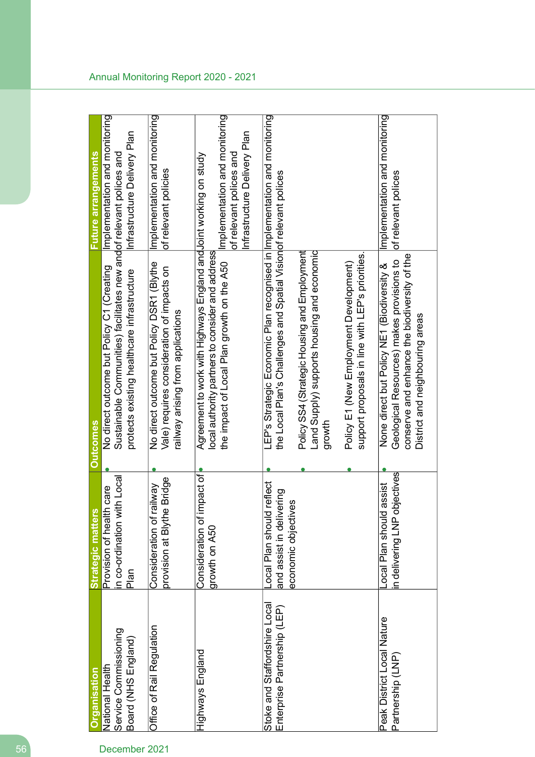| Organisation | Strategic matters | Outcomes | Future arrangements |
|---|---|---|---|
| National Health Service Commissioning Board (NHS England) | Provision of health care in co-ordination with Local Plan | • No direct outcome but Policy C1 (Creating Sustainable Communities) facilitates new and protects existing healthcare infrastructure | Implementation and monitoring of relevant polices and Infrastructure Delivery Plan |
| Office of Rail Regulation | Consideration of railway provision at Blythe Bridge | • No direct outcome but Policy DSR1 (Blythe Vale) requires consideration of impacts on railway arising from applications | Implementation and monitoring of relevant policies |
| Highways England | Consideration of impact of growth on A50 | • Agreement to work with Highways England and local authority partners to consider and address the impact of Local Plan growth on the A50 | Joint working on study<br><br>Implementation and monitoring of relevant polices and Infrastructure Delivery Plan |
| Stoke and Staffordshire Local Enterprise Partnership (LEP) | Local Plan should reflect and assist in delivering economic objectives | • LEP's Strategic Economic Plan recognised in the Local Plan's Challenges and Spatial Vision<br><br>• Policy SS4 (Strategic Housing and Employment Land Supply) supports housing and economic growth<br><br>• Policy E1 (New Employment Development) support proposals in line with LEP's priorities. | Implementation and monitoring of relevant polices |
| Peak District Local Nature Partnership (LNP) | Local Plan should assist in delivering LNP objectives | • None direct but Policy NE1 (Biodiversity & Geological Resources) makes provisions to conserve and enhance the biodiversity of the District and neighbouring areas | Implementation and monitoring of relevant polices |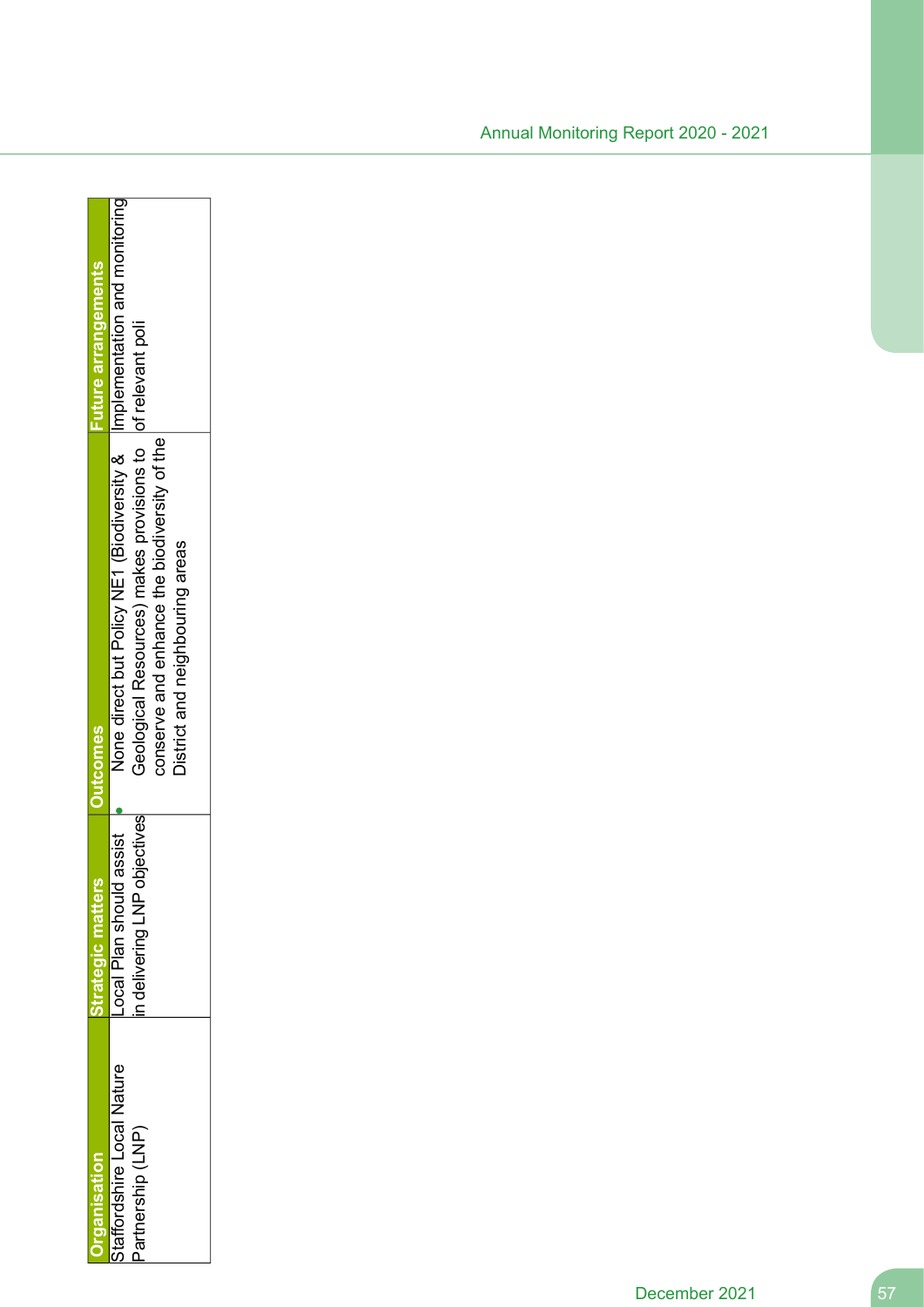| Organisation | Strategic matters | Outcomes | Future arrangements |
|---|---|---|---|
| Staffordshire Local Nature Partnership (LNP) | Local Plan should assist in delivering LNP objectives | • None direct but Policy NE1 (Biodiversity & Geological Resources) makes provisions to conserve and enhance the biodiversity of the District and neighbouring areas | Implementation and monitoring of relevant poli |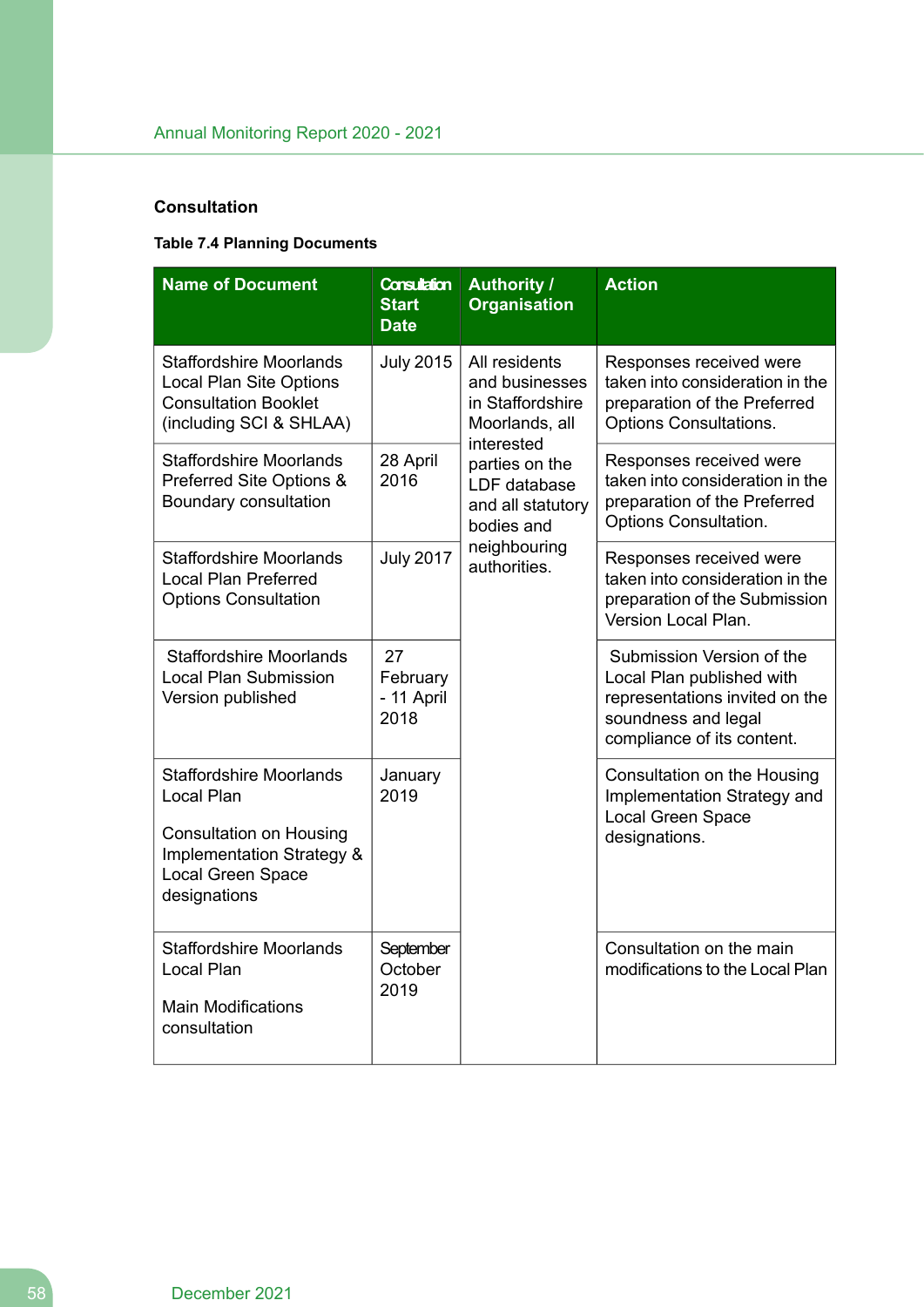### Consultation

**Table 7.4 Planning Documents**

| Name of Document | Consultation Start Date | Authority / Organisation | Action |
|---|---|---|---|
| Staffordshire Moorlands Local Plan Site Options Consultation Booklet (including SCI & SHLAA) | July 2015 | All residents and businesses in Staffordshire Moorlands, all interested parties on the LDF database and all statutory bodies and neighbouring authorities. | Responses received were taken into consideration in the preparation of the Preferred Options Consultations. |
| Staffordshire Moorlands Preferred Site Options & Boundary consultation | 28 April 2016 | | Responses received were taken into consideration in the preparation of the Preferred Options Consultation. |
| Staffordshire Moorlands Local Plan Preferred Options Consultation | July 2017 | | Responses received were taken into consideration in the preparation of the Submission Version Local Plan. |
| Staffordshire Moorlands Local Plan Submission Version published | 27 February - 11 April 2018 | | Submission Version of the Local Plan published with representations invited on the soundness and legal compliance of its content. |
| Staffordshire Moorlands Local Plan<br><br>Consultation on Housing Implementation Strategy & Local Green Space designations | January 2019 | | Consultation on the Housing Implementation Strategy and Local Green Space designations. |
| Staffordshire Moorlands Local Plan<br><br>Main Modifications consultation | September October 2019 | | Consultation on the main modifications to the Local Plan |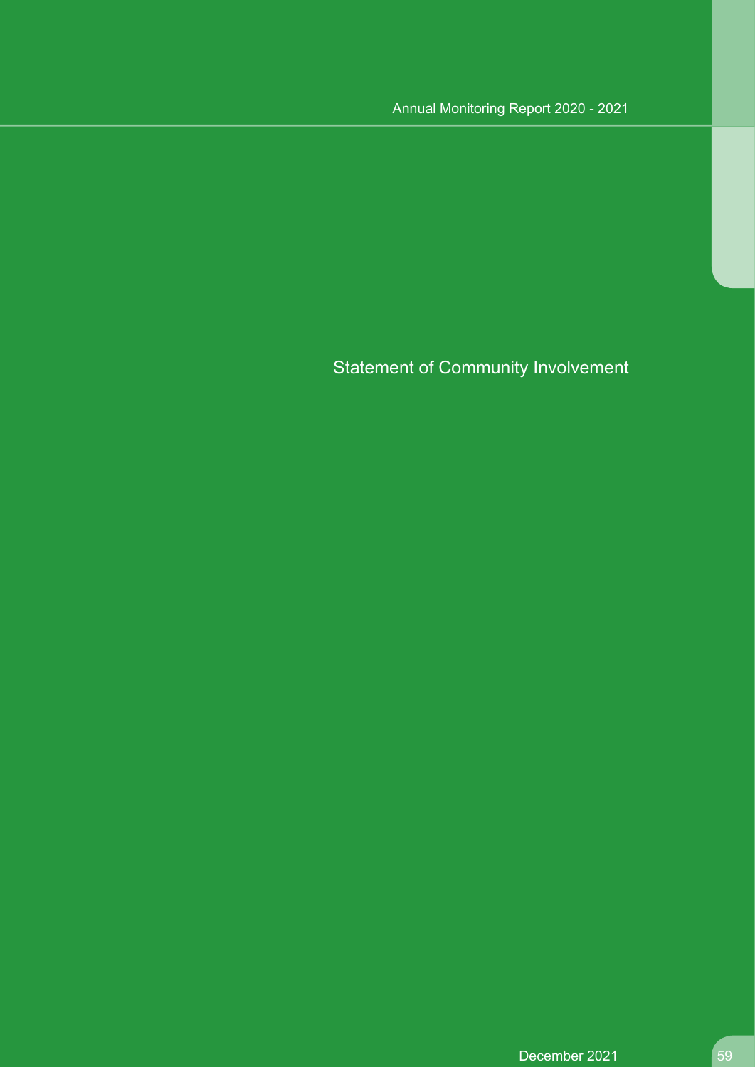# Statement of Community Involvement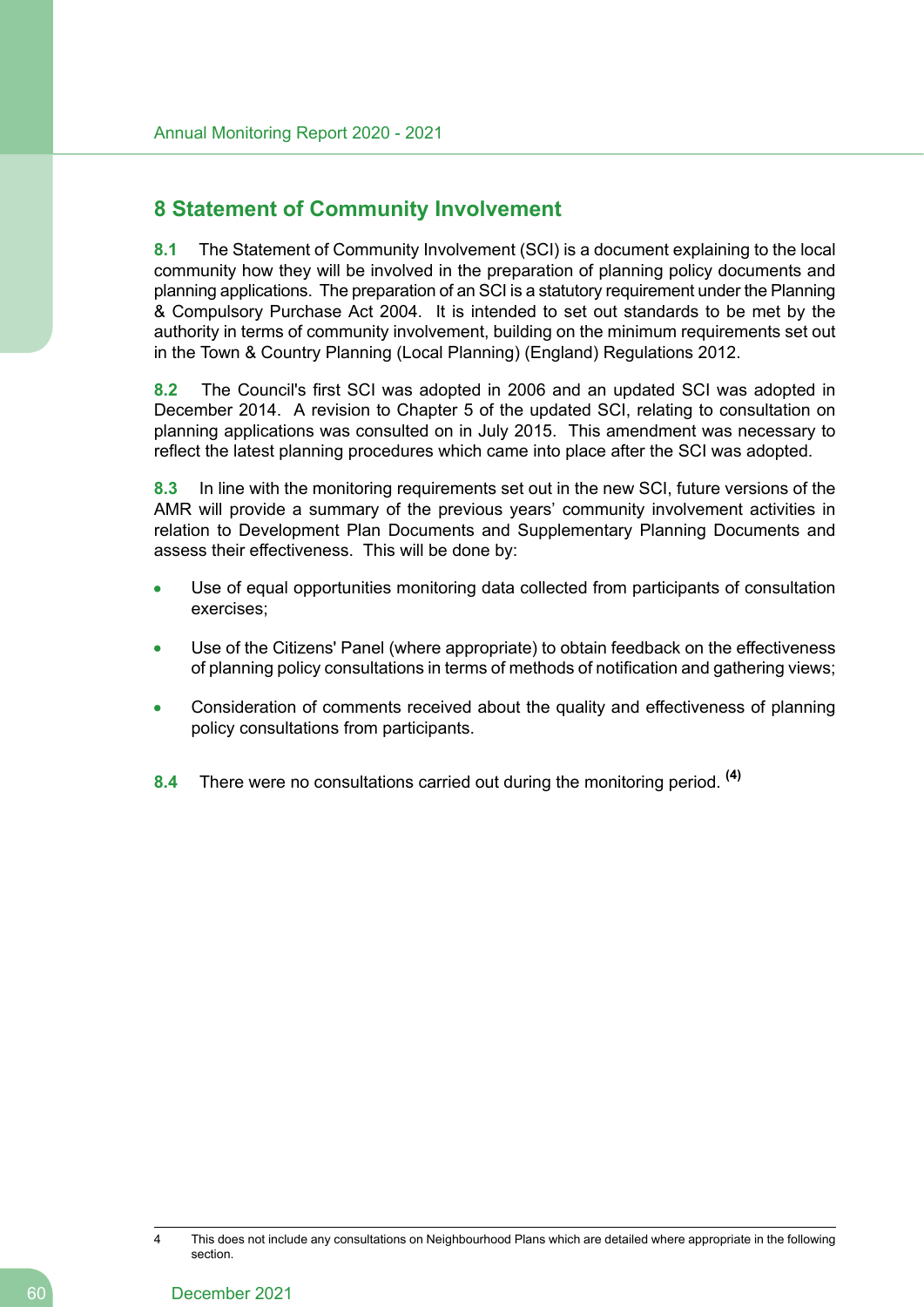# 8 Statement of Community Involvement

**8.1** The Statement of Community Involvement (SCI) is a document explaining to the local community how they will be involved in the preparation of planning policy documents and planning applications. The preparation of an SCI is a statutory requirement under the Planning & Compulsory Purchase Act 2004. It is intended to set out standards to be met by the authority in terms of community involvement, building on the minimum requirements set out in the Town & Country Planning (Local Planning) (England) Regulations 2012.

**8.2** The Council's first SCI was adopted in 2006 and an updated SCI was adopted in December 2014. A revision to Chapter 5 of the updated SCI, relating to consultation on planning applications was consulted on in July 2015. This amendment was necessary to reflect the latest planning procedures which came into place after the SCI was adopted.

**8.3** In line with the monitoring requirements set out in the new SCI, future versions of the AMR will provide a summary of the previous years' community involvement activities in relation to Development Plan Documents and Supplementary Planning Documents and assess their effectiveness. This will be done by:

- Use of equal opportunities monitoring data collected from participants of consultation exercises;
- Use of the Citizens' Panel (where appropriate) to obtain feedback on the effectiveness of planning policy consultations in terms of methods of notification and gathering views;
- Consideration of comments received about the quality and effectiveness of planning policy consultations from participants.

**8.4** There were no consultations carried out during the monitoring period. [4]

4 This does not include any consultations on Neighbourhood Plans which are detailed where appropriate in the following section.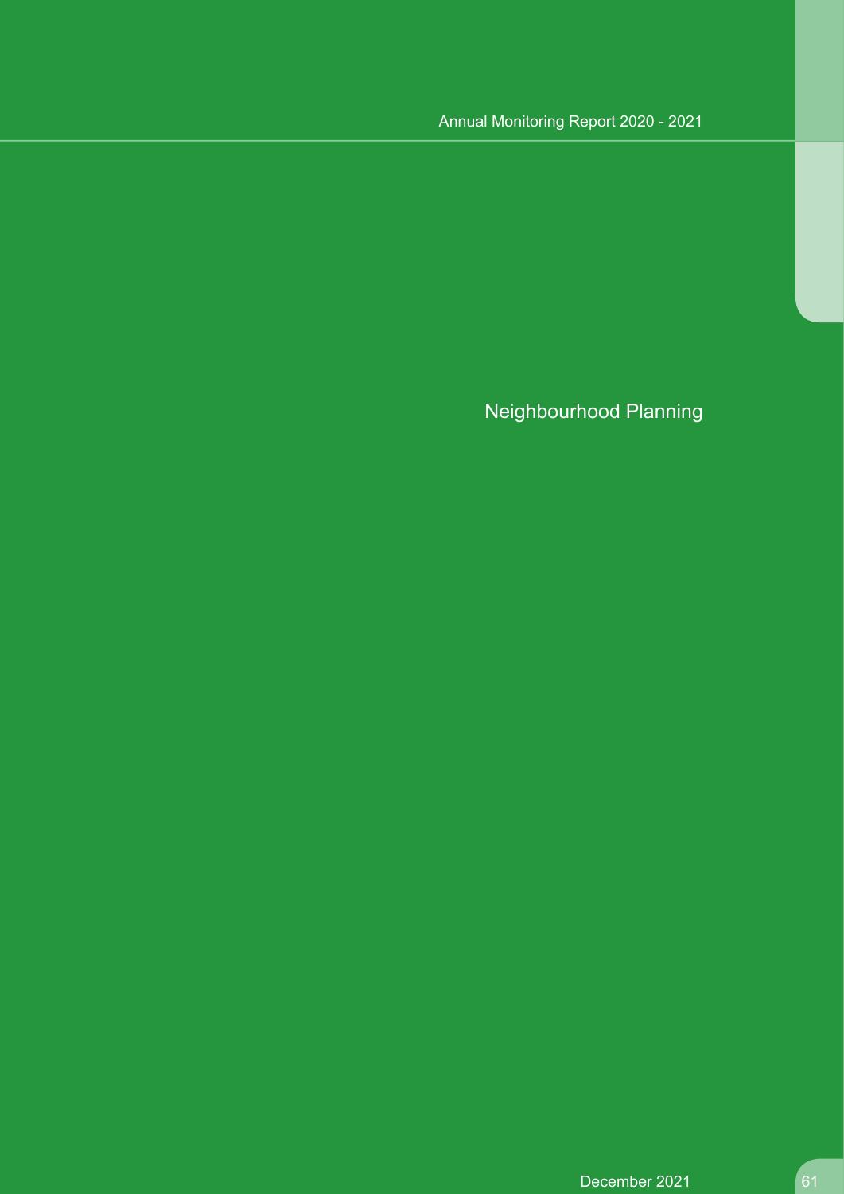# Neighbourhood Planning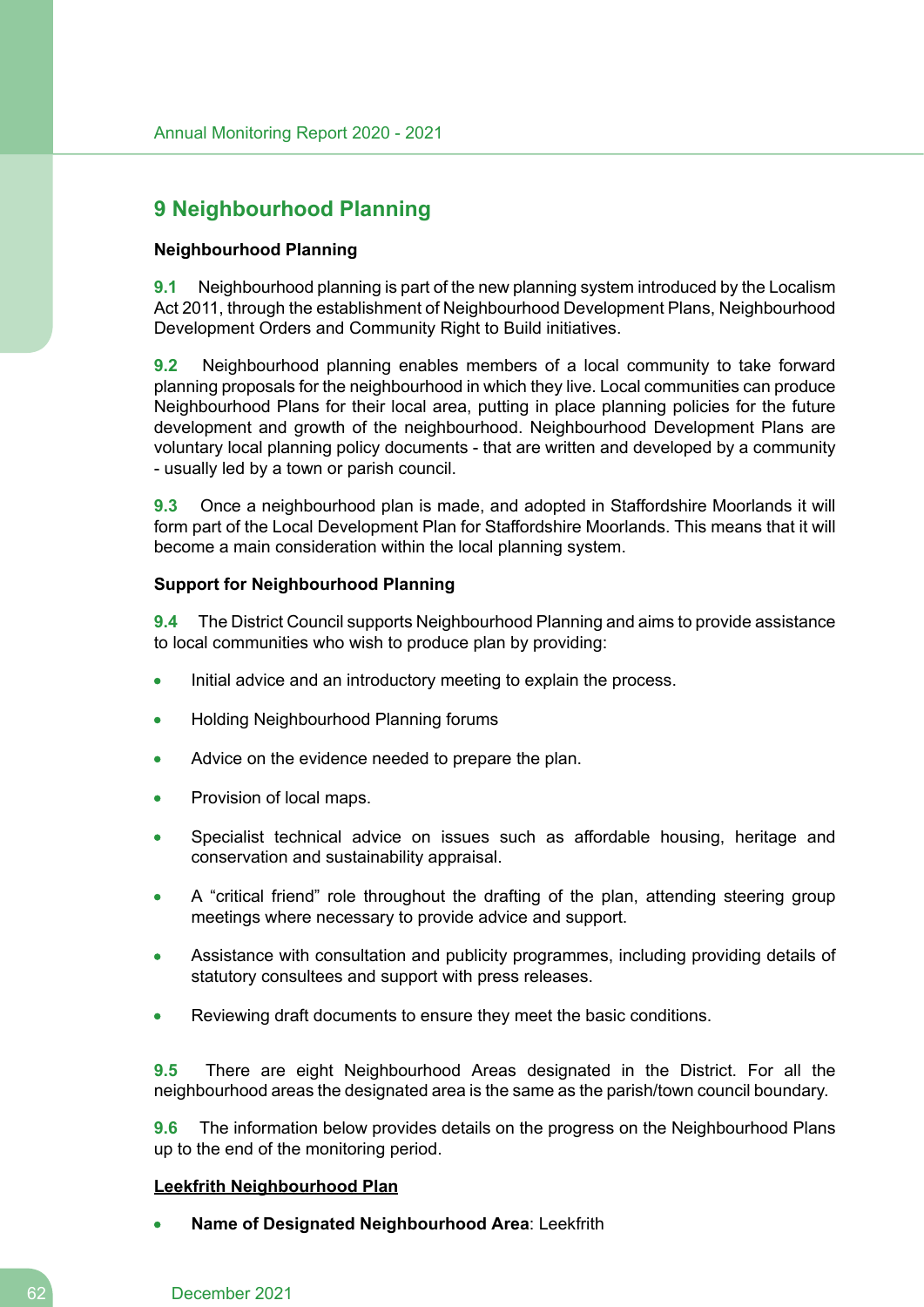# 9 Neighbourhood Planning

**Neighbourhood Planning**

**9.1** Neighbourhood planning is part of the new planning system introduced by the Localism Act 2011, through the establishment of Neighbourhood Development Plans, Neighbourhood Development Orders and Community Right to Build initiatives.

**9.2** Neighbourhood planning enables members of a local community to take forward planning proposals for the neighbourhood in which they live. Local communities can produce Neighbourhood Plans for their local area, putting in place planning policies for the future development and growth of the neighbourhood. Neighbourhood Development Plans are voluntary local planning policy documents - that are written and developed by a community - usually led by a town or parish council.

**9.3** Once a neighbourhood plan is made, and adopted in Staffordshire Moorlands it will form part of the Local Development Plan for Staffordshire Moorlands. This means that it will become a main consideration within the local planning system.

**Support for Neighbourhood Planning**

**9.4** The District Council supports Neighbourhood Planning and aims to provide assistance to local communities who wish to produce plan by providing:

- Initial advice and an introductory meeting to explain the process.
- Holding Neighbourhood Planning forums
- Advice on the evidence needed to prepare the plan.
- Provision of local maps.
- Specialist technical advice on issues such as affordable housing, heritage and conservation and sustainability appraisal.
- A "critical friend" role throughout the drafting of the plan, attending steering group meetings where necessary to provide advice and support.
- Assistance with consultation and publicity programmes, including providing details of statutory consultees and support with press releases.
- Reviewing draft documents to ensure they meet the basic conditions.

**9.5** There are eight Neighbourhood Areas designated in the District. For all the neighbourhood areas the designated area is the same as the parish/town council boundary.

**9.6** The information below provides details on the progress on the Neighbourhood Plans up to the end of the monitoring period.

**Leekfrith Neighbourhood Plan**

- **Name of Designated Neighbourhood Area**: Leekfrith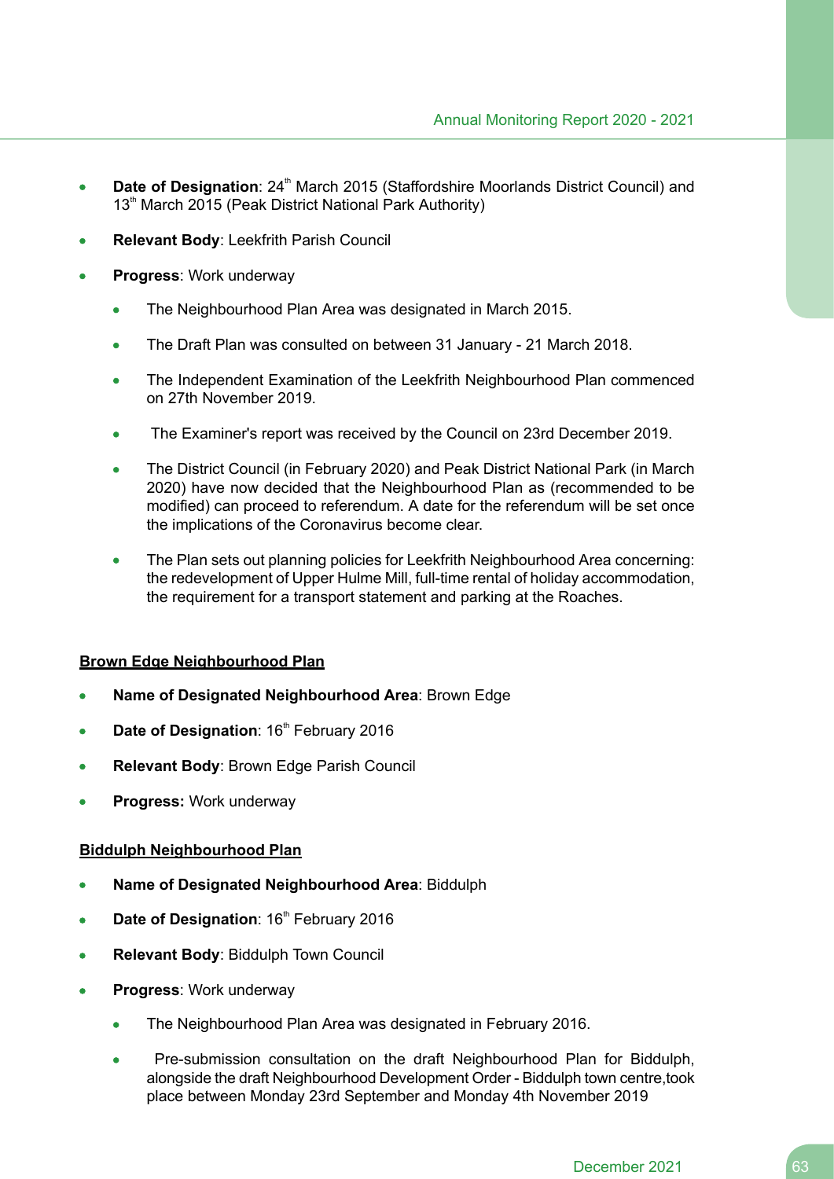- **Date of Designation**: 24th March 2015 (Staffordshire Moorlands District Council) and 13th March 2015 (Peak District National Park Authority)
- **Relevant Body**: Leekfrith Parish Council
- **Progress**: Work underway
  - The Neighbourhood Plan Area was designated in March 2015.
  - The Draft Plan was consulted on between 31 January - 21 March 2018.
  - The Independent Examination of the Leekfrith Neighbourhood Plan commenced on 27th November 2019.
  - The Examiner's report was received by the Council on 23rd December 2019.
  - The District Council (in February 2020) and Peak District National Park (in March 2020) have now decided that the Neighbourhood Plan as (recommended to be modified) can proceed to referendum. A date for the referendum will be set once the implications of the Coronavirus become clear.
  - The Plan sets out planning policies for Leekfrith Neighbourhood Area concerning: the redevelopment of Upper Hulme Mill, full-time rental of holiday accommodation, the requirement for a transport statement and parking at the Roaches.

**Brown Edge Neighbourhood Plan**

- **Name of Designated Neighbourhood Area**: Brown Edge
- **Date of Designation**: 16th February 2016
- **Relevant Body**: Brown Edge Parish Council
- **Progress:** Work underway

**Biddulph Neighbourhood Plan**

- **Name of Designated Neighbourhood Area**: Biddulph
- **Date of Designation**: 16th February 2016
- **Relevant Body**: Biddulph Town Council
- **Progress**: Work underway
  - The Neighbourhood Plan Area was designated in February 2016.
  - Pre-submission consultation on the draft Neighbourhood Plan for Biddulph, alongside the draft Neighbourhood Development Order - Biddulph town centre,took place between Monday 23rd September and Monday 4th November 2019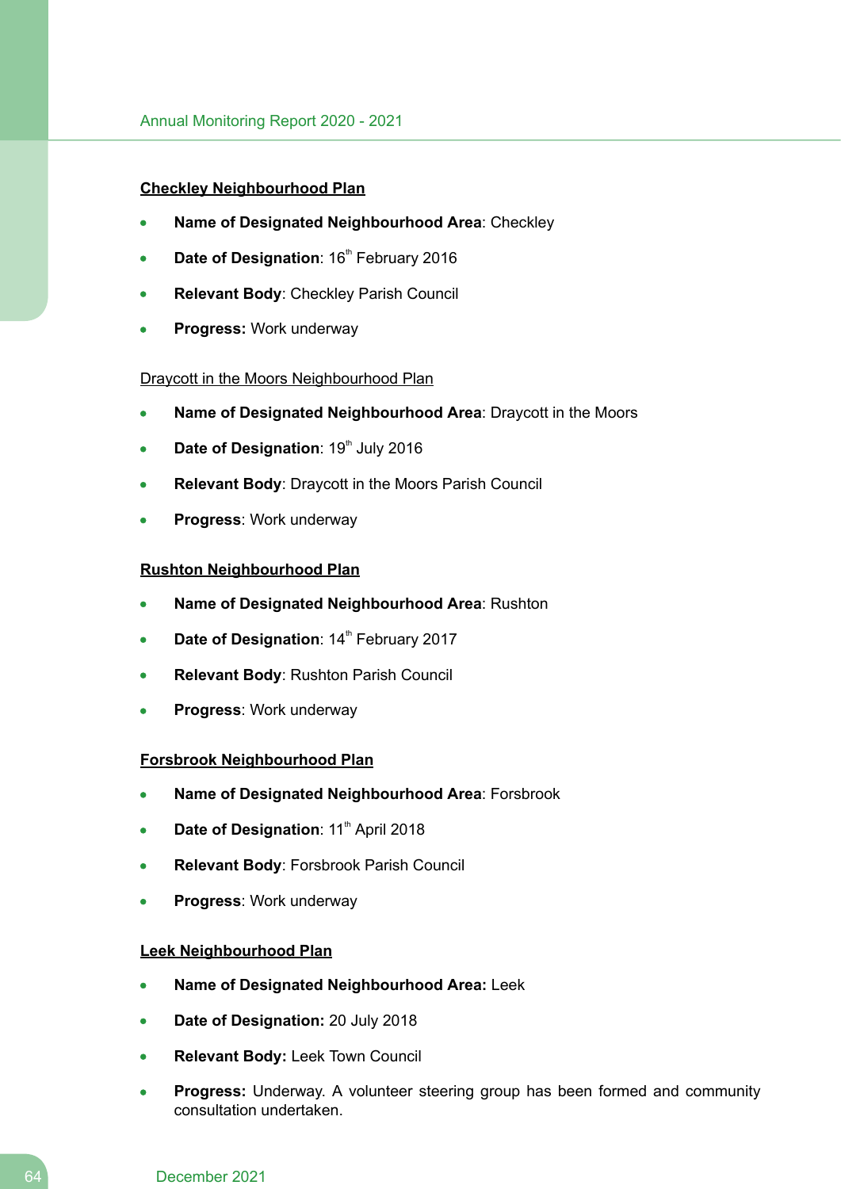**Checkley Neighbourhood Plan**

- **Name of Designated Neighbourhood Area**: Checkley
- **Date of Designation**: 16th February 2016
- **Relevant Body**: Checkley Parish Council
- **Progress:** Work underway

Draycott in the Moors Neighbourhood Plan

- **Name of Designated Neighbourhood Area**: Draycott in the Moors
- **Date of Designation**: 19th July 2016
- **Relevant Body**: Draycott in the Moors Parish Council
- **Progress**: Work underway

**Rushton Neighbourhood Plan**

- **Name of Designated Neighbourhood Area**: Rushton
- **Date of Designation**: 14th February 2017
- **Relevant Body**: Rushton Parish Council
- **Progress**: Work underway

**Forsbrook Neighbourhood Plan**

- **Name of Designated Neighbourhood Area**: Forsbrook
- **Date of Designation**: 11th April 2018
- **Relevant Body**: Forsbrook Parish Council
- **Progress**: Work underway

**Leek Neighbourhood Plan**

- **Name of Designated Neighbourhood Area:** Leek
- **Date of Designation:** 20 July 2018
- **Relevant Body:** Leek Town Council
- **Progress:** Underway. A volunteer steering group has been formed and community consultation undertaken.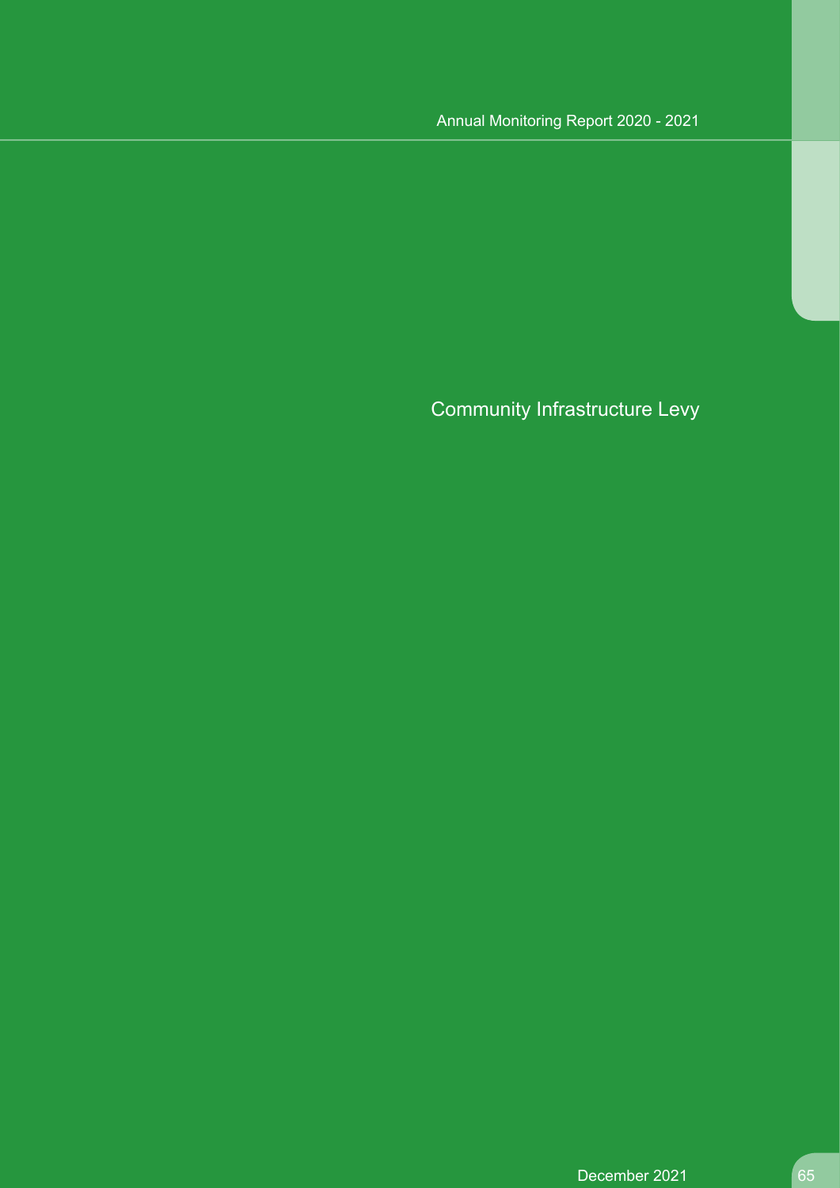# Community Infrastructure Levy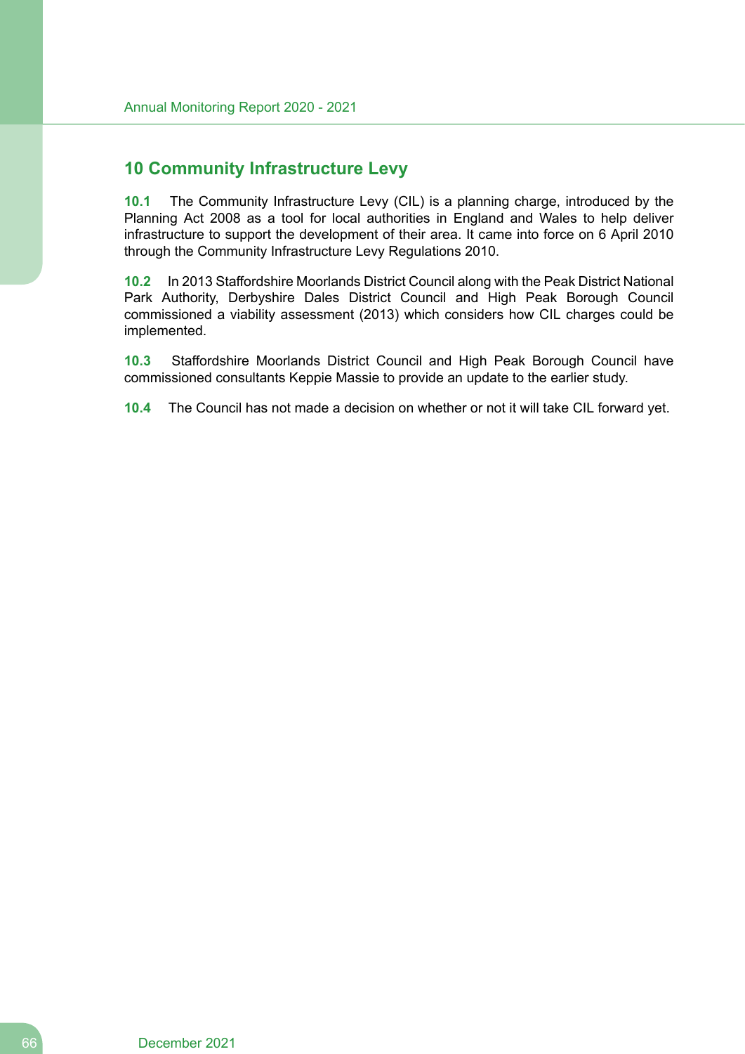# 10 Community Infrastructure Levy

**10.1** The Community Infrastructure Levy (CIL) is a planning charge, introduced by the Planning Act 2008 as a tool for local authorities in England and Wales to help deliver infrastructure to support the development of their area. It came into force on 6 April 2010 through the Community Infrastructure Levy Regulations 2010.

**10.2** In 2013 Staffordshire Moorlands District Council along with the Peak District National Park Authority, Derbyshire Dales District Council and High Peak Borough Council commissioned a viability assessment (2013) which considers how CIL charges could be implemented.

**10.3** Staffordshire Moorlands District Council and High Peak Borough Council have commissioned consultants Keppie Massie to provide an update to the earlier study.

**10.4** The Council has not made a decision on whether or not it will take CIL forward yet.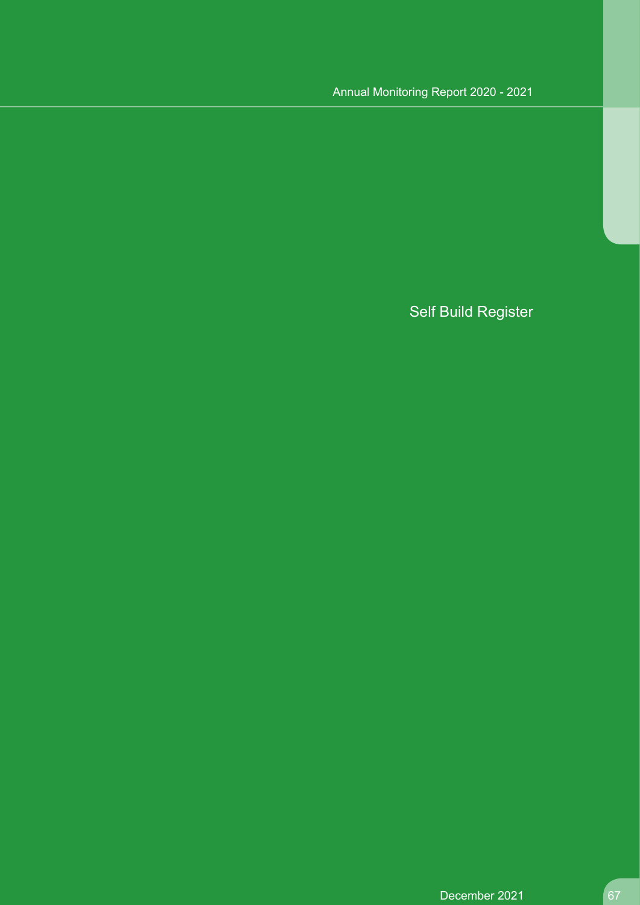# Self Build Register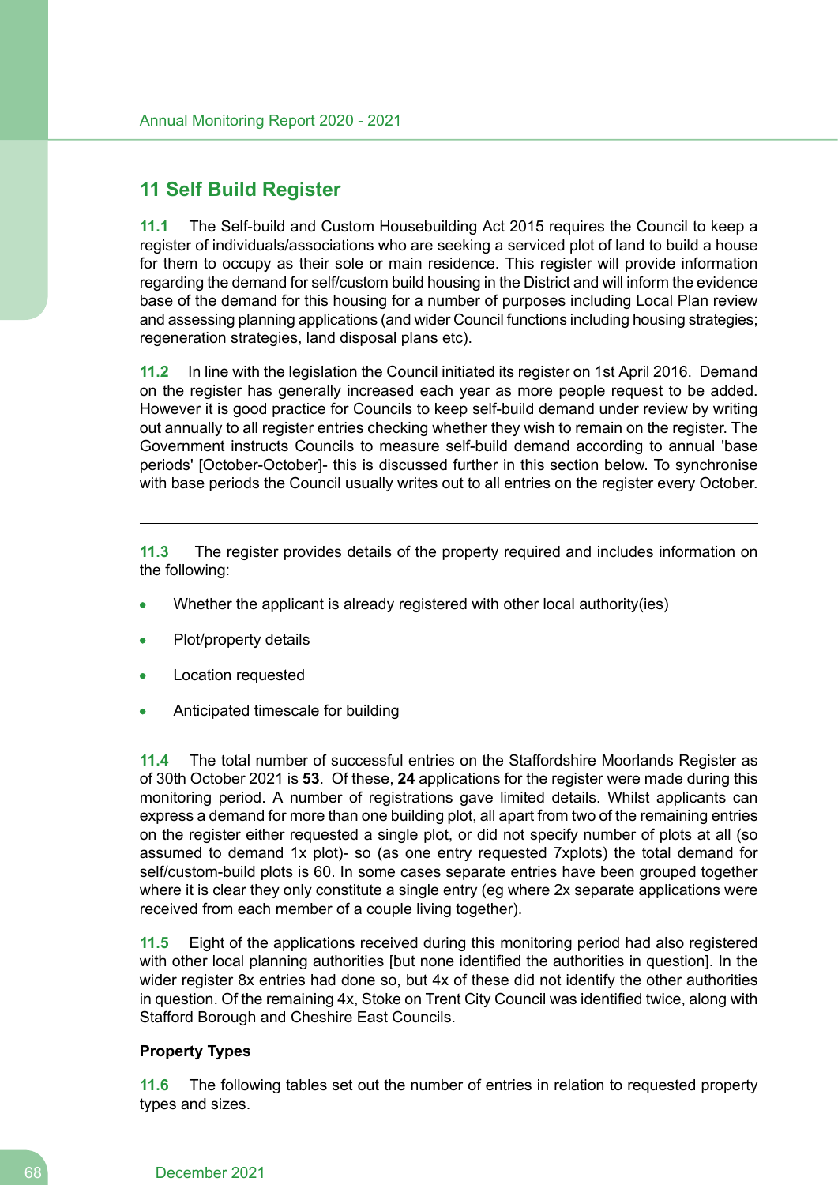## 11 Self Build Register

**11.1** The Self-build and Custom Housebuilding Act 2015 requires the Council to keep a register of individuals/associations who are seeking a serviced plot of land to build a house for them to occupy as their sole or main residence. This register will provide information regarding the demand for self/custom build housing in the District and will inform the evidence base of the demand for this housing for a number of purposes including Local Plan review and assessing planning applications (and wider Council functions including housing strategies; regeneration strategies, land disposal plans etc).

**11.2** In line with the legislation the Council initiated its register on 1st April 2016. Demand on the register has generally increased each year as more people request to be added. However it is good practice for Councils to keep self-build demand under review by writing out annually to all register entries checking whether they wish to remain on the register. The Government instructs Councils to measure self-build demand according to annual 'base periods' [October-October]- this is discussed further in this section below. To synchronise with base periods the Council usually writes out to all entries on the register every October.

---

**11.3** The register provides details of the property required and includes information on the following:

- Whether the applicant is already registered with other local authority(ies)
- Plot/property details
- Location requested
- Anticipated timescale for building

**11.4** The total number of successful entries on the Staffordshire Moorlands Register as of 30th October 2021 is **53**. Of these, **24** applications for the register were made during this monitoring period. A number of registrations gave limited details. Whilst applicants can express a demand for more than one building plot, all apart from two of the remaining entries on the register either requested a single plot, or did not specify number of plots at all (so assumed to demand 1x plot)- so (as one entry requested 7xplots) the total demand for self/custom-build plots is 60. In some cases separate entries have been grouped together where it is clear they only constitute a single entry (eg where 2x separate applications were received from each member of a couple living together).

**11.5** Eight of the applications received during this monitoring period had also registered with other local planning authorities [but none identified the authorities in question]. In the wider register 8x entries had done so, but 4x of these did not identify the other authorities in question. Of the remaining 4x, Stoke on Trent City Council was identified twice, along with Stafford Borough and Cheshire East Councils.

**Property Types**

**11.6** The following tables set out the number of entries in relation to requested property types and sizes.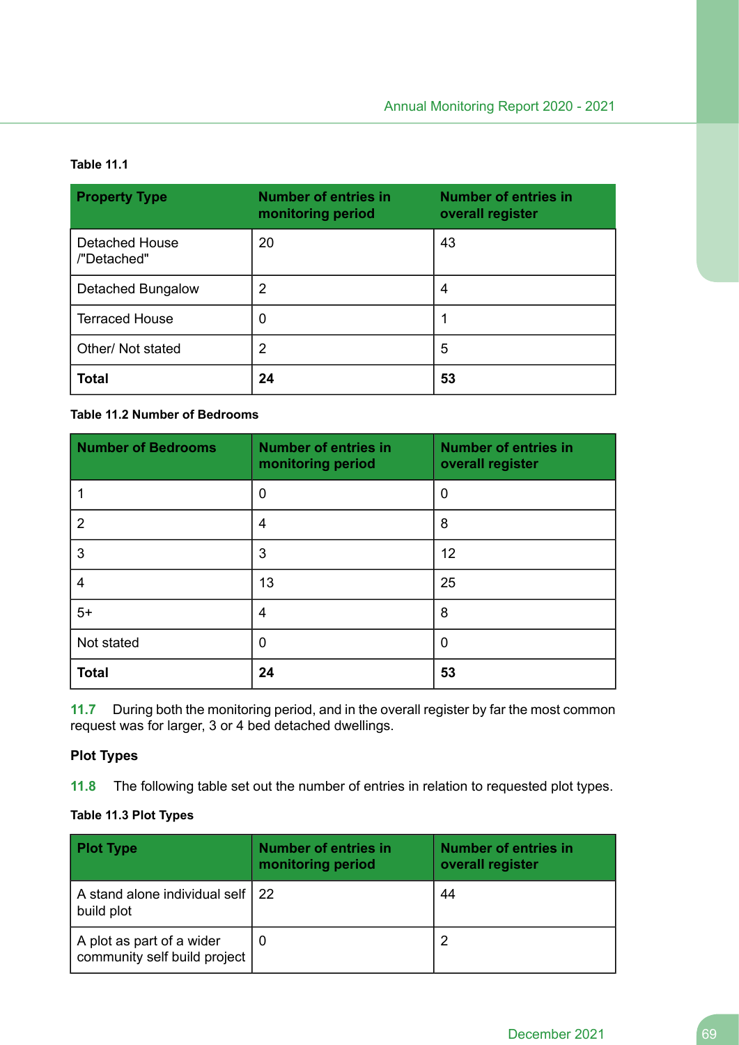**Table 11.1**

| Property Type | Number of entries in monitoring period | Number of entries in overall register |
|---|---|---|
| Detached House /"Detached" | 20 | 43 |
| Detached Bungalow | 2 | 4 |
| Terraced House | 0 | 1 |
| Other/ Not stated | 2 | 5 |
| **Total** | **24** | **53** |

**Table 11.2 Number of Bedrooms**

| Number of Bedrooms | Number of entries in monitoring period | Number of entries in overall register |
|---|---|---|
| 1 | 0 | 0 |
| 2 | 4 | 8 |
| 3 | 3 | 12 |
| 4 | 13 | 25 |
| 5+ | 4 | 8 |
| Not stated | 0 | 0 |
| **Total** | **24** | **53** |

**11.7** During both the monitoring period, and in the overall register by far the most common request was for larger, 3 or 4 bed detached dwellings.

### Plot Types

**11.8** The following table set out the number of entries in relation to requested plot types.

**Table 11.3 Plot Types**

| Plot Type | Number of entries in monitoring period | Number of entries in overall register |
|---|---|---|
| A stand alone individual self build plot | 22 | 44 |
| A plot as part of a wider community self build project | 0 | 2 |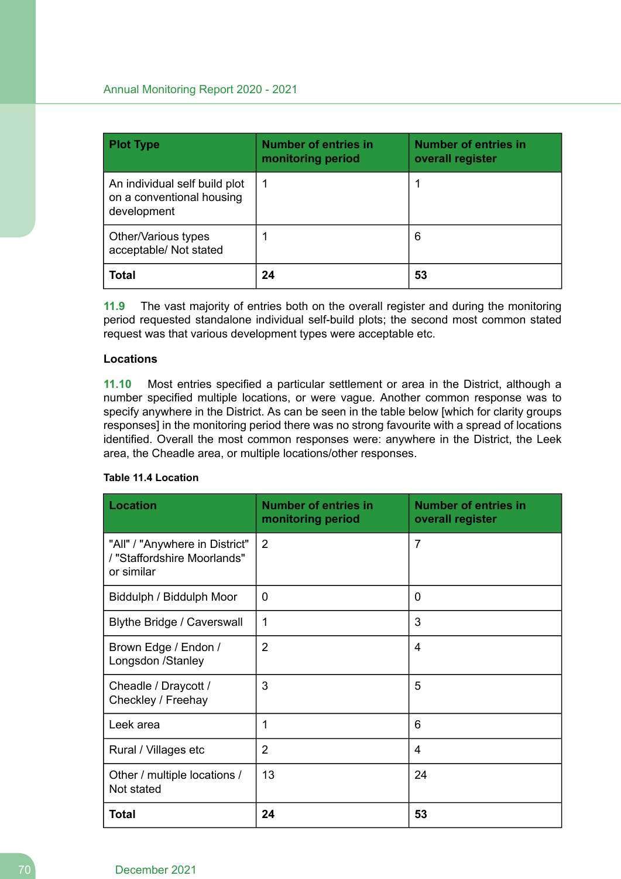| Plot Type | Number of entries in monitoring period | Number of entries in overall register |
|---|---|---|
| An individual self build plot on a conventional housing development | 1 | 1 |
| Other/Various types acceptable/ Not stated | 1 | 6 |
| **Total** | **24** | **53** |

**11.9** The vast majority of entries both on the overall register and during the monitoring period requested standalone individual self-build plots; the second most common stated request was that various development types were acceptable etc.

**Locations**

**11.10** Most entries specified a particular settlement or area in the District, although a number specified multiple locations, or were vague. Another common response was to specify anywhere in the District. As can be seen in the table below [which for clarity groups responses] in the monitoring period there was no strong favourite with a spread of locations identified. Overall the most common responses were: anywhere in the District, the Leek area, the Cheadle area, or multiple locations/other responses.

**Table 11.4 Location**

| Location | Number of entries in monitoring period | Number of entries in overall register |
|---|---|---|
| "All" / "Anywhere in District" / "Staffordshire Moorlands" or similar | 2 | 7 |
| Biddulph / Biddulph Moor | 0 | 0 |
| Blythe Bridge / Caverswall | 1 | 3 |
| Brown Edge / Endon / Longsdon /Stanley | 2 | 4 |
| Cheadle / Draycott / Checkley / Freehay | 3 | 5 |
| Leek area | 1 | 6 |
| Rural / Villages etc | 2 | 4 |
| Other / multiple locations / Not stated | 13 | 24 |
| **Total** | **24** | **53** |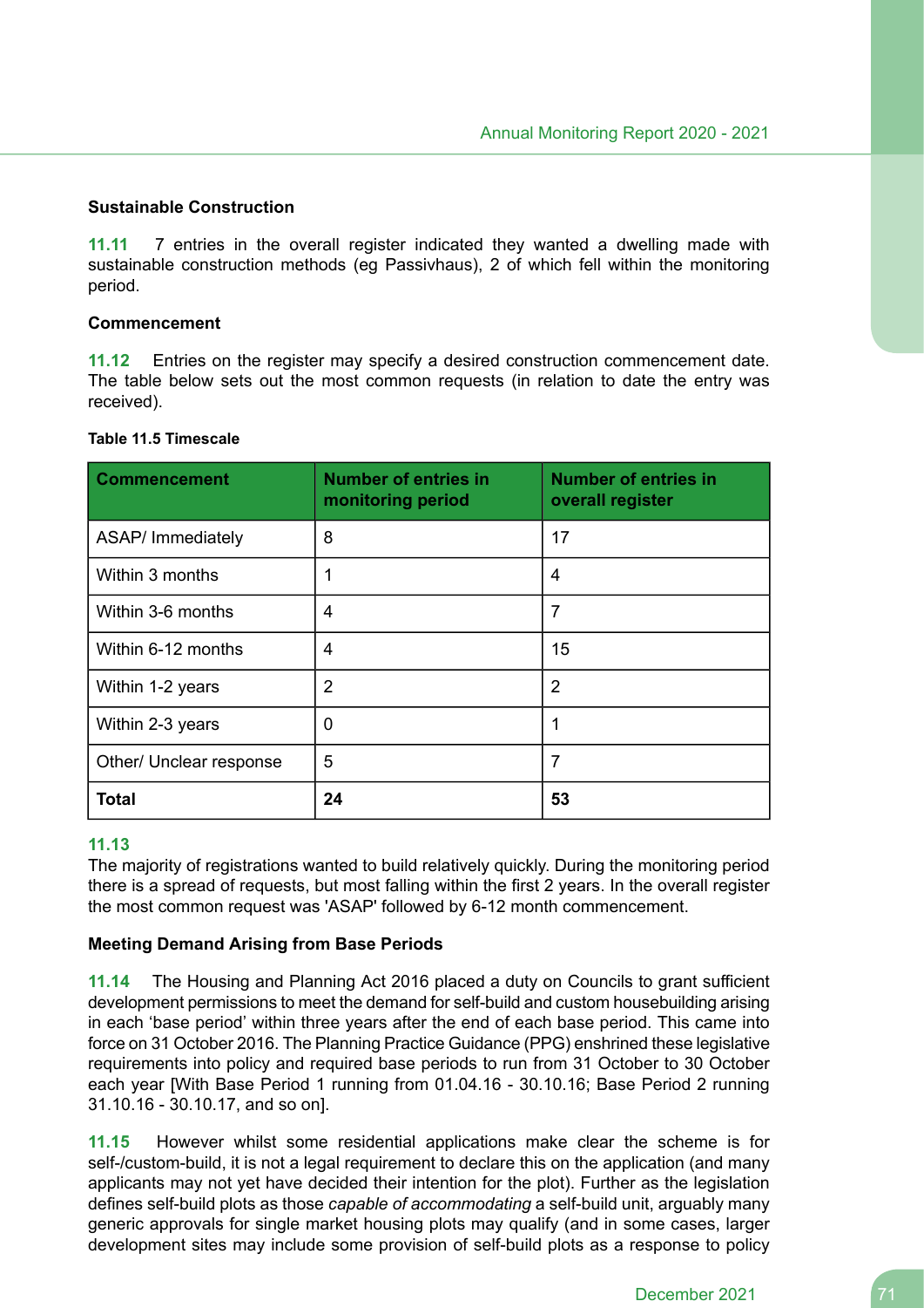### Sustainable Construction

**11.11** 7 entries in the overall register indicated they wanted a dwelling made with sustainable construction methods (eg Passivhaus), 2 of which fell within the monitoring period.

### Commencement

**11.12** Entries on the register may specify a desired construction commencement date. The table below sets out the most common requests (in relation to date the entry was received).

**Table 11.5 Timescale**

| Commencement | Number of entries in monitoring period | Number of entries in overall register |
|---|---|---|
| ASAP/ Immediately | 8 | 17 |
| Within 3 months | 1 | 4 |
| Within 3-6 months | 4 | 7 |
| Within 6-12 months | 4 | 15 |
| Within 1-2 years | 2 | 2 |
| Within 2-3 years | 0 | 1 |
| Other/ Unclear response | 5 | 7 |
| **Total** | **24** | **53** |

**11.13**
The majority of registrations wanted to build relatively quickly. During the monitoring period there is a spread of requests, but most falling within the first 2 years. In the overall register the most common request was 'ASAP' followed by 6-12 month commencement.

### Meeting Demand Arising from Base Periods

**11.14** The Housing and Planning Act 2016 placed a duty on Councils to grant sufficient development permissions to meet the demand for self-build and custom housebuilding arising in each 'base period' within three years after the end of each base period. This came into force on 31 October 2016. The Planning Practice Guidance (PPG) enshrined these legislative requirements into policy and required base periods to run from 31 October to 30 October each year [With Base Period 1 running from 01.04.16 - 30.10.16; Base Period 2 running 31.10.16 - 30.10.17, and so on].

**11.15** However whilst some residential applications make clear the scheme is for self-/custom-build, it is not a legal requirement to declare this on the application (and many applicants may not yet have decided their intention for the plot). Further as the legislation defines self-build plots as those *capable of accommodating* a self-build unit, arguably many generic approvals for single market housing plots may qualify (and in some cases, larger development sites may include some provision of self-build plots as a response to policy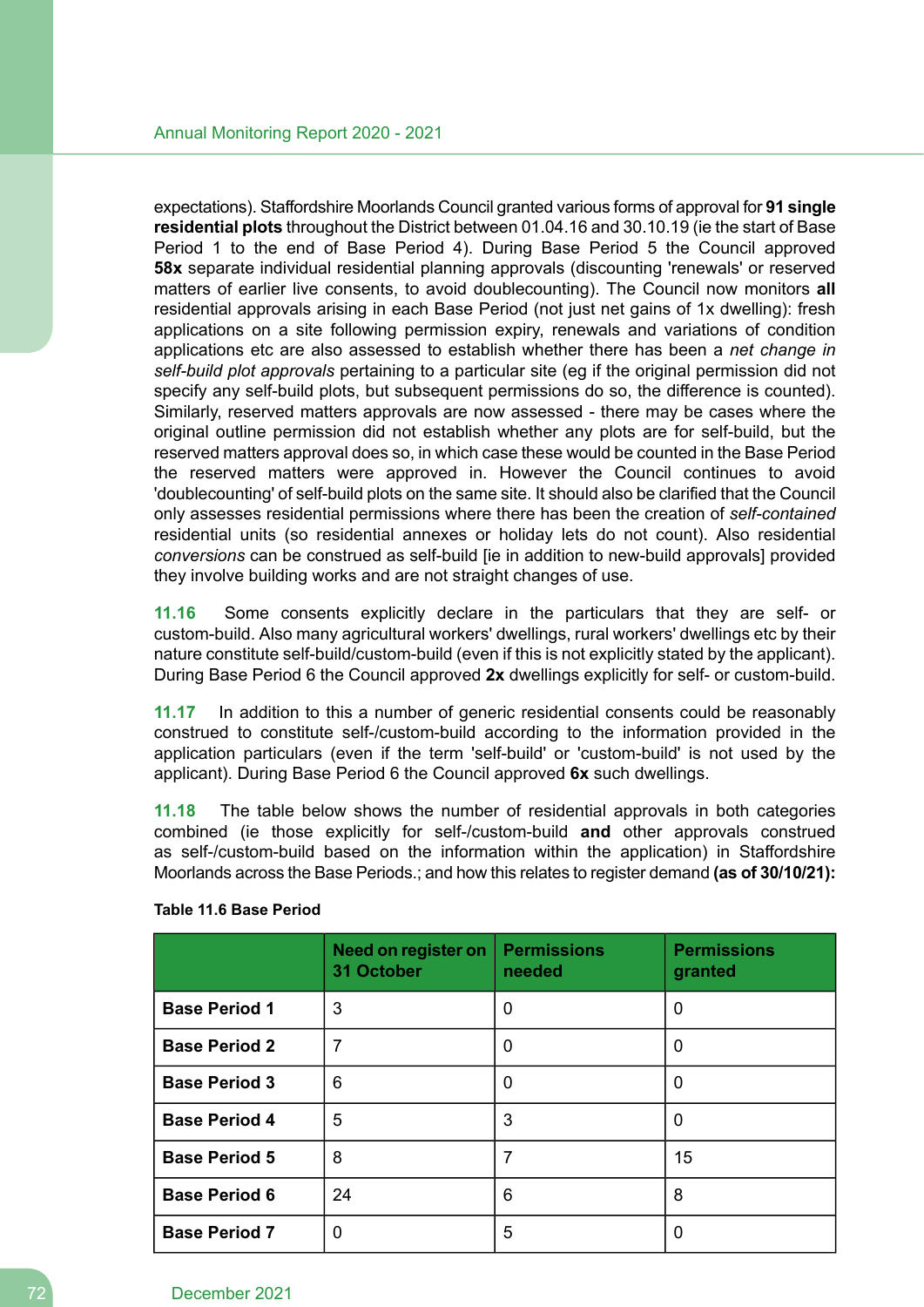expectations). Staffordshire Moorlands Council granted various forms of approval for **91 single residential plots** throughout the District between 01.04.16 and 30.10.19 (ie the start of Base Period 1 to the end of Base Period 4). During Base Period 5 the Council approved **58x** separate individual residential planning approvals (discounting 'renewals' or reserved matters of earlier live consents, to avoid doublecounting). The Council now monitors **all** residential approvals arising in each Base Period (not just net gains of 1x dwelling): fresh applications on a site following permission expiry, renewals and variations of condition applications etc are also assessed to establish whether there has been a *net change in self-build plot approvals* pertaining to a particular site (eg if the original permission did not specify any self-build plots, but subsequent permissions do so, the difference is counted). Similarly, reserved matters approvals are now assessed - there may be cases where the original outline permission did not establish whether any plots are for self-build, but the reserved matters approval does so, in which case these would be counted in the Base Period the reserved matters were approved in. However the Council continues to avoid 'doublecounting' of self-build plots on the same site. It should also be clarified that the Council only assesses residential permissions where there has been the creation of *self-contained* residential units (so residential annexes or holiday lets do not count). Also residential *conversions* can be construed as self-build [ie in addition to new-build approvals] provided they involve building works and are not straight changes of use.

**11.16** Some consents explicitly declare in the particulars that they are self- or custom-build. Also many agricultural workers' dwellings, rural workers' dwellings etc by their nature constitute self-build/custom-build (even if this is not explicitly stated by the applicant). During Base Period 6 the Council approved **2x** dwellings explicitly for self- or custom-build.

**11.17** In addition to this a number of generic residential consents could be reasonably construed to constitute self-/custom-build according to the information provided in the application particulars (even if the term 'self-build' or 'custom-build' is not used by the applicant). During Base Period 6 the Council approved **6x** such dwellings.

**11.18** The table below shows the number of residential approvals in both categories combined (ie those explicitly for self-/custom-build **and** other approvals construed as self-/custom-build based on the information within the application) in Staffordshire Moorlands across the Base Periods.; and how this relates to register demand **(as of 30/10/21):**

**Table 11.6 Base Period**

| | Need on register on 31 October | Permissions needed | Permissions granted |
|---|---|---|---|
| **Base Period 1** | 3 | 0 | 0 |
| **Base Period 2** | 7 | 0 | 0 |
| **Base Period 3** | 6 | 0 | 0 |
| **Base Period 4** | 5 | 3 | 0 |
| **Base Period 5** | 8 | 7 | 15 |
| **Base Period 6** | 24 | 6 | 8 |
| **Base Period 7** | 0 | 5 | 0 |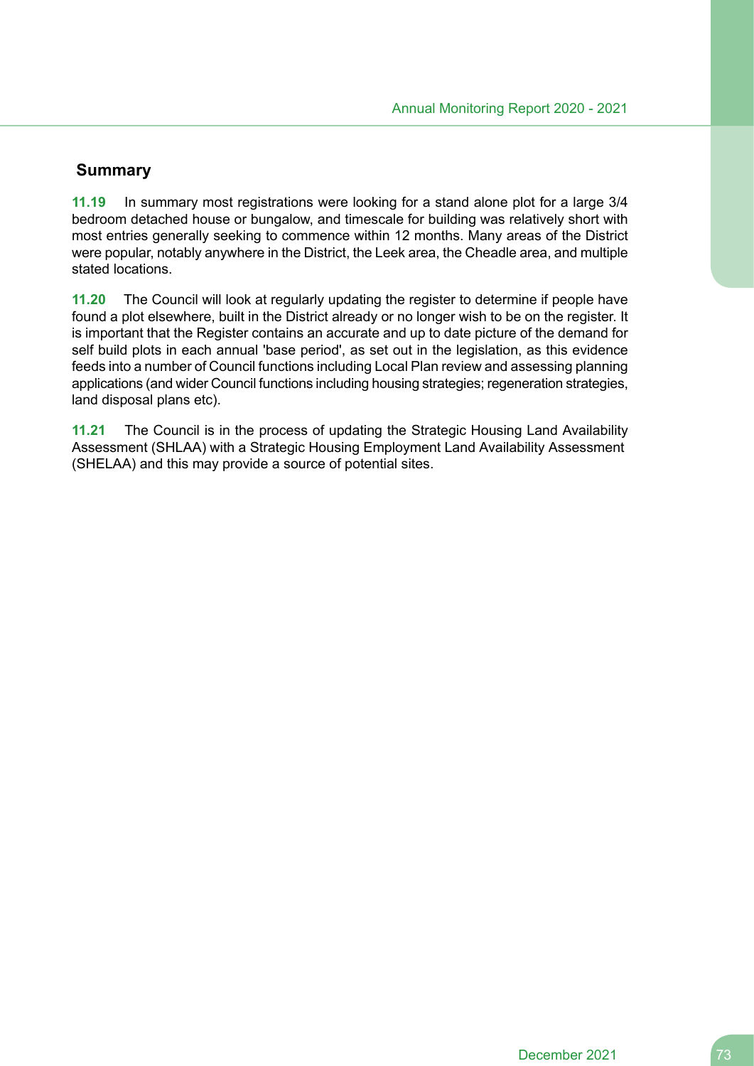## Summary

**11.19** In summary most registrations were looking for a stand alone plot for a large 3/4 bedroom detached house or bungalow, and timescale for building was relatively short with most entries generally seeking to commence within 12 months. Many areas of the District were popular, notably anywhere in the District, the Leek area, the Cheadle area, and multiple stated locations.

**11.20** The Council will look at regularly updating the register to determine if people have found a plot elsewhere, built in the District already or no longer wish to be on the register. It is important that the Register contains an accurate and up to date picture of the demand for self build plots in each annual 'base period', as set out in the legislation, as this evidence feeds into a number of Council functions including Local Plan review and assessing planning applications (and wider Council functions including housing strategies; regeneration strategies, land disposal plans etc).

**11.21** The Council is in the process of updating the Strategic Housing Land Availability Assessment (SHLAA) with a Strategic Housing Employment Land Availability Assessment (SHELAA) and this may provide a source of potential sites.